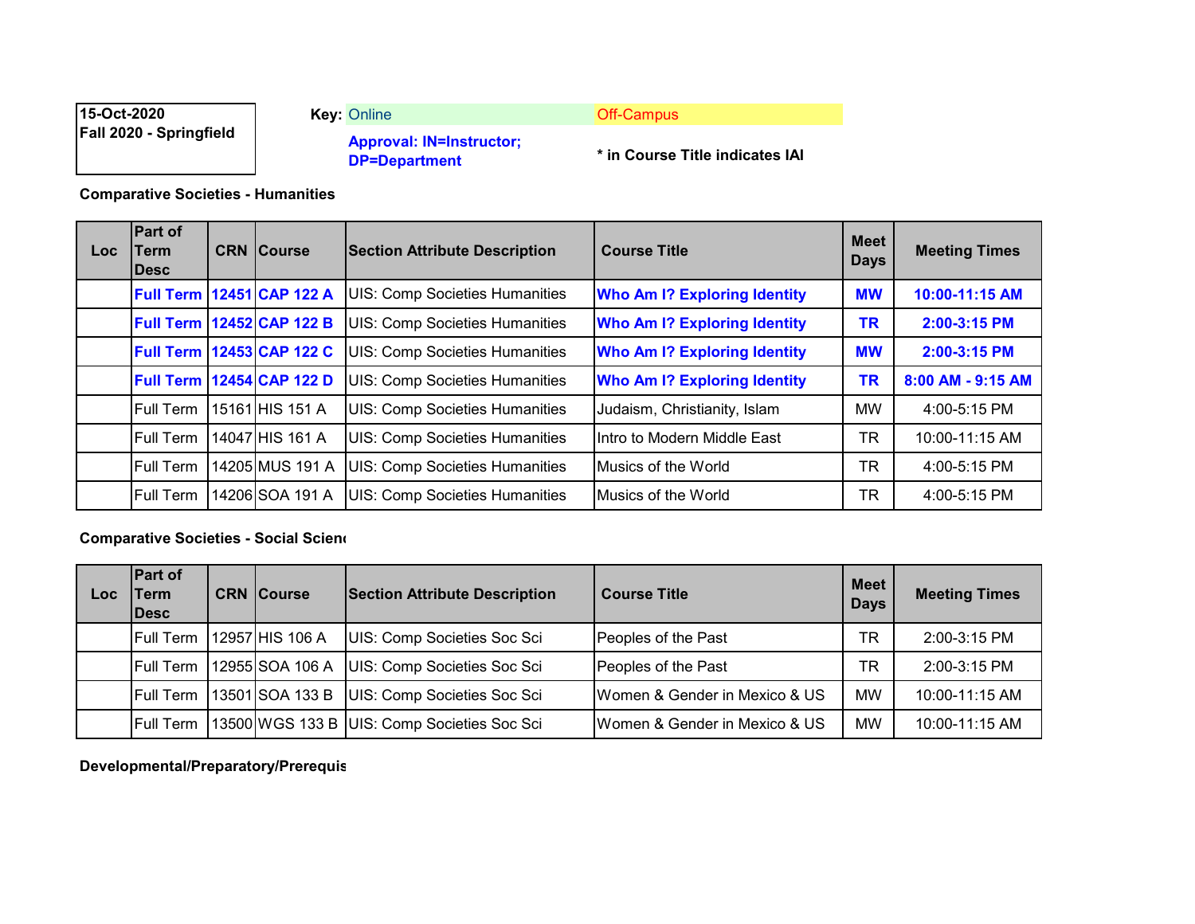**15-Oct-2020**
**Fall 2020 - Springfield**

**Key:** Online | Off-Campus

**Approval: IN=Instructor; DP=Department**

*** in Course Title indicates IAI**

**Comparative Societies - Humanities**

| Loc | Part of Term Desc | CRN | Course | Section Attribute Description | Course Title | Meet Days | Meeting Times |
|---|---|---|---|---|---|---|---|
| | **Full Term** | **12451** | **CAP 122 A** | UIS: Comp Societies Humanities | **Who Am I? Exploring Identity** | **MW** | **10:00-11:15 AM** |
| | **Full Term** | **12452** | **CAP 122 B** | UIS: Comp Societies Humanities | **Who Am I? Exploring Identity** | **TR** | **2:00-3:15 PM** |
| | **Full Term** | **12453** | **CAP 122 C** | UIS: Comp Societies Humanities | **Who Am I? Exploring Identity** | **MW** | **2:00-3:15 PM** |
| | **Full Term** | **12454** | **CAP 122 D** | UIS: Comp Societies Humanities | **Who Am I? Exploring Identity** | **TR** | **8:00 AM - 9:15 AM** |
| | Full Term | 15161 | HIS 151 A | UIS: Comp Societies Humanities | Judaism, Christianity, Islam | MW | 4:00-5:15 PM |
| | Full Term | 14047 | HIS 161 A | UIS: Comp Societies Humanities | Intro to Modern Middle East | TR | 10:00-11:15 AM |
| | Full Term | 14205 | MUS 191 A | UIS: Comp Societies Humanities | Musics of the World | TR | 4:00-5:15 PM |
| | Full Term | 14206 | SOA 191 A | UIS: Comp Societies Humanities | Musics of the World | TR | 4:00-5:15 PM |

**Comparative Societies - Social Scien**

| Loc | Part of Term Desc | CRN | Course | Section Attribute Description | Course Title | Meet Days | Meeting Times |
|---|---|---|---|---|---|---|---|
| | Full Term | 12957 | HIS 106 A | UIS: Comp Societies Soc Sci | Peoples of the Past | TR | 2:00-3:15 PM |
| | Full Term | 12955 | SOA 106 A | UIS: Comp Societies Soc Sci | Peoples of the Past | TR | 2:00-3:15 PM |
| | Full Term | 13501 | SOA 133 B | UIS: Comp Societies Soc Sci | Women & Gender in Mexico & US | MW | 10:00-11:15 AM |
| | Full Term | 13500 | WGS 133 B | UIS: Comp Societies Soc Sci | Women & Gender in Mexico & US | MW | 10:00-11:15 AM |

**Developmental/Preparatory/Prerequis**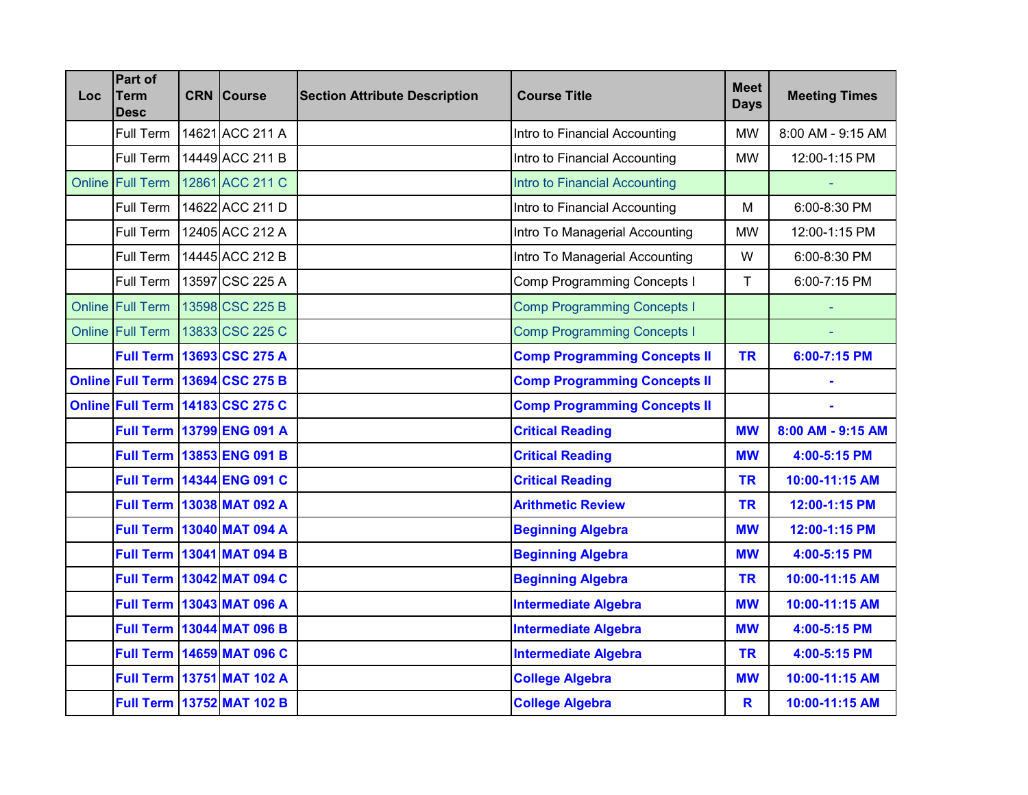| Loc | Part of Term Desc | CRN | Course | Section Attribute Description | Course Title | Meet Days | Meeting Times |
|---|---|---|---|---|---|---|---|
| | Full Term | 14621 | ACC 211 A | | Intro to Financial Accounting | MW | 8:00 AM - 9:15 AM |
| | Full Term | 14449 | ACC 211 B | | Intro to Financial Accounting | MW | 12:00-1:15 PM |
| Online | Full Term | 12861 | ACC 211 C | | Intro to Financial Accounting | | - |
| | Full Term | 14622 | ACC 211 D | | Intro to Financial Accounting | M | 6:00-8:30 PM |
| | Full Term | 12405 | ACC 212 A | | Intro To Managerial Accounting | MW | 12:00-1:15 PM |
| | Full Term | 14445 | ACC 212 B | | Intro To Managerial Accounting | W | 6:00-8:30 PM |
| | Full Term | 13597 | CSC 225 A | | Comp Programming Concepts I | T | 6:00-7:15 PM |
| Online | Full Term | 13598 | CSC 225 B | | Comp Programming Concepts I | | - |
| Online | Full Term | 13833 | CSC 225 C | | Comp Programming Concepts I | | - |
| | **Full Term** | **13693** | **CSC 275 A** | | **Comp Programming Concepts II** | **TR** | **6:00-7:15 PM** |
| **Online** | **Full Term** | **13694** | **CSC 275 B** | | **Comp Programming Concepts II** | | **-** |
| **Online** | **Full Term** | **14183** | **CSC 275 C** | | **Comp Programming Concepts II** | | **-** |
| | **Full Term** | **13799** | **ENG 091 A** | | **Critical Reading** | **MW** | **8:00 AM - 9:15 AM** |
| | **Full Term** | **13853** | **ENG 091 B** | | **Critical Reading** | **MW** | **4:00-5:15 PM** |
| | **Full Term** | **14344** | **ENG 091 C** | | **Critical Reading** | **TR** | **10:00-11:15 AM** |
| | **Full Term** | **13038** | **MAT 092 A** | | **Arithmetic Review** | **TR** | **12:00-1:15 PM** |
| | **Full Term** | **13040** | **MAT 094 A** | | **Beginning Algebra** | **MW** | **12:00-1:15 PM** |
| | **Full Term** | **13041** | **MAT 094 B** | | **Beginning Algebra** | **MW** | **4:00-5:15 PM** |
| | **Full Term** | **13042** | **MAT 094 C** | | **Beginning Algebra** | **TR** | **10:00-11:15 AM** |
| | **Full Term** | **13043** | **MAT 096 A** | | **Intermediate Algebra** | **MW** | **10:00-11:15 AM** |
| | **Full Term** | **13044** | **MAT 096 B** | | **Intermediate Algebra** | **MW** | **4:00-5:15 PM** |
| | **Full Term** | **14659** | **MAT 096 C** | | **Intermediate Algebra** | **TR** | **4:00-5:15 PM** |
| | **Full Term** | **13751** | **MAT 102 A** | | **College Algebra** | **MW** | **10:00-11:15 AM** |
| | **Full Term** | **13752** | **MAT 102 B** | | **College Algebra** | **R** | **10:00-11:15 AM** |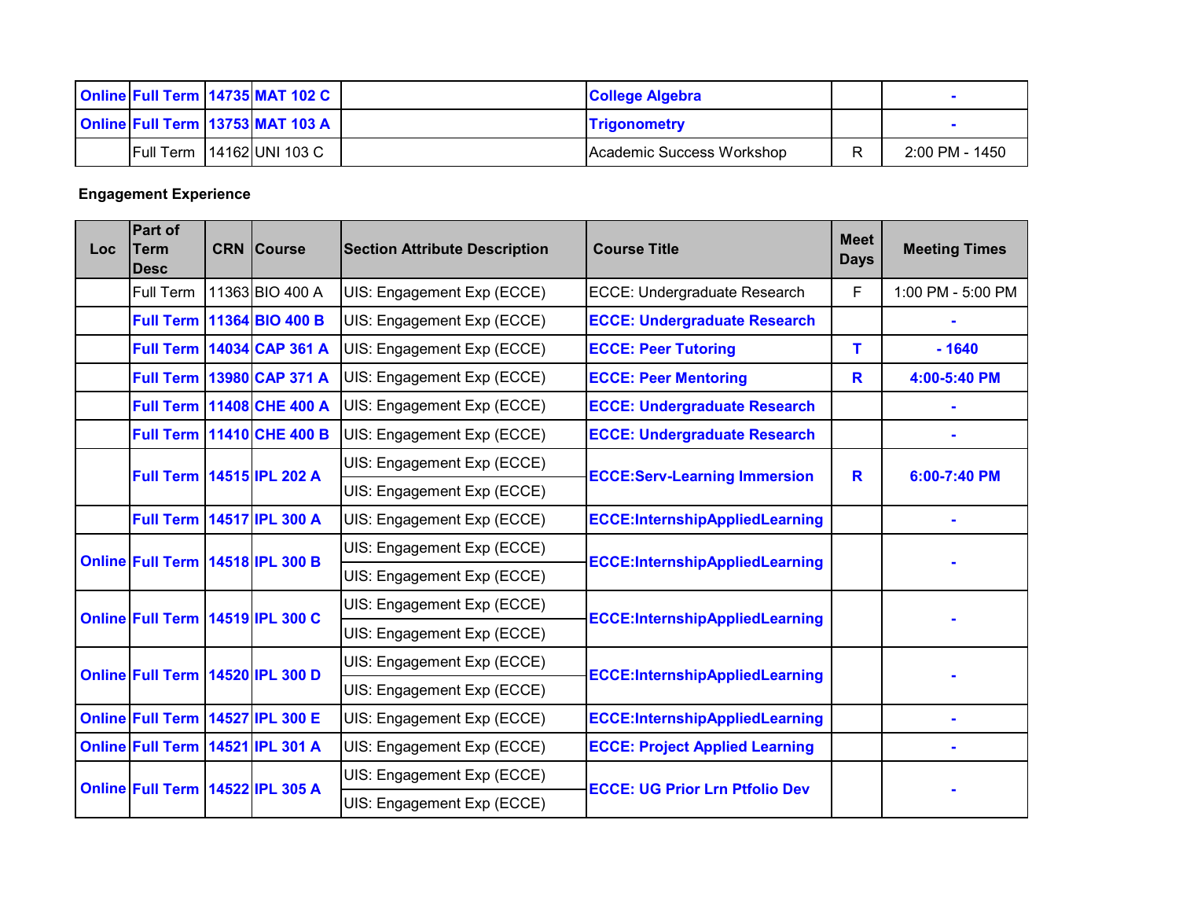| Loc | Part of Term Desc | CRN | Course | Section Attribute Description | Course Title | Meet Days | Meeting Times |
|---|---|---|---|---|---|---|---|
| Online | Full Term | 14735 | MAT 102 C | | College Algebra | | - |
| Online | Full Term | 13753 | MAT 103 A | | Trigonometry | | - |
| | Full Term | 14162 | UNI 103 C | | Academic Success Workshop | R | 2:00 PM - 1450 |

**Engagement Experience**

| Loc | Part of Term Desc | CRN | Course | Section Attribute Description | Course Title | Meet Days | Meeting Times |
|---|---|---|---|---|---|---|---|
| | Full Term | 11363 | BIO 400 A | UIS: Engagement Exp (ECCE) | ECCE: Undergraduate Research | F | 1:00 PM - 5:00 PM |
| | Full Term | 11364 | BIO 400 B | UIS: Engagement Exp (ECCE) | ECCE: Undergraduate Research | | - |
| | Full Term | 14034 | CAP 361 A | UIS: Engagement Exp (ECCE) | ECCE: Peer Tutoring | T | - 1640 |
| | Full Term | 13980 | CAP 371 A | UIS: Engagement Exp (ECCE) | ECCE: Peer Mentoring | R | 4:00-5:40 PM |
| | Full Term | 11408 | CHE 400 A | UIS: Engagement Exp (ECCE) | ECCE: Undergraduate Research | | - |
| | Full Term | 11410 | CHE 400 B | UIS: Engagement Exp (ECCE) | ECCE: Undergraduate Research | | - |
| | Full Term | 14515 | IPL 202 A | UIS: Engagement Exp (ECCE)<br>UIS: Engagement Exp (ECCE) | ECCE:Serv-Learning Immersion | R | 6:00-7:40 PM |
| | Full Term | 14517 | IPL 300 A | UIS: Engagement Exp (ECCE) | ECCE:InternshipAppliedLearning | | - |
| Online | Full Term | 14518 | IPL 300 B | UIS: Engagement Exp (ECCE)<br>UIS: Engagement Exp (ECCE) | ECCE:InternshipAppliedLearning | | - |
| Online | Full Term | 14519 | IPL 300 C | UIS: Engagement Exp (ECCE)<br>UIS: Engagement Exp (ECCE) | ECCE:InternshipAppliedLearning | | - |
| Online | Full Term | 14520 | IPL 300 D | UIS: Engagement Exp (ECCE)<br>UIS: Engagement Exp (ECCE) | ECCE:InternshipAppliedLearning | | - |
| Online | Full Term | 14527 | IPL 300 E | UIS: Engagement Exp (ECCE) | ECCE:InternshipAppliedLearning | | - |
| Online | Full Term | 14521 | IPL 301 A | UIS: Engagement Exp (ECCE) | ECCE: Project Applied Learning | | - |
| Online | Full Term | 14522 | IPL 305 A | UIS: Engagement Exp (ECCE)<br>UIS: Engagement Exp (ECCE) | ECCE: UG Prior Lrn Ptfolio Dev | | - |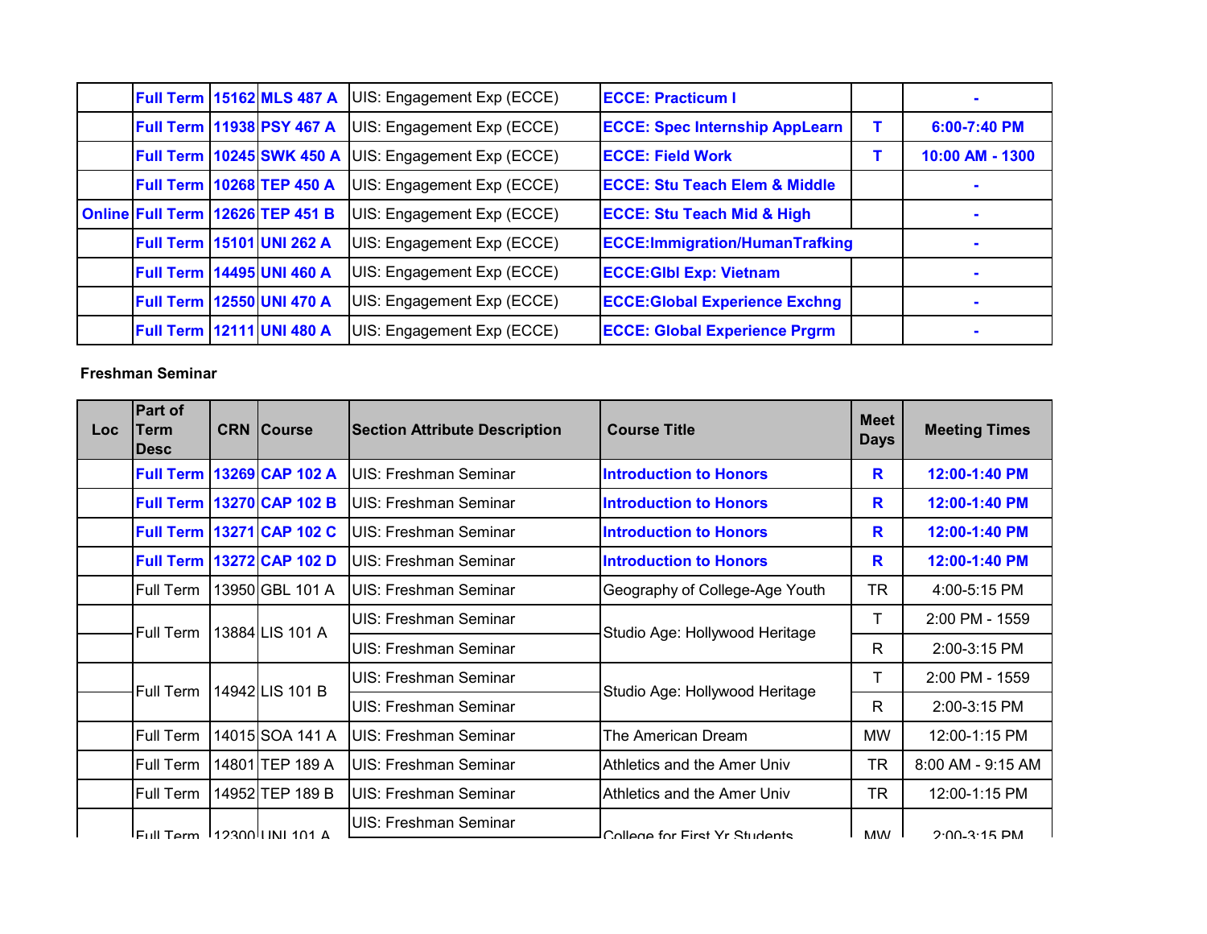| Loc | Part of Term Desc | CRN | Course | Section Attribute Description | Course Title | Meet Days | Meeting Times |
|---|---|---|---|---|---|---|---|
| | **Full Term** | **15162** | **MLS 487 A** | UIS: Engagement Exp (ECCE) | **ECCE: Practicum I** | | **-** |
| | **Full Term** | **11938** | **PSY 467 A** | UIS: Engagement Exp (ECCE) | **ECCE: Spec Internship AppLearn** | **T** | **6:00-7:40 PM** |
| | **Full Term** | **10245** | **SWK 450 A** | UIS: Engagement Exp (ECCE) | **ECCE: Field Work** | **T** | **10:00 AM - 1300** |
| | **Full Term** | **10268** | **TEP 450 A** | UIS: Engagement Exp (ECCE) | **ECCE: Stu Teach Elem & Middle** | | **-** |
| **Online** | **Full Term** | **12626** | **TEP 451 B** | UIS: Engagement Exp (ECCE) | **ECCE: Stu Teach Mid & High** | | **-** |
| | **Full Term** | **15101** | **UNI 262 A** | UIS: Engagement Exp (ECCE) | **ECCE:Immigration/HumanTrafking** | | **-** |
| | **Full Term** | **14495** | **UNI 460 A** | UIS: Engagement Exp (ECCE) | **ECCE:Glbl Exp: Vietnam** | | **-** |
| | **Full Term** | **12550** | **UNI 470 A** | UIS: Engagement Exp (ECCE) | **ECCE:Global Experience Exchng** | | **-** |
| | **Full Term** | **12111** | **UNI 480 A** | UIS: Engagement Exp (ECCE) | **ECCE: Global Experience Prgrm** | | **-** |

**Freshman Seminar**

| Loc | Part of Term Desc | CRN | Course | Section Attribute Description | Course Title | Meet Days | Meeting Times |
|---|---|---|---|---|---|---|---|
| | **Full Term** | **13269** | **CAP 102 A** | UIS: Freshman Seminar | **Introduction to Honors** | **R** | **12:00-1:40 PM** |
| | **Full Term** | **13270** | **CAP 102 B** | UIS: Freshman Seminar | **Introduction to Honors** | **R** | **12:00-1:40 PM** |
| | **Full Term** | **13271** | **CAP 102 C** | UIS: Freshman Seminar | **Introduction to Honors** | **R** | **12:00-1:40 PM** |
| | **Full Term** | **13272** | **CAP 102 D** | UIS: Freshman Seminar | **Introduction to Honors** | **R** | **12:00-1:40 PM** |
| | Full Term | 13950 | GBL 101 A | UIS: Freshman Seminar | Geography of College-Age Youth | TR | 4:00-5:15 PM |
| | Full Term | 13884 | LIS 101 A | UIS: Freshman Seminar | Studio Age: Hollywood Heritage | T | 2:00 PM - 1559 |
| | | | | UIS: Freshman Seminar | | R | 2:00-3:15 PM |
| | Full Term | 14942 | LIS 101 B | UIS: Freshman Seminar | Studio Age: Hollywood Heritage | T | 2:00 PM - 1559 |
| | | | | UIS: Freshman Seminar | | R | 2:00-3:15 PM |
| | Full Term | 14015 | SOA 141 A | UIS: Freshman Seminar | The American Dream | MW | 12:00-1:15 PM |
| | Full Term | 14801 | TEP 189 A | UIS: Freshman Seminar | Athletics and the Amer Univ | TR | 8:00 AM - 9:15 AM |
| | Full Term | 14952 | TEP 189 B | UIS: Freshman Seminar | Athletics and the Amer Univ | TR | 12:00-1:15 PM |
| | Full Term | 12300 | UNI 101 A | UIS: Freshman Seminar | College for First Yr Students | MW | 2:00-3:15 PM |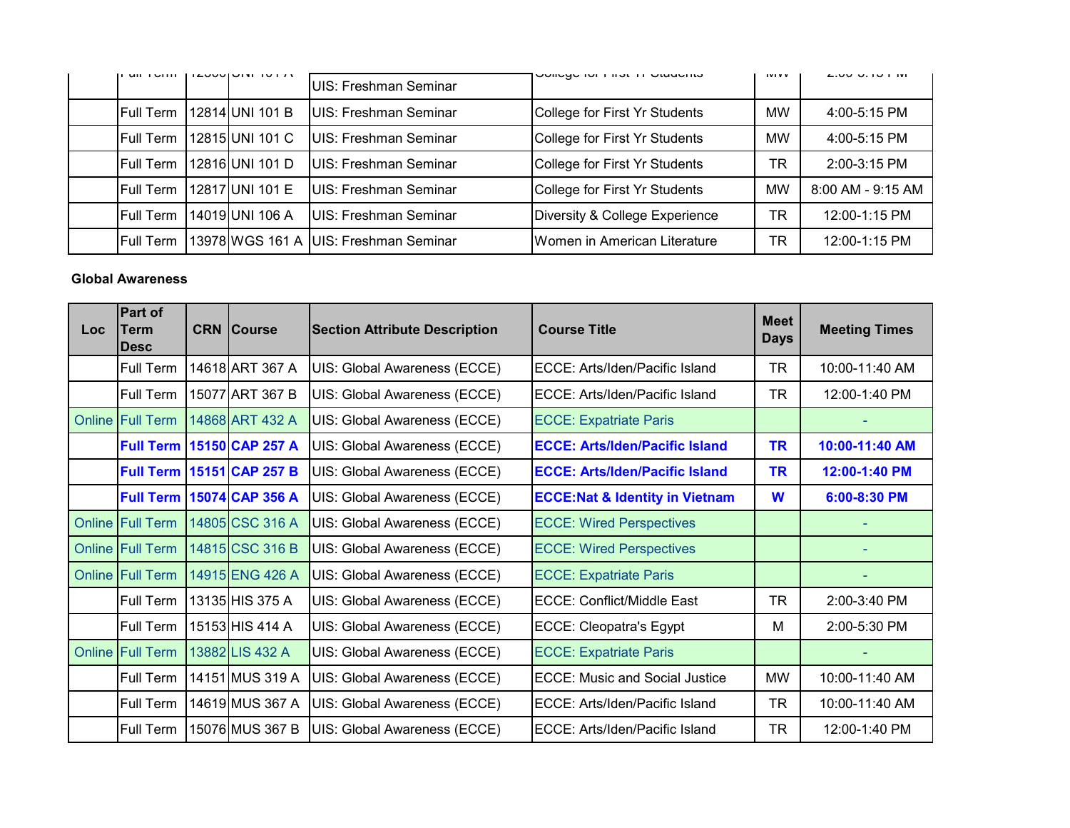| Loc | Part of Term Desc | CRN | Course | Section Attribute Description | Course Title | Meet Days | Meeting Times |
|---|---|---|---|---|---|---|---|
| | Full Term | 12800 | UNI 101 A | UIS: Freshman Seminar | College for First Yr Students | MW | 2:00-3:15 PM |
| | Full Term | 12814 | UNI 101 B | UIS: Freshman Seminar | College for First Yr Students | MW | 4:00-5:15 PM |
| | Full Term | 12815 | UNI 101 C | UIS: Freshman Seminar | College for First Yr Students | MW | 4:00-5:15 PM |
| | Full Term | 12816 | UNI 101 D | UIS: Freshman Seminar | College for First Yr Students | TR | 2:00-3:15 PM |
| | Full Term | 12817 | UNI 101 E | UIS: Freshman Seminar | College for First Yr Students | MW | 8:00 AM - 9:15 AM |
| | Full Term | 14019 | UNI 106 A | UIS: Freshman Seminar | Diversity & College Experience | TR | 12:00-1:15 PM |
| | Full Term | 13978 | WGS 161 A | UIS: Freshman Seminar | Women in American Literature | TR | 12:00-1:15 PM |

**Global Awareness**

| Loc | Part of Term Desc | CRN | Course | Section Attribute Description | Course Title | Meet Days | Meeting Times |
|---|---|---|---|---|---|---|---|
| | Full Term | 14618 | ART 367 A | UIS: Global Awareness (ECCE) | ECCE: Arts/Iden/Pacific Island | TR | 10:00-11:40 AM |
| | Full Term | 15077 | ART 367 B | UIS: Global Awareness (ECCE) | ECCE: Arts/Iden/Pacific Island | TR | 12:00-1:40 PM |
| Online | Full Term | 14868 | ART 432 A | UIS: Global Awareness (ECCE) | ECCE: Expatriate Paris | | - |
| | **Full Term** | **15150** | **CAP 257 A** | UIS: Global Awareness (ECCE) | **ECCE: Arts/Iden/Pacific Island** | **TR** | **10:00-11:40 AM** |
| | **Full Term** | **15151** | **CAP 257 B** | UIS: Global Awareness (ECCE) | **ECCE: Arts/Iden/Pacific Island** | **TR** | **12:00-1:40 PM** |
| | **Full Term** | **15074** | **CAP 356 A** | UIS: Global Awareness (ECCE) | **ECCE:Nat & Identity in Vietnam** | **W** | **6:00-8:30 PM** |
| Online | Full Term | 14805 | CSC 316 A | UIS: Global Awareness (ECCE) | ECCE: Wired Perspectives | | - |
| Online | Full Term | 14815 | CSC 316 B | UIS: Global Awareness (ECCE) | ECCE: Wired Perspectives | | - |
| Online | Full Term | 14915 | ENG 426 A | UIS: Global Awareness (ECCE) | ECCE: Expatriate Paris | | - |
| | Full Term | 13135 | HIS 375 A | UIS: Global Awareness (ECCE) | ECCE: Conflict/Middle East | TR | 2:00-3:40 PM |
| | Full Term | 15153 | HIS 414 A | UIS: Global Awareness (ECCE) | ECCE: Cleopatra's Egypt | M | 2:00-5:30 PM |
| Online | Full Term | 13882 | LIS 432 A | UIS: Global Awareness (ECCE) | ECCE: Expatriate Paris | | - |
| | Full Term | 14151 | MUS 319 A | UIS: Global Awareness (ECCE) | ECCE: Music and Social Justice | MW | 10:00-11:40 AM |
| | Full Term | 14619 | MUS 367 A | UIS: Global Awareness (ECCE) | ECCE: Arts/Iden/Pacific Island | TR | 10:00-11:40 AM |
| | Full Term | 15076 | MUS 367 B | UIS: Global Awareness (ECCE) | ECCE: Arts/Iden/Pacific Island | TR | 12:00-1:40 PM |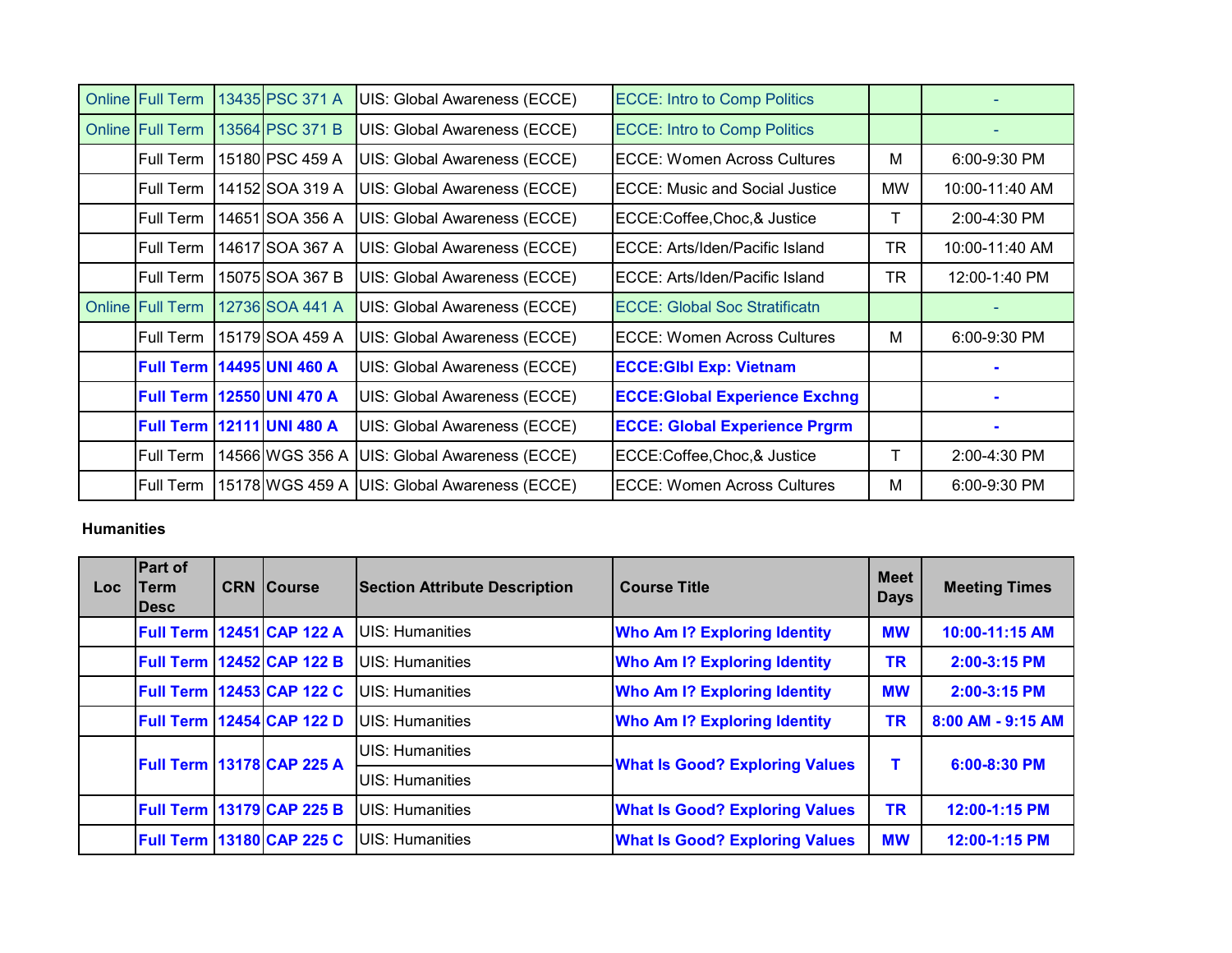| Online | Full Term | 13435 | PSC 371 A | UIS: Global Awareness (ECCE) | ECCE: Intro to Comp Politics | | - |
|---|---|---|---|---|---|---|---|
| Online | Full Term | 13564 | PSC 371 B | UIS: Global Awareness (ECCE) | ECCE: Intro to Comp Politics | | - |
| | Full Term | 15180 | PSC 459 A | UIS: Global Awareness (ECCE) | ECCE: Women Across Cultures | M | 6:00-9:30 PM |
| | Full Term | 14152 | SOA 319 A | UIS: Global Awareness (ECCE) | ECCE: Music and Social Justice | MW | 10:00-11:40 AM |
| | Full Term | 14651 | SOA 356 A | UIS: Global Awareness (ECCE) | ECCE:Coffee,Choc,& Justice | T | 2:00-4:30 PM |
| | Full Term | 14617 | SOA 367 A | UIS: Global Awareness (ECCE) | ECCE: Arts/Iden/Pacific Island | TR | 10:00-11:40 AM |
| | Full Term | 15075 | SOA 367 B | UIS: Global Awareness (ECCE) | ECCE: Arts/Iden/Pacific Island | TR | 12:00-1:40 PM |
| Online | Full Term | 12736 | SOA 441 A | UIS: Global Awareness (ECCE) | ECCE: Global Soc Stratificatn | | - |
| | Full Term | 15179 | SOA 459 A | UIS: Global Awareness (ECCE) | ECCE: Women Across Cultures | M | 6:00-9:30 PM |
| | **Full Term** | **14495** | **UNI 460 A** | UIS: Global Awareness (ECCE) | **ECCE:Glbl Exp: Vietnam** | | **-** |
| | **Full Term** | **12550** | **UNI 470 A** | UIS: Global Awareness (ECCE) | **ECCE:Global Experience Exchng** | | **-** |
| | **Full Term** | **12111** | **UNI 480 A** | UIS: Global Awareness (ECCE) | **ECCE: Global Experience Prgrm** | | **-** |
| | Full Term | 14566 | WGS 356 A | UIS: Global Awareness (ECCE) | ECCE:Coffee,Choc,& Justice | T | 2:00-4:30 PM |
| | Full Term | 15178 | WGS 459 A | UIS: Global Awareness (ECCE) | ECCE: Women Across Cultures | M | 6:00-9:30 PM |

**Humanities**

| Loc | Part of Term Desc | CRN | Course | Section Attribute Description | Course Title | Meet Days | Meeting Times |
|---|---|---|---|---|---|---|---|
| | **Full Term** | **12451** | **CAP 122 A** | UIS: Humanities | **Who Am I? Exploring Identity** | **MW** | **10:00-11:15 AM** |
| | **Full Term** | **12452** | **CAP 122 B** | UIS: Humanities | **Who Am I? Exploring Identity** | **TR** | **2:00-3:15 PM** |
| | **Full Term** | **12453** | **CAP 122 C** | UIS: Humanities | **Who Am I? Exploring Identity** | **MW** | **2:00-3:15 PM** |
| | **Full Term** | **12454** | **CAP 122 D** | UIS: Humanities | **Who Am I? Exploring Identity** | **TR** | **8:00 AM - 9:15 AM** |
| | **Full Term** | **13178** | **CAP 225 A** | UIS: Humanities<br>UIS: Humanities | **What Is Good? Exploring Values** | **T** | **6:00-8:30 PM** |
| | **Full Term** | **13179** | **CAP 225 B** | UIS: Humanities | **What Is Good? Exploring Values** | **TR** | **12:00-1:15 PM** |
| | **Full Term** | **13180** | **CAP 225 C** | UIS: Humanities | **What Is Good? Exploring Values** | **MW** | **12:00-1:15 PM** |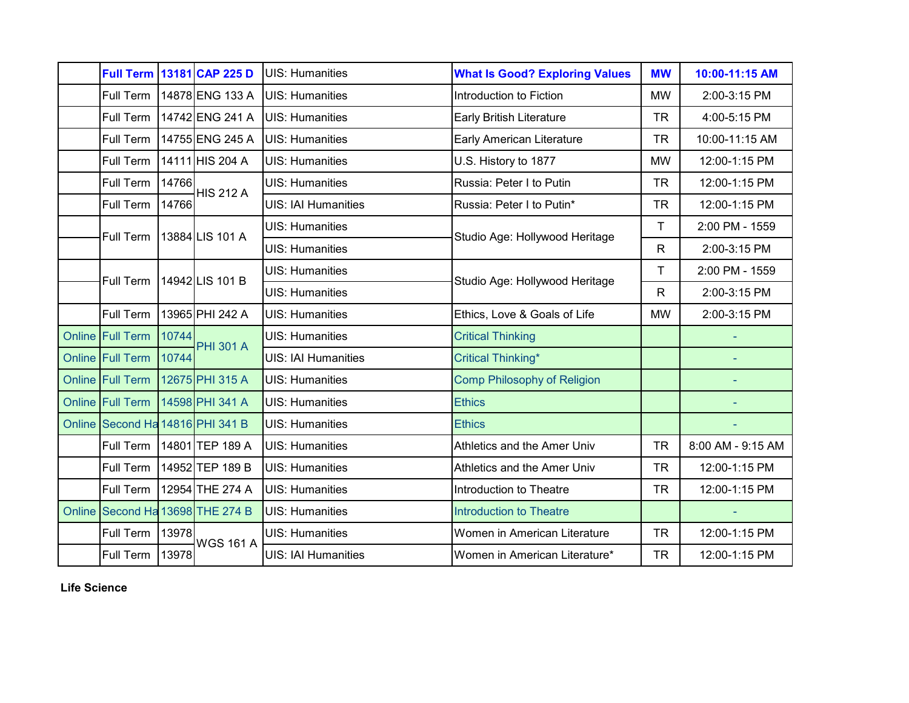|  |  |  |  |  |  |  |  |
|---|---|---|---|---|---|---|---|
|  | **Full Term** | **13181** | **CAP 225 D** | UIS: Humanities | **What Is Good? Exploring Values** | **MW** | **10:00-11:15 AM** |
|  | Full Term | 14878 | ENG 133 A | UIS: Humanities | Introduction to Fiction | MW | 2:00-3:15 PM |
|  | Full Term | 14742 | ENG 241 A | UIS: Humanities | Early British Literature | TR | 4:00-5:15 PM |
|  | Full Term | 14755 | ENG 245 A | UIS: Humanities | Early American Literature | TR | 10:00-11:15 AM |
|  | Full Term | 14111 | HIS 204 A | UIS: Humanities | U.S. History to 1877 | MW | 12:00-1:15 PM |
|  | Full Term | 14766 | HIS 212 A | UIS: Humanities | Russia: Peter I to Putin | TR | 12:00-1:15 PM |
|  | Full Term | 14766 |  | UIS: IAI Humanities | Russia: Peter I to Putin* | TR | 12:00-1:15 PM |
|  | Full Term | 13884 | LIS 101 A | UIS: Humanities | Studio Age: Hollywood Heritage | T | 2:00 PM - 1559 |
|  |  |  |  | UIS: Humanities |  | R | 2:00-3:15 PM |
|  | Full Term | 14942 | LIS 101 B | UIS: Humanities | Studio Age: Hollywood Heritage | T | 2:00 PM - 1559 |
|  |  |  |  | UIS: Humanities |  | R | 2:00-3:15 PM |
|  | Full Term | 13965 | PHI 242 A | UIS: Humanities | Ethics, Love & Goals of Life | MW | 2:00-3:15 PM |
| Online | Full Term | 10744 | PHI 301 A | UIS: Humanities | Critical Thinking |  | - |
| Online | Full Term | 10744 |  | UIS: IAI Humanities | Critical Thinking* |  | - |
| Online | Full Term | 12675 | PHI 315 A | UIS: Humanities | Comp Philosophy of Religion |  | - |
| Online | Full Term | 14598 | PHI 341 A | UIS: Humanities | Ethics |  | - |
| Online | Second Ha | 14816 | PHI 341 B | UIS: Humanities | Ethics |  | - |
|  | Full Term | 14801 | TEP 189 A | UIS: Humanities | Athletics and the Amer Univ | TR | 8:00 AM - 9:15 AM |
|  | Full Term | 14952 | TEP 189 B | UIS: Humanities | Athletics and the Amer Univ | TR | 12:00-1:15 PM |
|  | Full Term | 12954 | THE 274 A | UIS: Humanities | Introduction to Theatre | TR | 12:00-1:15 PM |
| Online | Second Ha | 13698 | THE 274 B | UIS: Humanities | Introduction to Theatre |  | - |
|  | Full Term | 13978 | WGS 161 A | UIS: Humanities | Women in American Literature | TR | 12:00-1:15 PM |
|  | Full Term | 13978 |  | UIS: IAI Humanities | Women in American Literature* | TR | 12:00-1:15 PM |

**Life Science**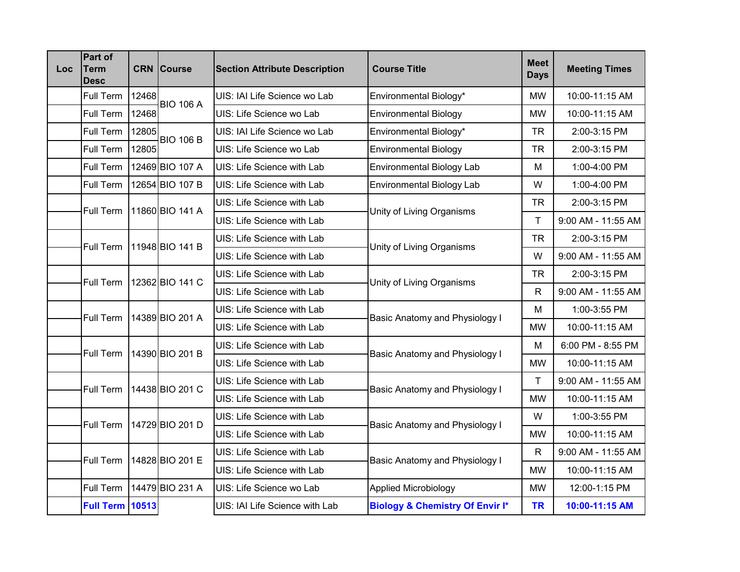| Loc | Part of Term Desc | CRN | Course | Section Attribute Description | Course Title | Meet Days | Meeting Times |
|---|---|---|---|---|---|---|---|
| | Full Term | 12468 | BIO 106 A | UIS: IAI Life Science wo Lab | Environmental Biology* | MW | 10:00-11:15 AM |
| | Full Term | 12468 | | UIS: Life Science wo Lab | Environmental Biology | MW | 10:00-11:15 AM |
| | Full Term | 12805 | BIO 106 B | UIS: IAI Life Science wo Lab | Environmental Biology* | TR | 2:00-3:15 PM |
| | Full Term | 12805 | | UIS: Life Science wo Lab | Environmental Biology | TR | 2:00-3:15 PM |
| | Full Term | 12469 | BIO 107 A | UIS: Life Science with Lab | Environmental Biology Lab | M | 1:00-4:00 PM |
| | Full Term | 12654 | BIO 107 B | UIS: Life Science with Lab | Environmental Biology Lab | W | 1:00-4:00 PM |
| | Full Term | 11860 | BIO 141 A | UIS: Life Science with Lab | Unity of Living Organisms | TR | 2:00-3:15 PM |
| | | | | UIS: Life Science with Lab | | T | 9:00 AM - 11:55 AM |
| | Full Term | 11948 | BIO 141 B | UIS: Life Science with Lab | Unity of Living Organisms | TR | 2:00-3:15 PM |
| | | | | UIS: Life Science with Lab | | W | 9:00 AM - 11:55 AM |
| | Full Term | 12362 | BIO 141 C | UIS: Life Science with Lab | Unity of Living Organisms | TR | 2:00-3:15 PM |
| | | | | UIS: Life Science with Lab | | R | 9:00 AM - 11:55 AM |
| | Full Term | 14389 | BIO 201 A | UIS: Life Science with Lab | Basic Anatomy and Physiology I | M | 1:00-3:55 PM |
| | | | | UIS: Life Science with Lab | | MW | 10:00-11:15 AM |
| | Full Term | 14390 | BIO 201 B | UIS: Life Science with Lab | Basic Anatomy and Physiology I | M | 6:00 PM - 8:55 PM |
| | | | | UIS: Life Science with Lab | | MW | 10:00-11:15 AM |
| | Full Term | 14438 | BIO 201 C | UIS: Life Science with Lab | Basic Anatomy and Physiology I | T | 9:00 AM - 11:55 AM |
| | | | | UIS: Life Science with Lab | | MW | 10:00-11:15 AM |
| | Full Term | 14729 | BIO 201 D | UIS: Life Science with Lab | Basic Anatomy and Physiology I | W | 1:00-3:55 PM |
| | | | | UIS: Life Science with Lab | | MW | 10:00-11:15 AM |
| | Full Term | 14828 | BIO 201 E | UIS: Life Science with Lab | Basic Anatomy and Physiology I | R | 9:00 AM - 11:55 AM |
| | | | | UIS: Life Science with Lab | | MW | 10:00-11:15 AM |
| | Full Term | 14479 | BIO 231 A | UIS: Life Science wo Lab | Applied Microbiology | MW | 12:00-1:15 PM |
| | **Full Term** | **10513** | | UIS: IAI Life Science with Lab | **Biology & Chemistry Of Envir I*** | **TR** | **10:00-11:15 AM** |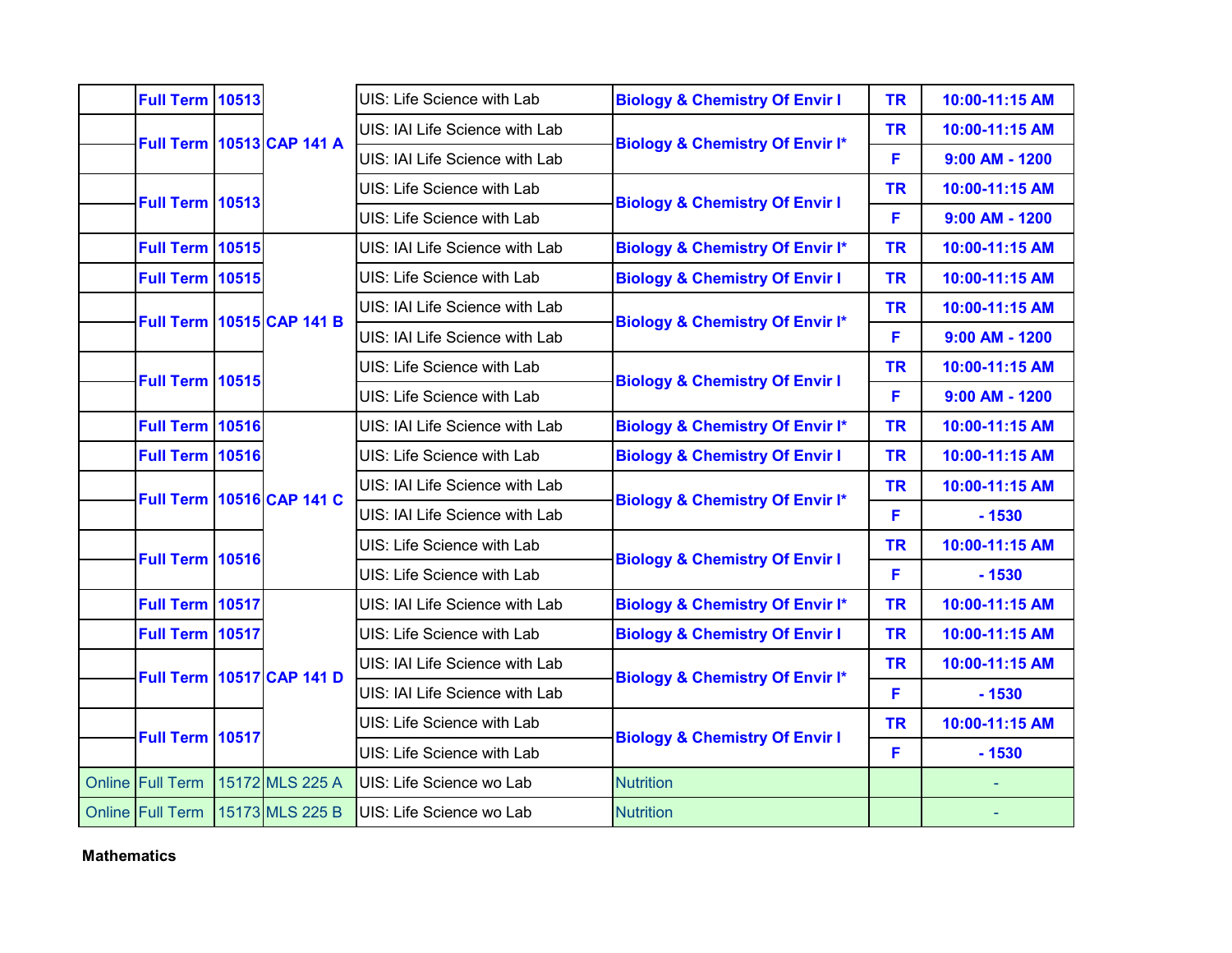| | | | | | | | |
|---|---|---|---|---|---|---|---|
| | Full Term | 10513 | CAP 141 A | UIS: Life Science with Lab | Biology & Chemistry Of Envir I | TR | 10:00-11:15 AM |
| | Full Term | 10513 | CAP 141 A | UIS: IAI Life Science with Lab | Biology & Chemistry Of Envir I* | TR | 10:00-11:15 AM |
| | | | | UIS: IAI Life Science with Lab | | F | 9:00 AM - 1200 |
| | Full Term | 10513 | CAP 141 A | UIS: Life Science with Lab | Biology & Chemistry Of Envir I | TR | 10:00-11:15 AM |
| | | | | UIS: Life Science with Lab | | F | 9:00 AM - 1200 |
| | Full Term | 10515 | CAP 141 B | UIS: IAI Life Science with Lab | Biology & Chemistry Of Envir I* | TR | 10:00-11:15 AM |
| | Full Term | 10515 | CAP 141 B | UIS: Life Science with Lab | Biology & Chemistry Of Envir I | TR | 10:00-11:15 AM |
| | Full Term | 10515 | CAP 141 B | UIS: IAI Life Science with Lab | Biology & Chemistry Of Envir I* | TR | 10:00-11:15 AM |
| | | | | UIS: IAI Life Science with Lab | | F | 9:00 AM - 1200 |
| | Full Term | 10515 | CAP 141 B | UIS: Life Science with Lab | Biology & Chemistry Of Envir I | TR | 10:00-11:15 AM |
| | | | | UIS: Life Science with Lab | | F | 9:00 AM - 1200 |
| | Full Term | 10516 | CAP 141 C | UIS: IAI Life Science with Lab | Biology & Chemistry Of Envir I* | TR | 10:00-11:15 AM |
| | Full Term | 10516 | CAP 141 C | UIS: Life Science with Lab | Biology & Chemistry Of Envir I | TR | 10:00-11:15 AM |
| | Full Term | 10516 | CAP 141 C | UIS: IAI Life Science with Lab | Biology & Chemistry Of Envir I* | TR | 10:00-11:15 AM |
| | | | | UIS: IAI Life Science with Lab | | F | - 1530 |
| | Full Term | 10516 | CAP 141 C | UIS: Life Science with Lab | Biology & Chemistry Of Envir I | TR | 10:00-11:15 AM |
| | | | | UIS: Life Science with Lab | | F | - 1530 |
| | Full Term | 10517 | CAP 141 D | UIS: IAI Life Science with Lab | Biology & Chemistry Of Envir I* | TR | 10:00-11:15 AM |
| | Full Term | 10517 | CAP 141 D | UIS: Life Science with Lab | Biology & Chemistry Of Envir I | TR | 10:00-11:15 AM |
| | Full Term | 10517 | CAP 141 D | UIS: IAI Life Science with Lab | Biology & Chemistry Of Envir I* | TR | 10:00-11:15 AM |
| | | | | UIS: IAI Life Science with Lab | | F | - 1530 |
| | Full Term | 10517 | CAP 141 D | UIS: Life Science with Lab | Biology & Chemistry Of Envir I | TR | 10:00-11:15 AM |
| | | | | UIS: Life Science with Lab | | F | - 1530 |
| Online | Full Term | 15172 | MLS 225 A | UIS: Life Science wo Lab | Nutrition | | - |
| Online | Full Term | 15173 | MLS 225 B | UIS: Life Science wo Lab | Nutrition | | - |

**Mathematics**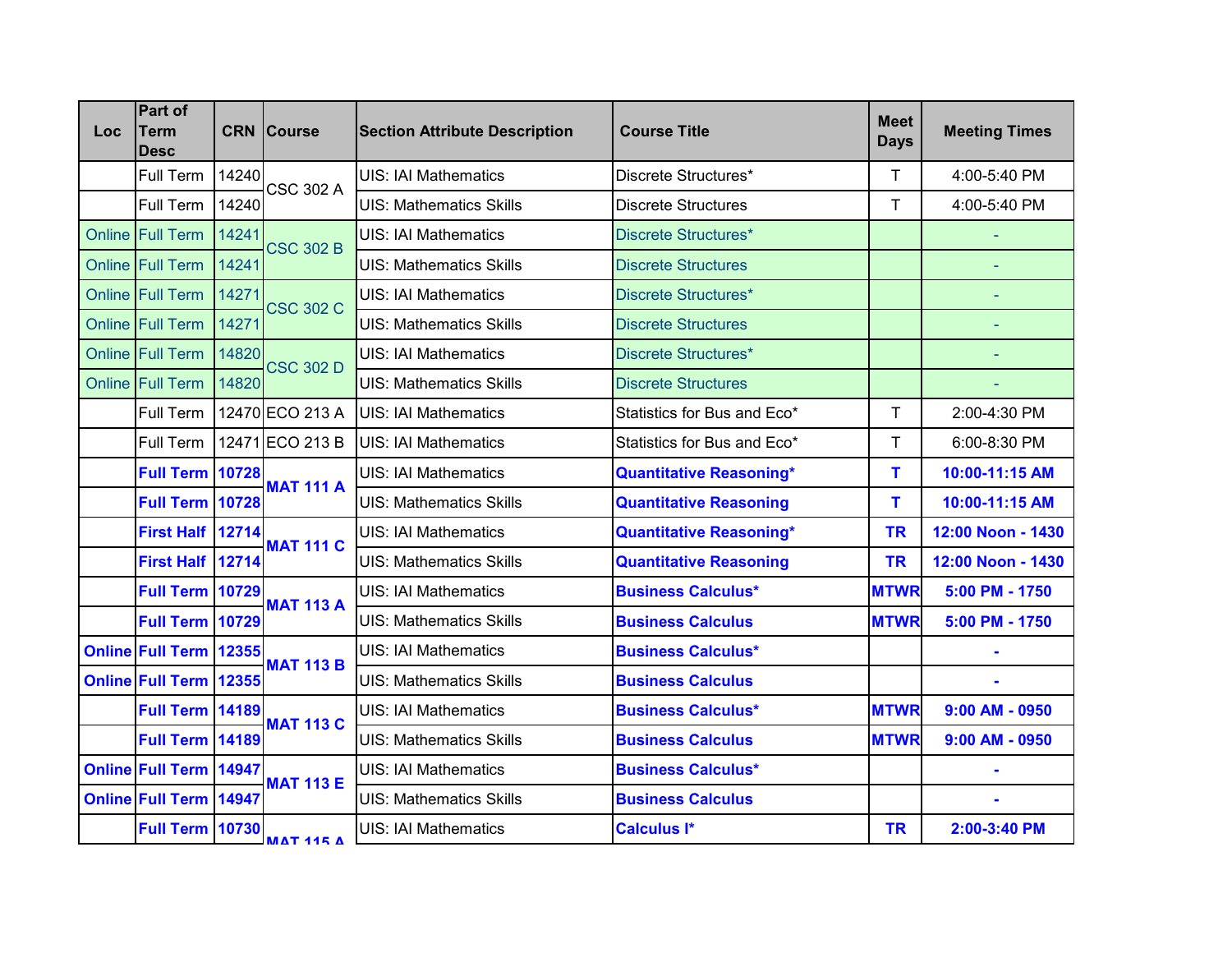| Loc | Part of Term Desc | CRN | Course | Section Attribute Description | Course Title | Meet Days | Meeting Times |
|---|---|---|---|---|---|---|---|
| | Full Term | 14240 | CSC 302 A | UIS: IAI Mathematics | Discrete Structures* | T | 4:00-5:40 PM |
| | Full Term | 14240 | | UIS: Mathematics Skills | Discrete Structures | T | 4:00-5:40 PM |
| Online | Full Term | 14241 | CSC 302 B | UIS: IAI Mathematics | Discrete Structures* | | - |
| Online | Full Term | 14241 | | UIS: Mathematics Skills | Discrete Structures | | - |
| Online | Full Term | 14271 | CSC 302 C | UIS: IAI Mathematics | Discrete Structures* | | - |
| Online | Full Term | 14271 | | UIS: Mathematics Skills | Discrete Structures | | - |
| Online | Full Term | 14820 | CSC 302 D | UIS: IAI Mathematics | Discrete Structures* | | - |
| Online | Full Term | 14820 | | UIS: Mathematics Skills | Discrete Structures | | - |
| | Full Term | 12470 | ECO 213 A | UIS: IAI Mathematics | Statistics for Bus and Eco* | T | 2:00-4:30 PM |
| | Full Term | 12471 | ECO 213 B | UIS: IAI Mathematics | Statistics for Bus and Eco* | T | 6:00-8:30 PM |
| | **Full Term** | **10728** | **MAT 111 A** | UIS: IAI Mathematics | **Quantitative Reasoning*** | **T** | **10:00-11:15 AM** |
| | **Full Term** | **10728** | | UIS: Mathematics Skills | **Quantitative Reasoning** | **T** | **10:00-11:15 AM** |
| | **First Half** | **12714** | **MAT 111 C** | UIS: IAI Mathematics | **Quantitative Reasoning*** | **TR** | **12:00 Noon - 1430** |
| | **First Half** | **12714** | | UIS: Mathematics Skills | **Quantitative Reasoning** | **TR** | **12:00 Noon - 1430** |
| | **Full Term** | **10729** | **MAT 113 A** | UIS: IAI Mathematics | **Business Calculus*** | **MTWR** | **5:00 PM - 1750** |
| | **Full Term** | **10729** | | UIS: Mathematics Skills | **Business Calculus** | **MTWR** | **5:00 PM - 1750** |
| **Online** | **Full Term** | **12355** | **MAT 113 B** | UIS: IAI Mathematics | **Business Calculus*** | | **-** |
| **Online** | **Full Term** | **12355** | | UIS: Mathematics Skills | **Business Calculus** | | **-** |
| | **Full Term** | **14189** | **MAT 113 C** | UIS: IAI Mathematics | **Business Calculus*** | **MTWR** | **9:00 AM - 0950** |
| | **Full Term** | **14189** | | UIS: Mathematics Skills | **Business Calculus** | **MTWR** | **9:00 AM - 0950** |
| **Online** | **Full Term** | **14947** | **MAT 113 E** | UIS: IAI Mathematics | **Business Calculus*** | | **-** |
| **Online** | **Full Term** | **14947** | | UIS: Mathematics Skills | **Business Calculus** | | **-** |
| | **Full Term** | **10730** | **MAT 115 A** | UIS: IAI Mathematics | **Calculus I*** | **TR** | **2:00-3:40 PM** |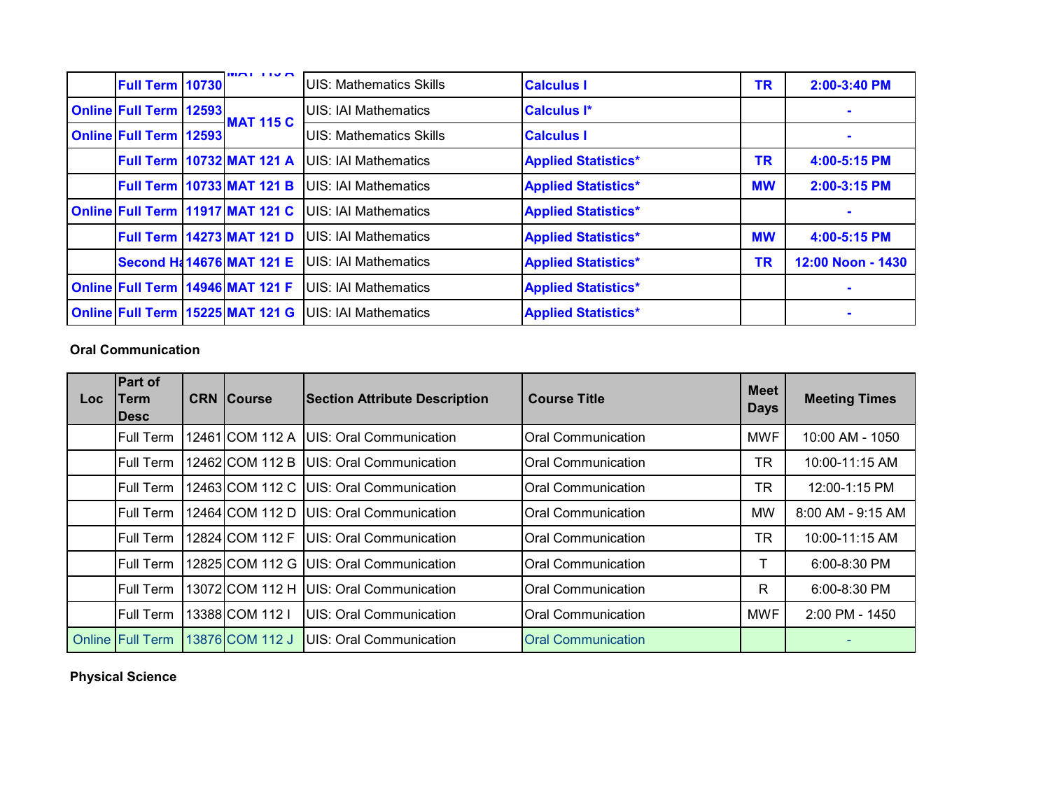| | | | | | | | |
|---|---|---|---|---|---|---|---|
| | **Full Term** | **10730** | **MAT 115 A** | UIS: Mathematics Skills | **Calculus I** | **TR** | **2:00-3:40 PM** |
| **Online** | **Full Term** | **12593** | **MAT 115 C** | UIS: IAI Mathematics | **Calculus I*** | | **-** |
| **Online** | **Full Term** | **12593** | | UIS: Mathematics Skills | **Calculus I** | | **-** |
| | **Full Term** | **10732** | **MAT 121 A** | UIS: IAI Mathematics | **Applied Statistics*** | **TR** | **4:00-5:15 PM** |
| | **Full Term** | **10733** | **MAT 121 B** | UIS: IAI Mathematics | **Applied Statistics*** | **MW** | **2:00-3:15 PM** |
| **Online** | **Full Term** | **11917** | **MAT 121 C** | UIS: IAI Mathematics | **Applied Statistics*** | | **-** |
| | **Full Term** | **14273** | **MAT 121 D** | UIS: IAI Mathematics | **Applied Statistics*** | **MW** | **4:00-5:15 PM** |
| | **Second Ha** | **14676** | **MAT 121 E** | UIS: IAI Mathematics | **Applied Statistics*** | **TR** | **12:00 Noon - 1430** |
| **Online** | **Full Term** | **14946** | **MAT 121 F** | UIS: IAI Mathematics | **Applied Statistics*** | | **-** |
| **Online** | **Full Term** | **15225** | **MAT 121 G** | UIS: IAI Mathematics | **Applied Statistics*** | | **-** |

**Oral Communication**

| Loc | Part of Term Desc | CRN | Course | Section Attribute Description | Course Title | Meet Days | Meeting Times |
|---|---|---|---|---|---|---|---|
| | Full Term | 12461 | COM 112 A | UIS: Oral Communication | Oral Communication | MWF | 10:00 AM - 1050 |
| | Full Term | 12462 | COM 112 B | UIS: Oral Communication | Oral Communication | TR | 10:00-11:15 AM |
| | Full Term | 12463 | COM 112 C | UIS: Oral Communication | Oral Communication | TR | 12:00-1:15 PM |
| | Full Term | 12464 | COM 112 D | UIS: Oral Communication | Oral Communication | MW | 8:00 AM - 9:15 AM |
| | Full Term | 12824 | COM 112 F | UIS: Oral Communication | Oral Communication | TR | 10:00-11:15 AM |
| | Full Term | 12825 | COM 112 G | UIS: Oral Communication | Oral Communication | T | 6:00-8:30 PM |
| | Full Term | 13072 | COM 112 H | UIS: Oral Communication | Oral Communication | R | 6:00-8:30 PM |
| | Full Term | 13388 | COM 112 I | UIS: Oral Communication | Oral Communication | MWF | 2:00 PM - 1450 |
| Online | Full Term | 13876 | COM 112 J | UIS: Oral Communication | Oral Communication | | - |

**Physical Science**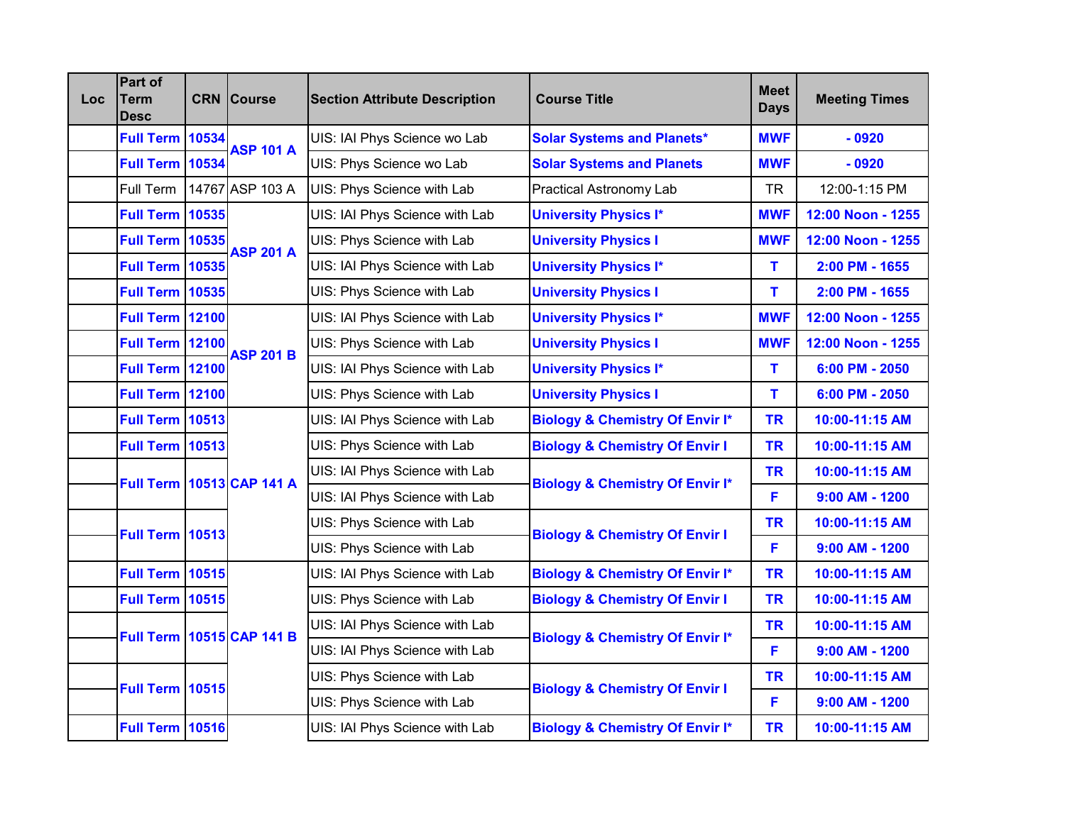| Loc | Part of Term Desc | CRN | Course | Section Attribute Description | Course Title | Meet Days | Meeting Times |
|---|---|---|---|---|---|---|---|
| | **Full Term** | **10534** | **ASP 101 A** | UIS: IAI Phys Science wo Lab | **Solar Systems and Planets*** | **MWF** | **- 0920** |
| | **Full Term** | **10534** | | UIS: Phys Science wo Lab | **Solar Systems and Planets** | **MWF** | **- 0920** |
| | Full Term | 14767 | ASP 103 A | UIS: Phys Science with Lab | Practical Astronomy Lab | TR | 12:00-1:15 PM |
| | **Full Term** | **10535** | **ASP 201 A** | UIS: IAI Phys Science with Lab | **University Physics I*** | **MWF** | **12:00 Noon - 1255** |
| | **Full Term** | **10535** | | UIS: Phys Science with Lab | **University Physics I** | **MWF** | **12:00 Noon - 1255** |
| | **Full Term** | **10535** | | UIS: IAI Phys Science with Lab | **University Physics I*** | **T** | **2:00 PM - 1655** |
| | **Full Term** | **10535** | | UIS: Phys Science with Lab | **University Physics I** | **T** | **2:00 PM - 1655** |
| | **Full Term** | **12100** | **ASP 201 B** | UIS: IAI Phys Science with Lab | **University Physics I*** | **MWF** | **12:00 Noon - 1255** |
| | **Full Term** | **12100** | | UIS: Phys Science with Lab | **University Physics I** | **MWF** | **12:00 Noon - 1255** |
| | **Full Term** | **12100** | | UIS: IAI Phys Science with Lab | **University Physics I*** | **T** | **6:00 PM - 2050** |
| | **Full Term** | **12100** | | UIS: Phys Science with Lab | **University Physics I** | **T** | **6:00 PM - 2050** |
| | **Full Term** | **10513** | **CAP 141 A** | UIS: IAI Phys Science with Lab | **Biology & Chemistry Of Envir I*** | **TR** | **10:00-11:15 AM** |
| | **Full Term** | **10513** | | UIS: Phys Science with Lab | **Biology & Chemistry Of Envir I** | **TR** | **10:00-11:15 AM** |
| | **Full Term** | **10513** | | UIS: IAI Phys Science with Lab | **Biology & Chemistry Of Envir I*** | **TR** | **10:00-11:15 AM** |
| | | | | UIS: IAI Phys Science with Lab | | **F** | **9:00 AM - 1200** |
| | **Full Term** | **10513** | | UIS: Phys Science with Lab | **Biology & Chemistry Of Envir I** | **TR** | **10:00-11:15 AM** |
| | | | | UIS: Phys Science with Lab | | **F** | **9:00 AM - 1200** |
| | **Full Term** | **10515** | **CAP 141 B** | UIS: IAI Phys Science with Lab | **Biology & Chemistry Of Envir I*** | **TR** | **10:00-11:15 AM** |
| | **Full Term** | **10515** | | UIS: Phys Science with Lab | **Biology & Chemistry Of Envir I** | **TR** | **10:00-11:15 AM** |
| | **Full Term** | **10515** | | UIS: IAI Phys Science with Lab | **Biology & Chemistry Of Envir I*** | **TR** | **10:00-11:15 AM** |
| | | | | UIS: IAI Phys Science with Lab | | **F** | **9:00 AM - 1200** |
| | **Full Term** | **10515** | | UIS: Phys Science with Lab | **Biology & Chemistry Of Envir I** | **TR** | **10:00-11:15 AM** |
| | | | | UIS: Phys Science with Lab | | **F** | **9:00 AM - 1200** |
| | **Full Term** | **10516** | | UIS: IAI Phys Science with Lab | **Biology & Chemistry Of Envir I*** | **TR** | **10:00-11:15 AM** |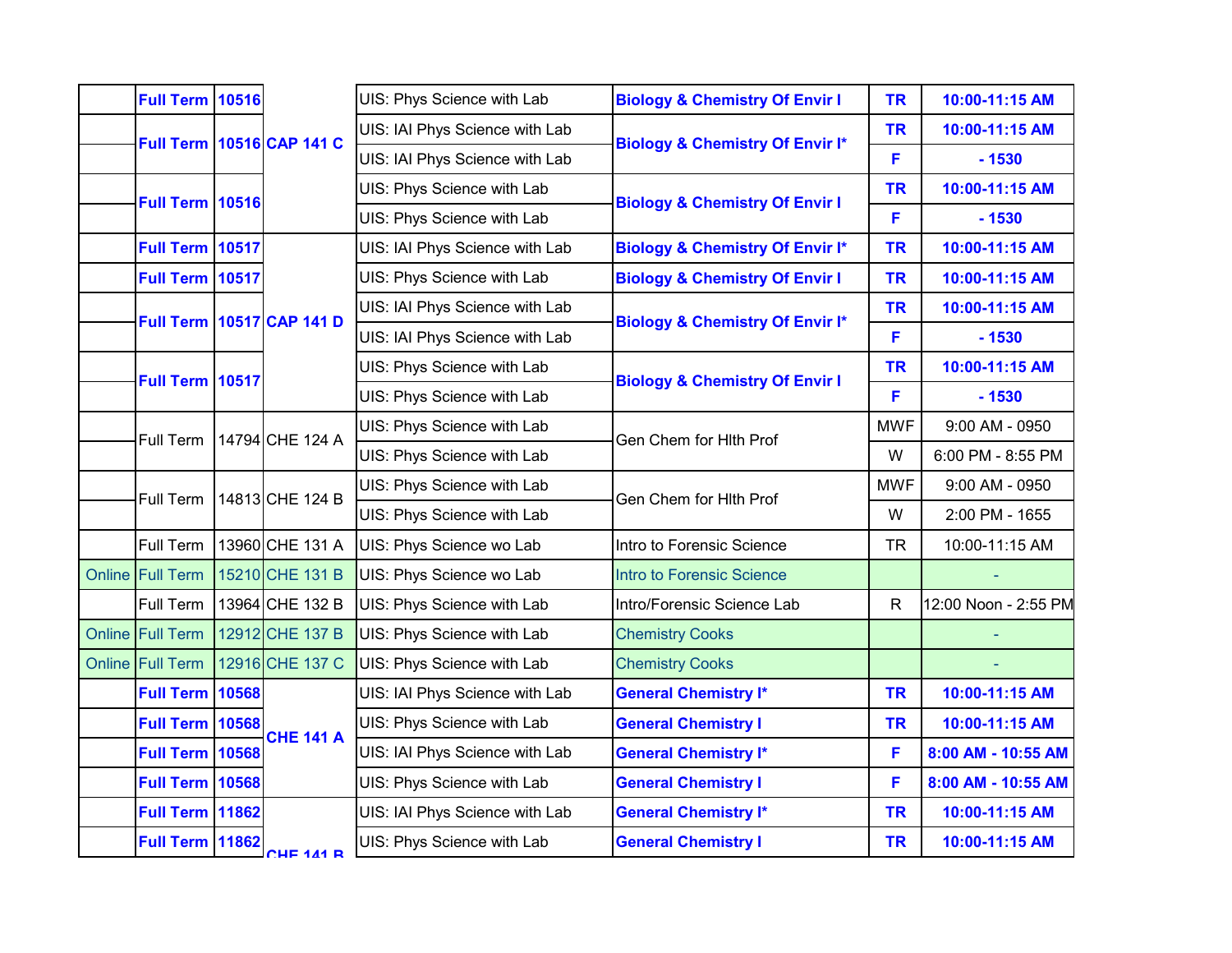| | | | | | | | |
|---|---|---|---|---|---|---|---|
| | **Full Term** | **10516** | **CAP 141 C** | UIS: Phys Science with Lab | **Biology & Chemistry Of Envir I** | **TR** | **10:00-11:15 AM** |
| | **Full Term** | **10516** | | UIS: IAI Phys Science with Lab | **Biology & Chemistry Of Envir I*** | **TR** | **10:00-11:15 AM** |
| | | | | UIS: IAI Phys Science with Lab | | **F** | **- 1530** |
| | **Full Term** | **10516** | | UIS: Phys Science with Lab | **Biology & Chemistry Of Envir I** | **TR** | **10:00-11:15 AM** |
| | | | | UIS: Phys Science with Lab | | **F** | **- 1530** |
| | **Full Term** | **10517** | **CAP 141 D** | UIS: IAI Phys Science with Lab | **Biology & Chemistry Of Envir I*** | **TR** | **10:00-11:15 AM** |
| | **Full Term** | **10517** | | UIS: Phys Science with Lab | **Biology & Chemistry Of Envir I** | **TR** | **10:00-11:15 AM** |
| | **Full Term** | **10517** | | UIS: IAI Phys Science with Lab | **Biology & Chemistry Of Envir I*** | **TR** | **10:00-11:15 AM** |
| | | | | UIS: IAI Phys Science with Lab | | **F** | **- 1530** |
| | **Full Term** | **10517** | | UIS: Phys Science with Lab | **Biology & Chemistry Of Envir I** | **TR** | **10:00-11:15 AM** |
| | | | | UIS: Phys Science with Lab | | **F** | **- 1530** |
| | Full Term | 14794 | CHE 124 A | UIS: Phys Science with Lab | Gen Chem for Hlth Prof | MWF | 9:00 AM - 0950 |
| | | | | UIS: Phys Science with Lab | | W | 6:00 PM - 8:55 PM |
| | Full Term | 14813 | CHE 124 B | UIS: Phys Science with Lab | Gen Chem for Hlth Prof | MWF | 9:00 AM - 0950 |
| | | | | UIS: Phys Science with Lab | | W | 2:00 PM - 1655 |
| | Full Term | 13960 | CHE 131 A | UIS: Phys Science wo Lab | Intro to Forensic Science | TR | 10:00-11:15 AM |
| Online | Full Term | 15210 | CHE 131 B | UIS: Phys Science wo Lab | Intro to Forensic Science | | - |
| | Full Term | 13964 | CHE 132 B | UIS: Phys Science with Lab | Intro/Forensic Science Lab | R | 12:00 Noon - 2:55 PM |
| Online | Full Term | 12912 | CHE 137 B | UIS: Phys Science with Lab | Chemistry Cooks | | - |
| Online | Full Term | 12916 | CHE 137 C | UIS: Phys Science with Lab | Chemistry Cooks | | - |
| | **Full Term** | **10568** | **CHE 141 A** | UIS: IAI Phys Science with Lab | **General Chemistry I*** | **TR** | **10:00-11:15 AM** |
| | **Full Term** | **10568** | | UIS: Phys Science with Lab | **General Chemistry I** | **TR** | **10:00-11:15 AM** |
| | **Full Term** | **10568** | | UIS: IAI Phys Science with Lab | **General Chemistry I*** | **F** | **8:00 AM - 10:55 AM** |
| | **Full Term** | **10568** | | UIS: Phys Science with Lab | **General Chemistry I** | **F** | **8:00 AM - 10:55 AM** |
| | **Full Term** | **11862** | **CHE 141 B** | UIS: IAI Phys Science with Lab | **General Chemistry I*** | **TR** | **10:00-11:15 AM** |
| | **Full Term** | **11862** | | UIS: Phys Science with Lab | **General Chemistry I** | **TR** | **10:00-11:15 AM** |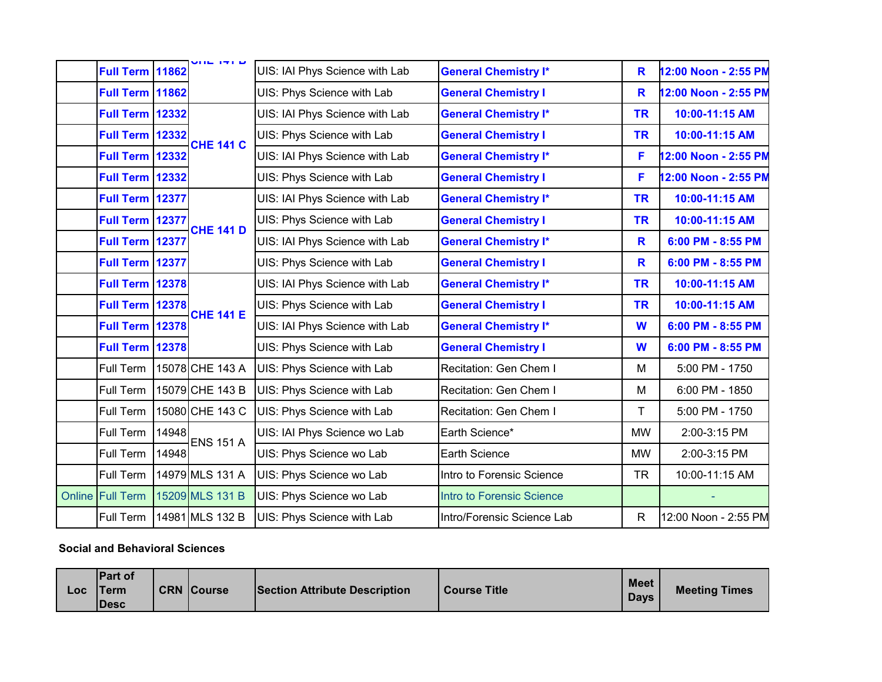| | | | | | | | |
|---|---|---|---|---|---|---|---|
| | **Full Term** | **11862** | **CHE 141 B** | UIS: IAI Phys Science with Lab | **General Chemistry I*** | **R** | **12:00 Noon - 2:55 PM** |
| | **Full Term** | **11862** | | UIS: Phys Science with Lab | **General Chemistry I** | **R** | **12:00 Noon - 2:55 PM** |
| | **Full Term** | **12332** | **CHE 141 C** | UIS: IAI Phys Science with Lab | **General Chemistry I*** | **TR** | **10:00-11:15 AM** |
| | **Full Term** | **12332** | | UIS: Phys Science with Lab | **General Chemistry I** | **TR** | **10:00-11:15 AM** |
| | **Full Term** | **12332** | | UIS: IAI Phys Science with Lab | **General Chemistry I*** | **F** | **12:00 Noon - 2:55 PM** |
| | **Full Term** | **12332** | | UIS: Phys Science with Lab | **General Chemistry I** | **F** | **12:00 Noon - 2:55 PM** |
| | **Full Term** | **12377** | **CHE 141 D** | UIS: IAI Phys Science with Lab | **General Chemistry I*** | **TR** | **10:00-11:15 AM** |
| | **Full Term** | **12377** | | UIS: Phys Science with Lab | **General Chemistry I** | **TR** | **10:00-11:15 AM** |
| | **Full Term** | **12377** | | UIS: IAI Phys Science with Lab | **General Chemistry I*** | **R** | **6:00 PM - 8:55 PM** |
| | **Full Term** | **12377** | | UIS: Phys Science with Lab | **General Chemistry I** | **R** | **6:00 PM - 8:55 PM** |
| | **Full Term** | **12378** | **CHE 141 E** | UIS: IAI Phys Science with Lab | **General Chemistry I*** | **TR** | **10:00-11:15 AM** |
| | **Full Term** | **12378** | | UIS: Phys Science with Lab | **General Chemistry I** | **TR** | **10:00-11:15 AM** |
| | **Full Term** | **12378** | | UIS: IAI Phys Science with Lab | **General Chemistry I*** | **W** | **6:00 PM - 8:55 PM** |
| | **Full Term** | **12378** | | UIS: Phys Science with Lab | **General Chemistry I** | **W** | **6:00 PM - 8:55 PM** |
| | Full Term | 15078 | CHE 143 A | UIS: Phys Science with Lab | Recitation: Gen Chem I | M | 5:00 PM - 1750 |
| | Full Term | 15079 | CHE 143 B | UIS: Phys Science with Lab | Recitation: Gen Chem I | M | 6:00 PM - 1850 |
| | Full Term | 15080 | CHE 143 C | UIS: Phys Science with Lab | Recitation: Gen Chem I | T | 5:00 PM - 1750 |
| | Full Term | 14948 | ENS 151 A | UIS: IAI Phys Science wo Lab | Earth Science* | MW | 2:00-3:15 PM |
| | Full Term | 14948 | | UIS: Phys Science wo Lab | Earth Science | MW | 2:00-3:15 PM |
| | Full Term | 14979 | MLS 131 A | UIS: Phys Science wo Lab | Intro to Forensic Science | TR | 10:00-11:15 AM |
| Online | Full Term | 15209 | MLS 131 B | UIS: Phys Science wo Lab | Intro to Forensic Science | | - |
| | Full Term | 14981 | MLS 132 B | UIS: Phys Science with Lab | Intro/Forensic Science Lab | R | 12:00 Noon - 2:55 PM |

**Social and Behavioral Sciences**

| Loc | Part of Term Desc | CRN | Course | Section Attribute Description | Course Title | Meet Days | Meeting Times |
|---|---|---|---|---|---|---|---|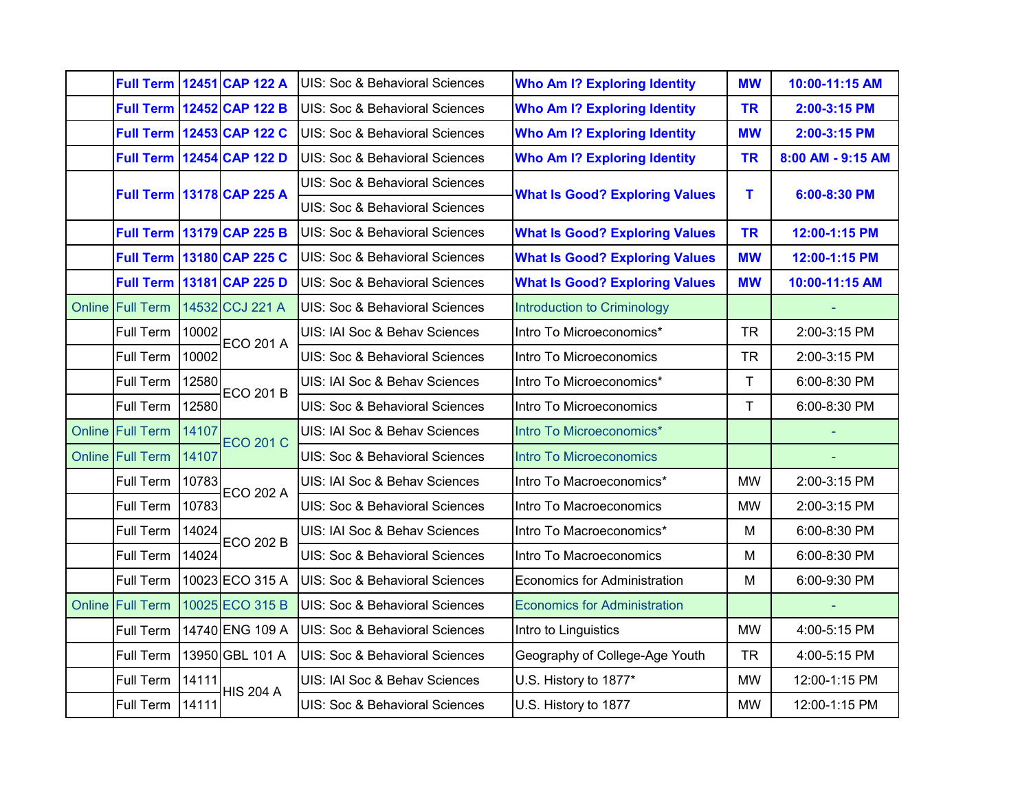| | | | | | | | |
|---|---|---|---|---|---|---|---|
| | **Full Term** | **12451** | **CAP 122 A** | UIS: Soc & Behavioral Sciences | **Who Am I? Exploring Identity** | **MW** | **10:00-11:15 AM** |
| | **Full Term** | **12452** | **CAP 122 B** | UIS: Soc & Behavioral Sciences | **Who Am I? Exploring Identity** | **TR** | **2:00-3:15 PM** |
| | **Full Term** | **12453** | **CAP 122 C** | UIS: Soc & Behavioral Sciences | **Who Am I? Exploring Identity** | **MW** | **2:00-3:15 PM** |
| | **Full Term** | **12454** | **CAP 122 D** | UIS: Soc & Behavioral Sciences | **Who Am I? Exploring Identity** | **TR** | **8:00 AM - 9:15 AM** |
| | **Full Term** | **13178** | **CAP 225 A** | UIS: Soc & Behavioral Sciences | **What Is Good? Exploring Values** | **T** | **6:00-8:30 PM** |
| | | | | UIS: Soc & Behavioral Sciences | | | |
| | **Full Term** | **13179** | **CAP 225 B** | UIS: Soc & Behavioral Sciences | **What Is Good? Exploring Values** | **TR** | **12:00-1:15 PM** |
| | **Full Term** | **13180** | **CAP 225 C** | UIS: Soc & Behavioral Sciences | **What Is Good? Exploring Values** | **MW** | **12:00-1:15 PM** |
| | **Full Term** | **13181** | **CAP 225 D** | UIS: Soc & Behavioral Sciences | **What Is Good? Exploring Values** | **MW** | **10:00-11:15 AM** |
| Online | Full Term | 14532 | CCJ 221 A | UIS: Soc & Behavioral Sciences | Introduction to Criminology | | - |
| | Full Term | 10002 | ECO 201 A | UIS: IAI Soc & Behav Sciences | Intro To Microeconomics* | TR | 2:00-3:15 PM |
| | Full Term | 10002 | | UIS: Soc & Behavioral Sciences | Intro To Microeconomics | TR | 2:00-3:15 PM |
| | Full Term | 12580 | ECO 201 B | UIS: IAI Soc & Behav Sciences | Intro To Microeconomics* | T | 6:00-8:30 PM |
| | Full Term | 12580 | | UIS: Soc & Behavioral Sciences | Intro To Microeconomics | T | 6:00-8:30 PM |
| Online | Full Term | 14107 | ECO 201 C | UIS: IAI Soc & Behav Sciences | Intro To Microeconomics* | | - |
| Online | Full Term | 14107 | | UIS: Soc & Behavioral Sciences | Intro To Microeconomics | | - |
| | Full Term | 10783 | ECO 202 A | UIS: IAI Soc & Behav Sciences | Intro To Macroeconomics* | MW | 2:00-3:15 PM |
| | Full Term | 10783 | | UIS: Soc & Behavioral Sciences | Intro To Macroeconomics | MW | 2:00-3:15 PM |
| | Full Term | 14024 | ECO 202 B | UIS: IAI Soc & Behav Sciences | Intro To Macroeconomics* | M | 6:00-8:30 PM |
| | Full Term | 14024 | | UIS: Soc & Behavioral Sciences | Intro To Macroeconomics | M | 6:00-8:30 PM |
| | Full Term | 10023 | ECO 315 A | UIS: Soc & Behavioral Sciences | Economics for Administration | M | 6:00-9:30 PM |
| Online | Full Term | 10025 | ECO 315 B | UIS: Soc & Behavioral Sciences | Economics for Administration | | - |
| | Full Term | 14740 | ENG 109 A | UIS: Soc & Behavioral Sciences | Intro to Linguistics | MW | 4:00-5:15 PM |
| | Full Term | 13950 | GBL 101 A | UIS: Soc & Behavioral Sciences | Geography of College-Age Youth | TR | 4:00-5:15 PM |
| | Full Term | 14111 | HIS 204 A | UIS: IAI Soc & Behav Sciences | U.S. History to 1877* | MW | 12:00-1:15 PM |
| | Full Term | 14111 | | UIS: Soc & Behavioral Sciences | U.S. History to 1877 | MW | 12:00-1:15 PM |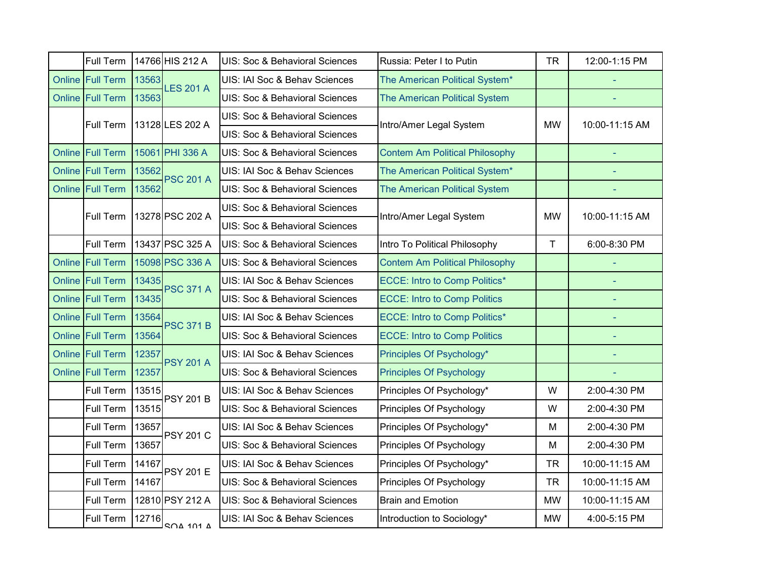| | Full Term | 14766 | HIS 212 A | UIS: Soc & Behavioral Sciences | Russia: Peter I to Putin | TR | 12:00-1:15 PM |
|---|---|---|---|---|---|---|---|
| Online | Full Term | 13563 | LES 201 A | UIS: IAI Soc & Behav Sciences | The American Political System* | | - |
| Online | Full Term | 13563 | | UIS: Soc & Behavioral Sciences | The American Political System | | - |
| | Full Term | 13128 | LES 202 A | UIS: Soc & Behavioral Sciences | Intro/Amer Legal System | MW | 10:00-11:15 AM |
| | | | | UIS: Soc & Behavioral Sciences | | | |
| Online | Full Term | 15061 | PHI 336 A | UIS: Soc & Behavioral Sciences | Contem Am Political Philosophy | | - |
| Online | Full Term | 13562 | PSC 201 A | UIS: IAI Soc & Behav Sciences | The American Political System* | | - |
| Online | Full Term | 13562 | | UIS: Soc & Behavioral Sciences | The American Political System | | - |
| | Full Term | 13278 | PSC 202 A | UIS: Soc & Behavioral Sciences | Intro/Amer Legal System | MW | 10:00-11:15 AM |
| | | | | UIS: Soc & Behavioral Sciences | | | |
| | Full Term | 13437 | PSC 325 A | UIS: Soc & Behavioral Sciences | Intro To Political Philosophy | T | 6:00-8:30 PM |
| Online | Full Term | 15098 | PSC 336 A | UIS: Soc & Behavioral Sciences | Contem Am Political Philosophy | | - |
| Online | Full Term | 13435 | PSC 371 A | UIS: IAI Soc & Behav Sciences | ECCE: Intro to Comp Politics* | | - |
| Online | Full Term | 13435 | | UIS: Soc & Behavioral Sciences | ECCE: Intro to Comp Politics | | - |
| Online | Full Term | 13564 | PSC 371 B | UIS: IAI Soc & Behav Sciences | ECCE: Intro to Comp Politics* | | - |
| Online | Full Term | 13564 | | UIS: Soc & Behavioral Sciences | ECCE: Intro to Comp Politics | | - |
| Online | Full Term | 12357 | PSY 201 A | UIS: IAI Soc & Behav Sciences | Principles Of Psychology* | | - |
| Online | Full Term | 12357 | | UIS: Soc & Behavioral Sciences | Principles Of Psychology | | - |
| | Full Term | 13515 | PSY 201 B | UIS: IAI Soc & Behav Sciences | Principles Of Psychology* | W | 2:00-4:30 PM |
| | Full Term | 13515 | | UIS: Soc & Behavioral Sciences | Principles Of Psychology | W | 2:00-4:30 PM |
| | Full Term | 13657 | PSY 201 C | UIS: IAI Soc & Behav Sciences | Principles Of Psychology* | M | 2:00-4:30 PM |
| | Full Term | 13657 | | UIS: Soc & Behavioral Sciences | Principles Of Psychology | M | 2:00-4:30 PM |
| | Full Term | 14167 | PSY 201 E | UIS: IAI Soc & Behav Sciences | Principles Of Psychology* | TR | 10:00-11:15 AM |
| | Full Term | 14167 | | UIS: Soc & Behavioral Sciences | Principles Of Psychology | TR | 10:00-11:15 AM |
| | Full Term | 12810 | PSY 212 A | UIS: Soc & Behavioral Sciences | Brain and Emotion | MW | 10:00-11:15 AM |
| | Full Term | 12716 | SOA 101 A | UIS: IAI Soc & Behav Sciences | Introduction to Sociology* | MW | 4:00-5:15 PM |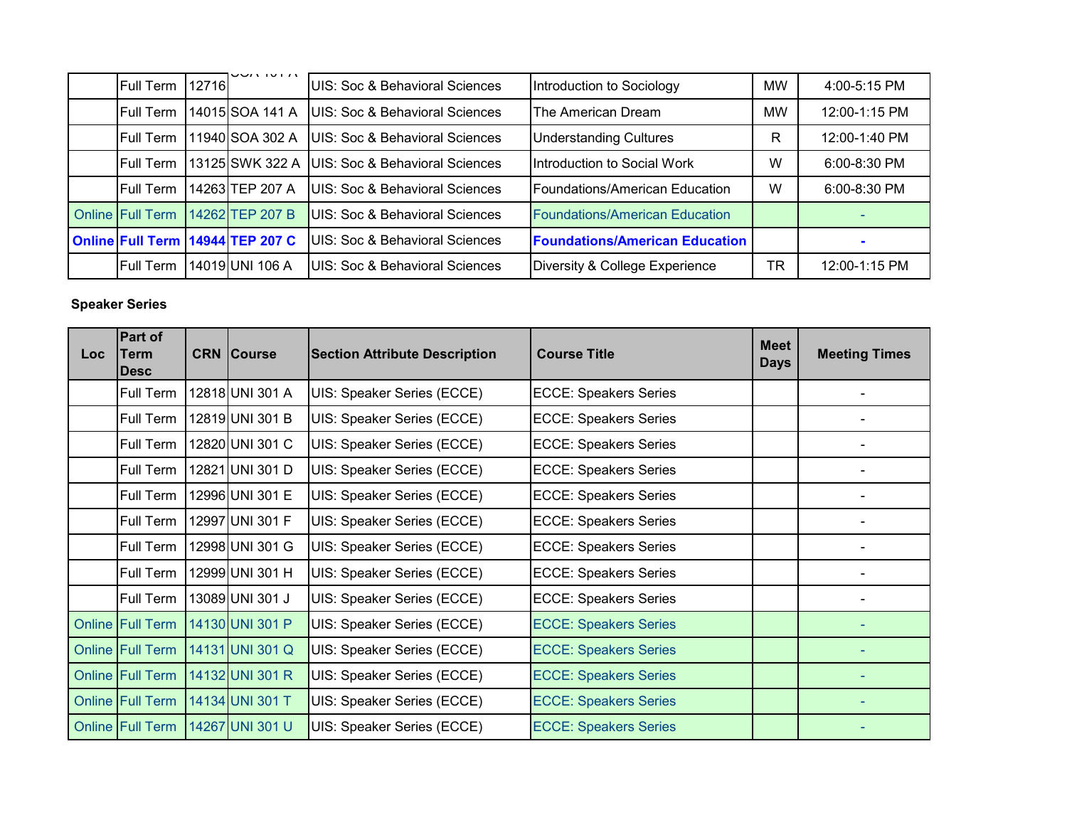| | | | | | | | |
|---|---|---|---|---|---|---|---|
| | Full Term | 12716 | SOA 101 A | UIS: Soc & Behavioral Sciences | Introduction to Sociology | MW | 4:00-5:15 PM |
| | Full Term | 14015 | SOA 141 A | UIS: Soc & Behavioral Sciences | The American Dream | MW | 12:00-1:15 PM |
| | Full Term | 11940 | SOA 302 A | UIS: Soc & Behavioral Sciences | Understanding Cultures | R | 12:00-1:40 PM |
| | Full Term | 13125 | SWK 322 A | UIS: Soc & Behavioral Sciences | Introduction to Social Work | W | 6:00-8:30 PM |
| | Full Term | 14263 | TEP 207 A | UIS: Soc & Behavioral Sciences | Foundations/American Education | W | 6:00-8:30 PM |
| Online | Full Term | 14262 | TEP 207 B | UIS: Soc & Behavioral Sciences | Foundations/American Education | | - |
| **Online** | **Full Term** | **14944** | **TEP 207 C** | UIS: Soc & Behavioral Sciences | **Foundations/American Education** | | **-** |
| | Full Term | 14019 | UNI 106 A | UIS: Soc & Behavioral Sciences | Diversity & College Experience | TR | 12:00-1:15 PM |

**Speaker Series**

| Loc | Part of Term Desc | CRN | Course | Section Attribute Description | Course Title | Meet Days | Meeting Times |
|---|---|---|---|---|---|---|---|
| | Full Term | 12818 | UNI 301 A | UIS: Speaker Series (ECCE) | ECCE: Speakers Series | | - |
| | Full Term | 12819 | UNI 301 B | UIS: Speaker Series (ECCE) | ECCE: Speakers Series | | - |
| | Full Term | 12820 | UNI 301 C | UIS: Speaker Series (ECCE) | ECCE: Speakers Series | | - |
| | Full Term | 12821 | UNI 301 D | UIS: Speaker Series (ECCE) | ECCE: Speakers Series | | - |
| | Full Term | 12996 | UNI 301 E | UIS: Speaker Series (ECCE) | ECCE: Speakers Series | | - |
| | Full Term | 12997 | UNI 301 F | UIS: Speaker Series (ECCE) | ECCE: Speakers Series | | - |
| | Full Term | 12998 | UNI 301 G | UIS: Speaker Series (ECCE) | ECCE: Speakers Series | | - |
| | Full Term | 12999 | UNI 301 H | UIS: Speaker Series (ECCE) | ECCE: Speakers Series | | - |
| | Full Term | 13089 | UNI 301 J | UIS: Speaker Series (ECCE) | ECCE: Speakers Series | | - |
| Online | Full Term | 14130 | UNI 301 P | UIS: Speaker Series (ECCE) | ECCE: Speakers Series | | - |
| Online | Full Term | 14131 | UNI 301 Q | UIS: Speaker Series (ECCE) | ECCE: Speakers Series | | - |
| Online | Full Term | 14132 | UNI 301 R | UIS: Speaker Series (ECCE) | ECCE: Speakers Series | | - |
| Online | Full Term | 14134 | UNI 301 T | UIS: Speaker Series (ECCE) | ECCE: Speakers Series | | - |
| Online | Full Term | 14267 | UNI 301 U | UIS: Speaker Series (ECCE) | ECCE: Speakers Series | | - |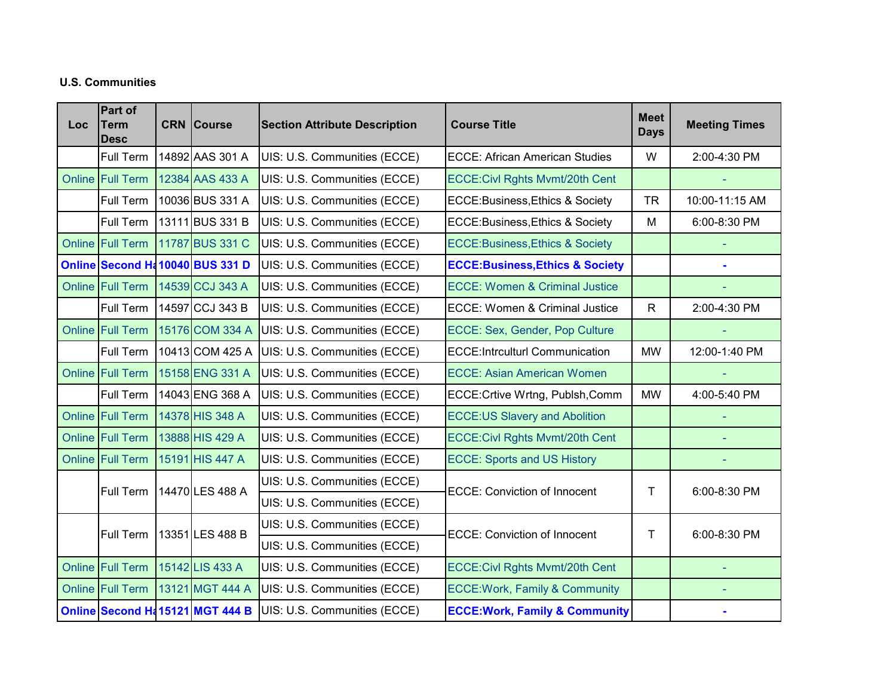**U.S. Communities**

| Loc | Part of Term Desc | CRN | Course | Section Attribute Description | Course Title | Meet Days | Meeting Times |
|---|---|---|---|---|---|---|---|
| | Full Term | 14892 | AAS 301 A | UIS: U.S. Communities (ECCE) | ECCE: African American Studies | W | 2:00-4:30 PM |
| Online | Full Term | 12384 | AAS 433 A | UIS: U.S. Communities (ECCE) | ECCE:Civl Rghts Mvmt/20th Cent | | - |
| | Full Term | 10036 | BUS 331 A | UIS: U.S. Communities (ECCE) | ECCE:Business,Ethics & Society | TR | 10:00-11:15 AM |
| | Full Term | 13111 | BUS 331 B | UIS: U.S. Communities (ECCE) | ECCE:Business,Ethics & Society | M | 6:00-8:30 PM |
| Online | Full Term | 11787 | BUS 331 C | UIS: U.S. Communities (ECCE) | ECCE:Business,Ethics & Society | | - |
| **Online** | **Second Ha** | **10040** | **BUS 331 D** | UIS: U.S. Communities (ECCE) | **ECCE:Business,Ethics & Society** | | **-** |
| Online | Full Term | 14539 | CCJ 343 A | UIS: U.S. Communities (ECCE) | ECCE: Women & Criminal Justice | | - |
| | Full Term | 14597 | CCJ 343 B | UIS: U.S. Communities (ECCE) | ECCE: Women & Criminal Justice | R | 2:00-4:30 PM |
| Online | Full Term | 15176 | COM 334 A | UIS: U.S. Communities (ECCE) | ECCE: Sex, Gender, Pop Culture | | - |
| | Full Term | 10413 | COM 425 A | UIS: U.S. Communities (ECCE) | ECCE:Intrculturl Communication | MW | 12:00-1:40 PM |
| Online | Full Term | 15158 | ENG 331 A | UIS: U.S. Communities (ECCE) | ECCE: Asian American Women | | - |
| | Full Term | 14043 | ENG 368 A | UIS: U.S. Communities (ECCE) | ECCE:Crtive Wrtng, Publsh,Comm | MW | 4:00-5:40 PM |
| Online | Full Term | 14378 | HIS 348 A | UIS: U.S. Communities (ECCE) | ECCE:US Slavery and Abolition | | - |
| Online | Full Term | 13888 | HIS 429 A | UIS: U.S. Communities (ECCE) | ECCE:Civl Rghts Mvmt/20th Cent | | - |
| Online | Full Term | 15191 | HIS 447 A | UIS: U.S. Communities (ECCE) | ECCE: Sports and US History | | - |
| | Full Term | 14470 | LES 488 A | UIS: U.S. Communities (ECCE)<br>UIS: U.S. Communities (ECCE) | ECCE: Conviction of Innocent | T | 6:00-8:30 PM |
| | Full Term | 13351 | LES 488 B | UIS: U.S. Communities (ECCE)<br>UIS: U.S. Communities (ECCE) | ECCE: Conviction of Innocent | T | 6:00-8:30 PM |
| Online | Full Term | 15142 | LIS 433 A | UIS: U.S. Communities (ECCE) | ECCE:Civl Rghts Mvmt/20th Cent | | - |
| Online | Full Term | 13121 | MGT 444 A | UIS: U.S. Communities (ECCE) | ECCE:Work, Family & Community | | - |
| **Online** | **Second Ha** | **15121** | **MGT 444 B** | UIS: U.S. Communities (ECCE) | **ECCE:Work, Family & Community** | | **-** |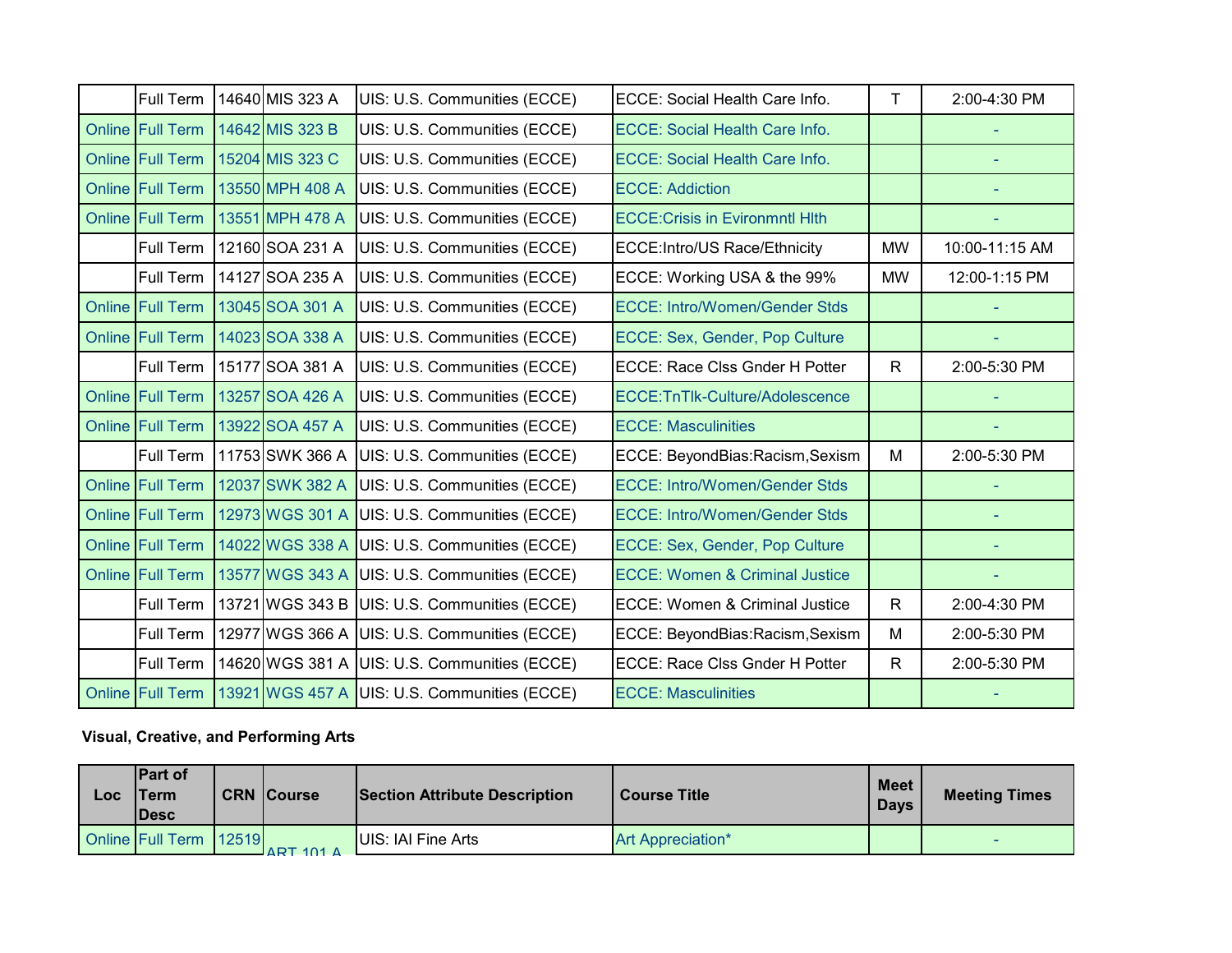| | Full Term | 14640 | MIS 323 A | UIS: U.S. Communities (ECCE) | ECCE: Social Health Care Info. | T | 2:00-4:30 PM |
|---|---|---|---|---|---|---|---|
| Online | Full Term | 14642 | MIS 323 B | UIS: U.S. Communities (ECCE) | ECCE: Social Health Care Info. | | - |
| Online | Full Term | 15204 | MIS 323 C | UIS: U.S. Communities (ECCE) | ECCE: Social Health Care Info. | | - |
| Online | Full Term | 13550 | MPH 408 A | UIS: U.S. Communities (ECCE) | ECCE: Addiction | | - |
| Online | Full Term | 13551 | MPH 478 A | UIS: U.S. Communities (ECCE) | ECCE:Crisis in Evironmntl Hlth | | - |
| | Full Term | 12160 | SOA 231 A | UIS: U.S. Communities (ECCE) | ECCE:Intro/US Race/Ethnicity | MW | 10:00-11:15 AM |
| | Full Term | 14127 | SOA 235 A | UIS: U.S. Communities (ECCE) | ECCE: Working USA & the 99% | MW | 12:00-1:15 PM |
| Online | Full Term | 13045 | SOA 301 A | UIS: U.S. Communities (ECCE) | ECCE: Intro/Women/Gender Stds | | - |
| Online | Full Term | 14023 | SOA 338 A | UIS: U.S. Communities (ECCE) | ECCE: Sex, Gender, Pop Culture | | - |
| | Full Term | 15177 | SOA 381 A | UIS: U.S. Communities (ECCE) | ECCE: Race Clss Gnder H Potter | R | 2:00-5:30 PM |
| Online | Full Term | 13257 | SOA 426 A | UIS: U.S. Communities (ECCE) | ECCE:TnTlk-Culture/Adolescence | | - |
| Online | Full Term | 13922 | SOA 457 A | UIS: U.S. Communities (ECCE) | ECCE: Masculinities | | - |
| | Full Term | 11753 | SWK 366 A | UIS: U.S. Communities (ECCE) | ECCE: BeyondBias:Racism,Sexism | M | 2:00-5:30 PM |
| Online | Full Term | 12037 | SWK 382 A | UIS: U.S. Communities (ECCE) | ECCE: Intro/Women/Gender Stds | | - |
| Online | Full Term | 12973 | WGS 301 A | UIS: U.S. Communities (ECCE) | ECCE: Intro/Women/Gender Stds | | - |
| Online | Full Term | 14022 | WGS 338 A | UIS: U.S. Communities (ECCE) | ECCE: Sex, Gender, Pop Culture | | - |
| Online | Full Term | 13577 | WGS 343 A | UIS: U.S. Communities (ECCE) | ECCE: Women & Criminal Justice | | - |
| | Full Term | 13721 | WGS 343 B | UIS: U.S. Communities (ECCE) | ECCE: Women & Criminal Justice | R | 2:00-4:30 PM |
| | Full Term | 12977 | WGS 366 A | UIS: U.S. Communities (ECCE) | ECCE: BeyondBias:Racism,Sexism | M | 2:00-5:30 PM |
| | Full Term | 14620 | WGS 381 A | UIS: U.S. Communities (ECCE) | ECCE: Race Clss Gnder H Potter | R | 2:00-5:30 PM |
| Online | Full Term | 13921 | WGS 457 A | UIS: U.S. Communities (ECCE) | ECCE: Masculinities | | - |

**Visual, Creative, and Performing Arts**

| Loc | Part of Term Desc | CRN | Course | Section Attribute Description | Course Title | Meet Days | Meeting Times |
|---|---|---|---|---|---|---|---|
| Online | Full Term | 12519 | ART 101 A | UIS: IAI Fine Arts | Art Appreciation* | | - |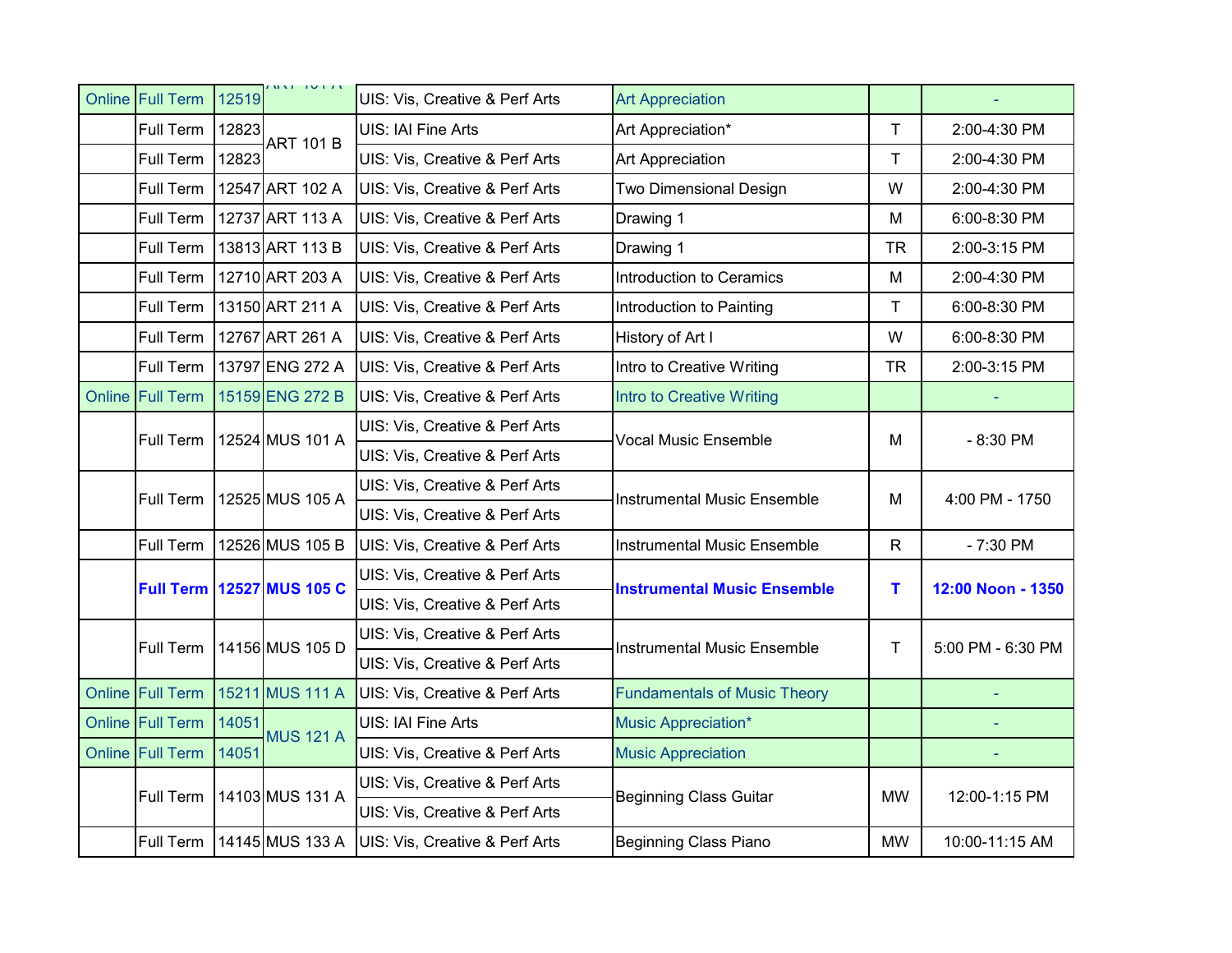| Online | Full Term | 12519 | ART 101 A | UIS: Vis, Creative & Perf Arts | Art Appreciation | | - |
|---|---|---|---|---|---|---|---|
| | Full Term | 12823 | ART 101 B | UIS: IAI Fine Arts | Art Appreciation* | T | 2:00-4:30 PM |
| | Full Term | 12823 | | UIS: Vis, Creative & Perf Arts | Art Appreciation | T | 2:00-4:30 PM |
| | Full Term | 12547 | ART 102 A | UIS: Vis, Creative & Perf Arts | Two Dimensional Design | W | 2:00-4:30 PM |
| | Full Term | 12737 | ART 113 A | UIS: Vis, Creative & Perf Arts | Drawing 1 | M | 6:00-8:30 PM |
| | Full Term | 13813 | ART 113 B | UIS: Vis, Creative & Perf Arts | Drawing 1 | TR | 2:00-3:15 PM |
| | Full Term | 12710 | ART 203 A | UIS: Vis, Creative & Perf Arts | Introduction to Ceramics | M | 2:00-4:30 PM |
| | Full Term | 13150 | ART 211 A | UIS: Vis, Creative & Perf Arts | Introduction to Painting | T | 6:00-8:30 PM |
| | Full Term | 12767 | ART 261 A | UIS: Vis, Creative & Perf Arts | History of Art I | W | 6:00-8:30 PM |
| | Full Term | 13797 | ENG 272 A | UIS: Vis, Creative & Perf Arts | Intro to Creative Writing | TR | 2:00-3:15 PM |
| Online | Full Term | 15159 | ENG 272 B | UIS: Vis, Creative & Perf Arts | Intro to Creative Writing | | - |
| | Full Term | 12524 | MUS 101 A | UIS: Vis, Creative & Perf Arts | Vocal Music Ensemble | M | - 8:30 PM |
| | | | | UIS: Vis, Creative & Perf Arts | | | |
| | Full Term | 12525 | MUS 105 A | UIS: Vis, Creative & Perf Arts | Instrumental Music Ensemble | M | 4:00 PM - 1750 |
| | | | | UIS: Vis, Creative & Perf Arts | | | |
| | Full Term | 12526 | MUS 105 B | UIS: Vis, Creative & Perf Arts | Instrumental Music Ensemble | R | - 7:30 PM |
| | **Full Term** | **12527** | **MUS 105 C** | UIS: Vis, Creative & Perf Arts | **Instrumental Music Ensemble** | **T** | **12:00 Noon - 1350** |
| | | | | UIS: Vis, Creative & Perf Arts | | | |
| | Full Term | 14156 | MUS 105 D | UIS: Vis, Creative & Perf Arts | Instrumental Music Ensemble | T | 5:00 PM - 6:30 PM |
| | | | | UIS: Vis, Creative & Perf Arts | | | |
| Online | Full Term | 15211 | MUS 111 A | UIS: Vis, Creative & Perf Arts | Fundamentals of Music Theory | | - |
| Online | Full Term | 14051 | MUS 121 A | UIS: IAI Fine Arts | Music Appreciation* | | - |
| Online | Full Term | 14051 | | UIS: Vis, Creative & Perf Arts | Music Appreciation | | - |
| | Full Term | 14103 | MUS 131 A | UIS: Vis, Creative & Perf Arts | Beginning Class Guitar | MW | 12:00-1:15 PM |
| | | | | UIS: Vis, Creative & Perf Arts | | | |
| | Full Term | 14145 | MUS 133 A | UIS: Vis, Creative & Perf Arts | Beginning Class Piano | MW | 10:00-11:15 AM |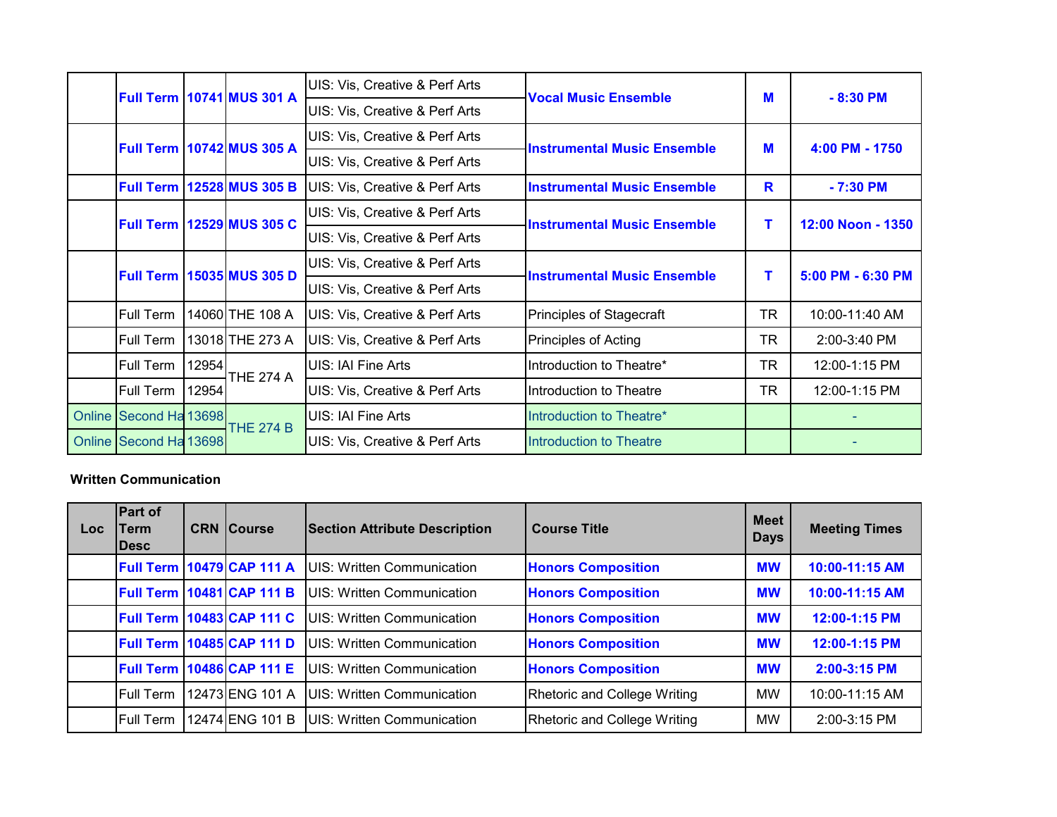| Loc | Part of Term Desc | CRN | Course | Section Attribute Description | Course Title | Meet Days | Meeting Times |
|---|---|---|---|---|---|---|---|
| | **Full Term** | **10741** | **MUS 301 A** | UIS: Vis, Creative & Perf Arts | **Vocal Music Ensemble** | **M** | **- 8:30 PM** |
| | | | | UIS: Vis, Creative & Perf Arts | | | |
| | **Full Term** | **10742** | **MUS 305 A** | UIS: Vis, Creative & Perf Arts | **Instrumental Music Ensemble** | **M** | **4:00 PM - 1750** |
| | | | | UIS: Vis, Creative & Perf Arts | | | |
| | **Full Term** | **12528** | **MUS 305 B** | UIS: Vis, Creative & Perf Arts | **Instrumental Music Ensemble** | **R** | **- 7:30 PM** |
| | **Full Term** | **12529** | **MUS 305 C** | UIS: Vis, Creative & Perf Arts | **Instrumental Music Ensemble** | **T** | **12:00 Noon - 1350** |
| | | | | UIS: Vis, Creative & Perf Arts | | | |
| | **Full Term** | **15035** | **MUS 305 D** | UIS: Vis, Creative & Perf Arts | **Instrumental Music Ensemble** | **T** | **5:00 PM - 6:30 PM** |
| | | | | UIS: Vis, Creative & Perf Arts | | | |
| | Full Term | 14060 | THE 108 A | UIS: Vis, Creative & Perf Arts | Principles of Stagecraft | TR | 10:00-11:40 AM |
| | Full Term | 13018 | THE 273 A | UIS: Vis, Creative & Perf Arts | Principles of Acting | TR | 2:00-3:40 PM |
| | Full Term | 12954 | THE 274 A | UIS: IAI Fine Arts | Introduction to Theatre* | TR | 12:00-1:15 PM |
| | Full Term | 12954 | | UIS: Vis, Creative & Perf Arts | Introduction to Theatre | TR | 12:00-1:15 PM |
| Online | Second Ha | 13698 | THE 274 B | UIS: IAI Fine Arts | Introduction to Theatre* | | - |
| Online | Second Ha | 13698 | | UIS: Vis, Creative & Perf Arts | Introduction to Theatre | | - |

**Written Communication**

| Loc | Part of Term Desc | CRN | Course | Section Attribute Description | Course Title | Meet Days | Meeting Times |
|---|---|---|---|---|---|---|---|
| | **Full Term** | **10479** | **CAP 111 A** | UIS: Written Communication | **Honors Composition** | **MW** | **10:00-11:15 AM** |
| | **Full Term** | **10481** | **CAP 111 B** | UIS: Written Communication | **Honors Composition** | **MW** | **10:00-11:15 AM** |
| | **Full Term** | **10483** | **CAP 111 C** | UIS: Written Communication | **Honors Composition** | **MW** | **12:00-1:15 PM** |
| | **Full Term** | **10485** | **CAP 111 D** | UIS: Written Communication | **Honors Composition** | **MW** | **12:00-1:15 PM** |
| | **Full Term** | **10486** | **CAP 111 E** | UIS: Written Communication | **Honors Composition** | **MW** | **2:00-3:15 PM** |
| | Full Term | 12473 | ENG 101 A | UIS: Written Communication | Rhetoric and College Writing | MW | 10:00-11:15 AM |
| | Full Term | 12474 | ENG 101 B | UIS: Written Communication | Rhetoric and College Writing | MW | 2:00-3:15 PM |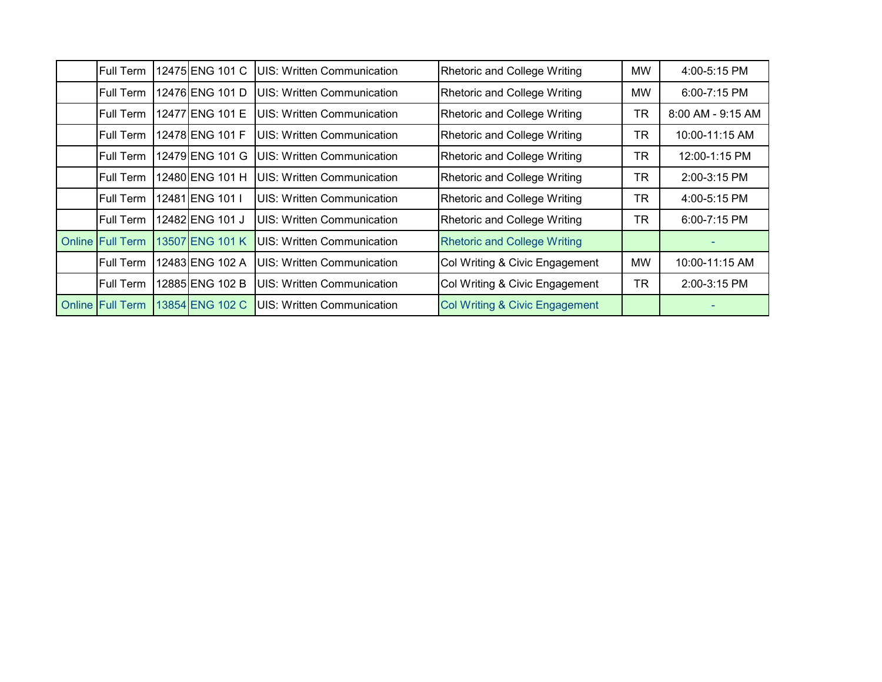| | | | | | | | |
|---|---|---|---|---|---|---|---|
| | Full Term | 12475 | ENG 101 C | UIS: Written Communication | Rhetoric and College Writing | MW | 4:00-5:15 PM |
| | Full Term | 12476 | ENG 101 D | UIS: Written Communication | Rhetoric and College Writing | MW | 6:00-7:15 PM |
| | Full Term | 12477 | ENG 101 E | UIS: Written Communication | Rhetoric and College Writing | TR | 8:00 AM - 9:15 AM |
| | Full Term | 12478 | ENG 101 F | UIS: Written Communication | Rhetoric and College Writing | TR | 10:00-11:15 AM |
| | Full Term | 12479 | ENG 101 G | UIS: Written Communication | Rhetoric and College Writing | TR | 12:00-1:15 PM |
| | Full Term | 12480 | ENG 101 H | UIS: Written Communication | Rhetoric and College Writing | TR | 2:00-3:15 PM |
| | Full Term | 12481 | ENG 101 I | UIS: Written Communication | Rhetoric and College Writing | TR | 4:00-5:15 PM |
| | Full Term | 12482 | ENG 101 J | UIS: Written Communication | Rhetoric and College Writing | TR | 6:00-7:15 PM |
| Online | Full Term | 13507 | ENG 101 K | UIS: Written Communication | Rhetoric and College Writing | | - |
| | Full Term | 12483 | ENG 102 A | UIS: Written Communication | Col Writing & Civic Engagement | MW | 10:00-11:15 AM |
| | Full Term | 12885 | ENG 102 B | UIS: Written Communication | Col Writing & Civic Engagement | TR | 2:00-3:15 PM |
| Online | Full Term | 13854 | ENG 102 C | UIS: Written Communication | Col Writing & Civic Engagement | | - |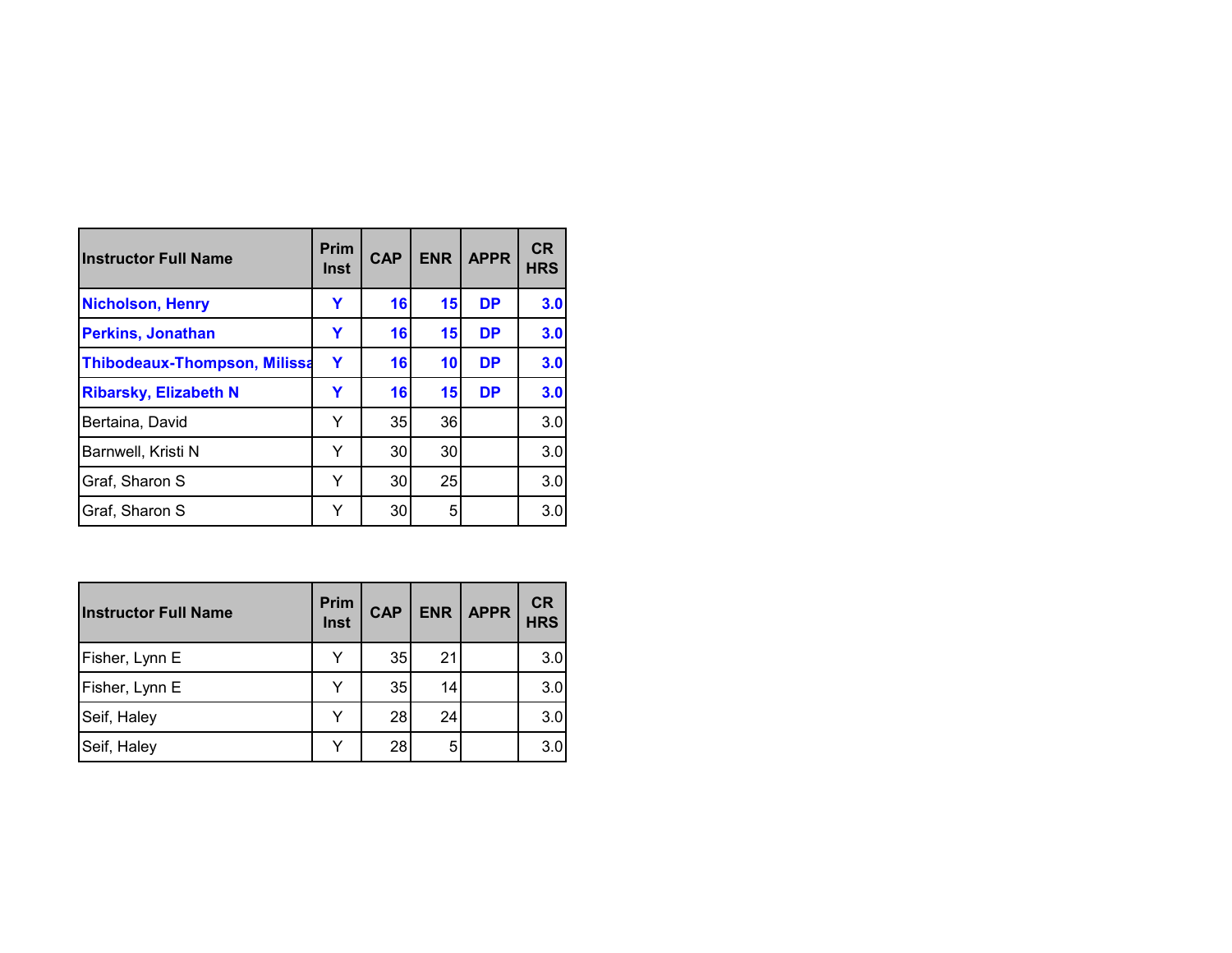| Instructor Full Name | Prim Inst | CAP | ENR | APPR | CR HRS |
|---|---|---|---|---|---|
| **Nicholson, Henry** | **Y** | **16** | **15** | **DP** | **3.0** |
| **Perkins, Jonathan** | **Y** | **16** | **15** | **DP** | **3.0** |
| **Thibodeaux-Thompson, Milissa** | **Y** | **16** | **10** | **DP** | **3.0** |
| **Ribarsky, Elizabeth N** | **Y** | **16** | **15** | **DP** | **3.0** |
| Bertaina, David | Y | 35 | 36 | | 3.0 |
| Barnwell, Kristi N | Y | 30 | 30 | | 3.0 |
| Graf, Sharon S | Y | 30 | 25 | | 3.0 |
| Graf, Sharon S | Y | 30 | 5 | | 3.0 |

| Instructor Full Name | Prim Inst | CAP | ENR | APPR | CR HRS |
|---|---|---|---|---|---|
| Fisher, Lynn E | Y | 35 | 21 | | 3.0 |
| Fisher, Lynn E | Y | 35 | 14 | | 3.0 |
| Seif, Haley | Y | 28 | 24 | | 3.0 |
| Seif, Haley | Y | 28 | 5 | | 3.0 |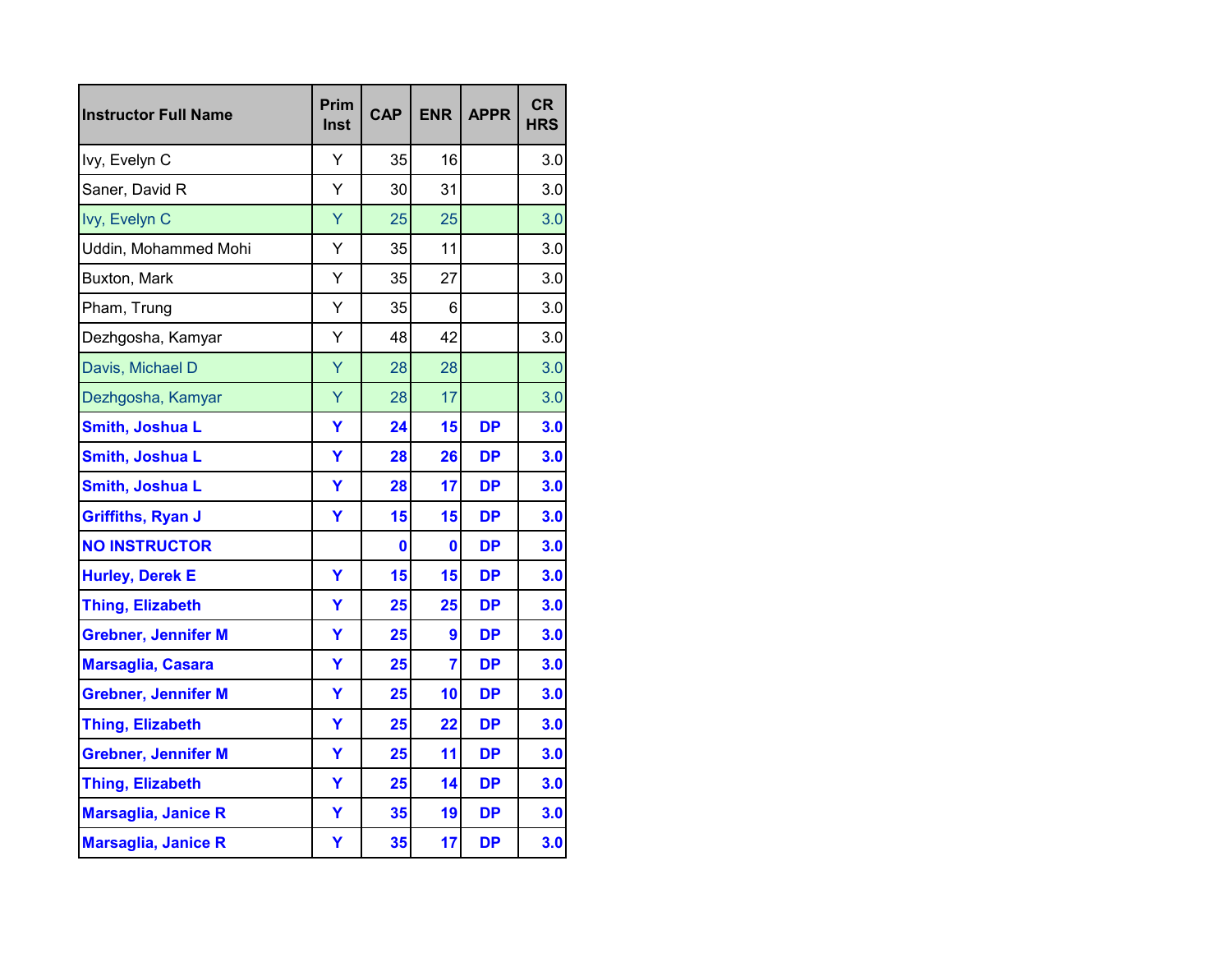| Instructor Full Name | Prim Inst | CAP | ENR | APPR | CR HRS |
|---|---|---|---|---|---|
| Ivy, Evelyn C | Y | 35 | 16 | | 3.0 |
| Saner, David R | Y | 30 | 31 | | 3.0 |
| Ivy, Evelyn C | Y | 25 | 25 | | 3.0 |
| Uddin, Mohammed Mohi | Y | 35 | 11 | | 3.0 |
| Buxton, Mark | Y | 35 | 27 | | 3.0 |
| Pham, Trung | Y | 35 | 6 | | 3.0 |
| Dezhgosha, Kamyar | Y | 48 | 42 | | 3.0 |
| Davis, Michael D | Y | 28 | 28 | | 3.0 |
| Dezhgosha, Kamyar | Y | 28 | 17 | | 3.0 |
| **Smith, Joshua L** | **Y** | **24** | **15** | **DP** | **3.0** |
| **Smith, Joshua L** | **Y** | **28** | **26** | **DP** | **3.0** |
| **Smith, Joshua L** | **Y** | **28** | **17** | **DP** | **3.0** |
| **Griffiths, Ryan J** | **Y** | **15** | **15** | **DP** | **3.0** |
| **NO INSTRUCTOR** | | **0** | **0** | **DP** | **3.0** |
| **Hurley, Derek E** | **Y** | **15** | **15** | **DP** | **3.0** |
| **Thing, Elizabeth** | **Y** | **25** | **25** | **DP** | **3.0** |
| **Grebner, Jennifer M** | **Y** | **25** | **9** | **DP** | **3.0** |
| **Marsaglia, Casara** | **Y** | **25** | **7** | **DP** | **3.0** |
| **Grebner, Jennifer M** | **Y** | **25** | **10** | **DP** | **3.0** |
| **Thing, Elizabeth** | **Y** | **25** | **22** | **DP** | **3.0** |
| **Grebner, Jennifer M** | **Y** | **25** | **11** | **DP** | **3.0** |
| **Thing, Elizabeth** | **Y** | **25** | **14** | **DP** | **3.0** |
| **Marsaglia, Janice R** | **Y** | **35** | **19** | **DP** | **3.0** |
| **Marsaglia, Janice R** | **Y** | **35** | **17** | **DP** | **3.0** |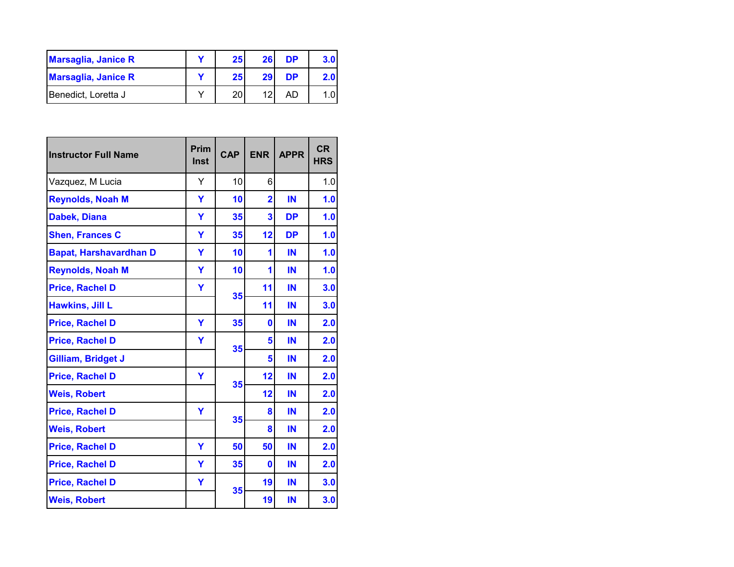| | | | | | |
|---|---|---|---|---|---|
| **Marsaglia, Janice R** | **Y** | **25** | **26** | **DP** | **3.0** |
| **Marsaglia, Janice R** | **Y** | **25** | **29** | **DP** | **2.0** |
| Benedict, Loretta J | Y | 20 | 12 | AD | 1.0 |

| Instructor Full Name | Prim Inst | CAP | ENR | APPR | CR HRS |
|---|---|---|---|---|---|
| Vazquez, M Lucia | Y | 10 | 6 | | 1.0 |
| **Reynolds, Noah M** | **Y** | **10** | **2** | **IN** | **1.0** |
| **Dabek, Diana** | **Y** | **35** | **3** | **DP** | **1.0** |
| **Shen, Frances C** | **Y** | **35** | **12** | **DP** | **1.0** |
| **Bapat, Harshavardhan D** | **Y** | **10** | **1** | **IN** | **1.0** |
| **Reynolds, Noah M** | **Y** | **10** | **1** | **IN** | **1.0** |
| **Price, Rachel D** | **Y** | **35** | **11** | **IN** | **3.0** |
| **Hawkins, Jill L** | | | **11** | **IN** | **3.0** |
| **Price, Rachel D** | **Y** | **35** | **0** | **IN** | **2.0** |
| **Price, Rachel D** | **Y** | **35** | **5** | **IN** | **2.0** |
| **Gilliam, Bridget J** | | | **5** | **IN** | **2.0** |
| **Price, Rachel D** | **Y** | **35** | **12** | **IN** | **2.0** |
| **Weis, Robert** | | | **12** | **IN** | **2.0** |
| **Price, Rachel D** | **Y** | **35** | **8** | **IN** | **2.0** |
| **Weis, Robert** | | | **8** | **IN** | **2.0** |
| **Price, Rachel D** | **Y** | **50** | **50** | **IN** | **2.0** |
| **Price, Rachel D** | **Y** | **35** | **0** | **IN** | **2.0** |
| **Price, Rachel D** | **Y** | **35** | **19** | **IN** | **3.0** |
| **Weis, Robert** | | | **19** | **IN** | **3.0** |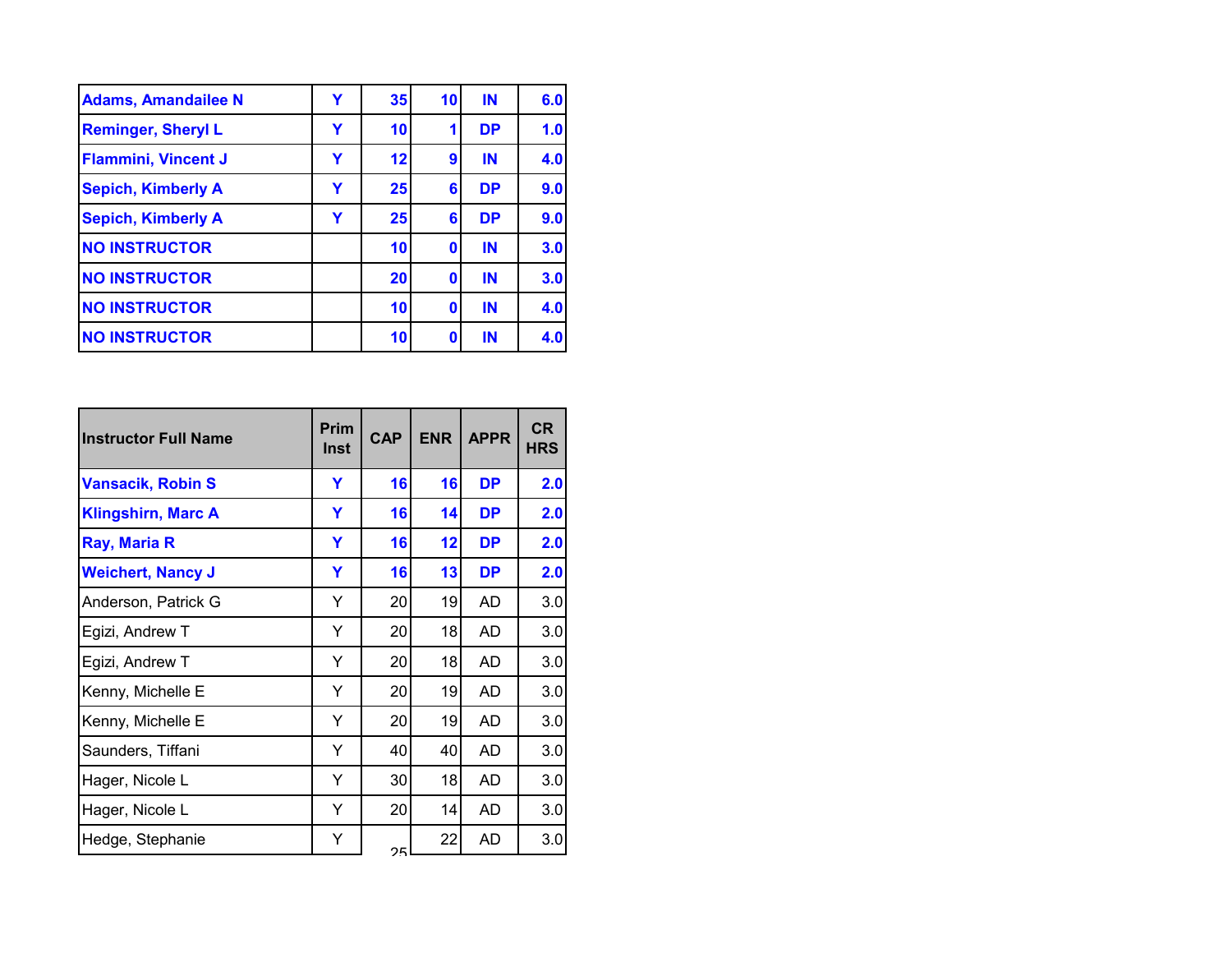| | | | | | |
|---|---|---|---|---|---|
| **Adams, Amandailee N** | **Y** | **35** | **10** | **IN** | **6.0** |
| **Reminger, Sheryl L** | **Y** | **10** | **1** | **DP** | **1.0** |
| **Flammini, Vincent J** | **Y** | **12** | **9** | **IN** | **4.0** |
| **Sepich, Kimberly A** | **Y** | **25** | **6** | **DP** | **9.0** |
| **Sepich, Kimberly A** | **Y** | **25** | **6** | **DP** | **9.0** |
| **NO INSTRUCTOR** | | **10** | **0** | **IN** | **3.0** |
| **NO INSTRUCTOR** | | **20** | **0** | **IN** | **3.0** |
| **NO INSTRUCTOR** | | **10** | **0** | **IN** | **4.0** |
| **NO INSTRUCTOR** | | **10** | **0** | **IN** | **4.0** |

| Instructor Full Name | Prim Inst | CAP | ENR | APPR | CR HRS |
|---|---|---|---|---|---|
| **Vansacik, Robin S** | **Y** | **16** | **16** | **DP** | **2.0** |
| **Klingshirn, Marc A** | **Y** | **16** | **14** | **DP** | **2.0** |
| **Ray, Maria R** | **Y** | **16** | **12** | **DP** | **2.0** |
| **Weichert, Nancy J** | **Y** | **16** | **13** | **DP** | **2.0** |
| Anderson, Patrick G | Y | 20 | 19 | AD | 3.0 |
| Egizi, Andrew T | Y | 20 | 18 | AD | 3.0 |
| Egizi, Andrew T | Y | 20 | 18 | AD | 3.0 |
| Kenny, Michelle E | Y | 20 | 19 | AD | 3.0 |
| Kenny, Michelle E | Y | 20 | 19 | AD | 3.0 |
| Saunders, Tiffani | Y | 40 | 40 | AD | 3.0 |
| Hager, Nicole L | Y | 30 | 18 | AD | 3.0 |
| Hager, Nicole L | Y | 20 | 14 | AD | 3.0 |
| Hedge, Stephanie | Y | 25 | 22 | AD | 3.0 |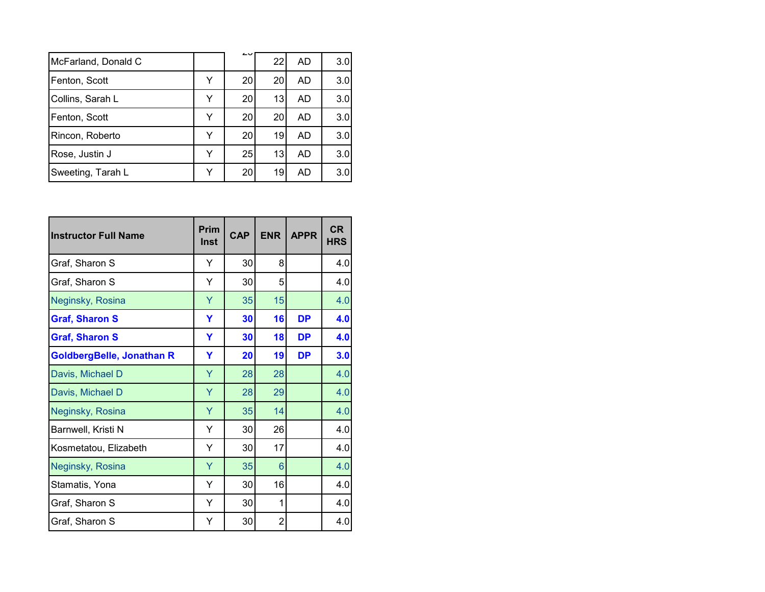| McFarland, Donald C | | 25 | 22 | AD | 3.0 |
|---|---|---|---|---|---|
| Fenton, Scott | Y | 20 | 20 | AD | 3.0 |
| Collins, Sarah L | Y | 20 | 13 | AD | 3.0 |
| Fenton, Scott | Y | 20 | 20 | AD | 3.0 |
| Rincon, Roberto | Y | 20 | 19 | AD | 3.0 |
| Rose, Justin J | Y | 25 | 13 | AD | 3.0 |
| Sweeting, Tarah L | Y | 20 | 19 | AD | 3.0 |

| Instructor Full Name | Prim Inst | CAP | ENR | APPR | CR HRS |
|---|---|---|---|---|---|
| Graf, Sharon S | Y | 30 | 8 | | 4.0 |
| Graf, Sharon S | Y | 30 | 5 | | 4.0 |
| Neginsky, Rosina | Y | 35 | 15 | | 4.0 |
| **Graf, Sharon S** | **Y** | **30** | **16** | **DP** | **4.0** |
| **Graf, Sharon S** | **Y** | **30** | **18** | **DP** | **4.0** |
| **GoldbergBelle, Jonathan R** | **Y** | **20** | **19** | **DP** | **3.0** |
| Davis, Michael D | Y | 28 | 28 | | 4.0 |
| Davis, Michael D | Y | 28 | 29 | | 4.0 |
| Neginsky, Rosina | Y | 35 | 14 | | 4.0 |
| Barnwell, Kristi N | Y | 30 | 26 | | 4.0 |
| Kosmetatou, Elizabeth | Y | 30 | 17 | | 4.0 |
| Neginsky, Rosina | Y | 35 | 6 | | 4.0 |
| Stamatis, Yona | Y | 30 | 16 | | 4.0 |
| Graf, Sharon S | Y | 30 | 1 | | 4.0 |
| Graf, Sharon S | Y | 30 | 2 | | 4.0 |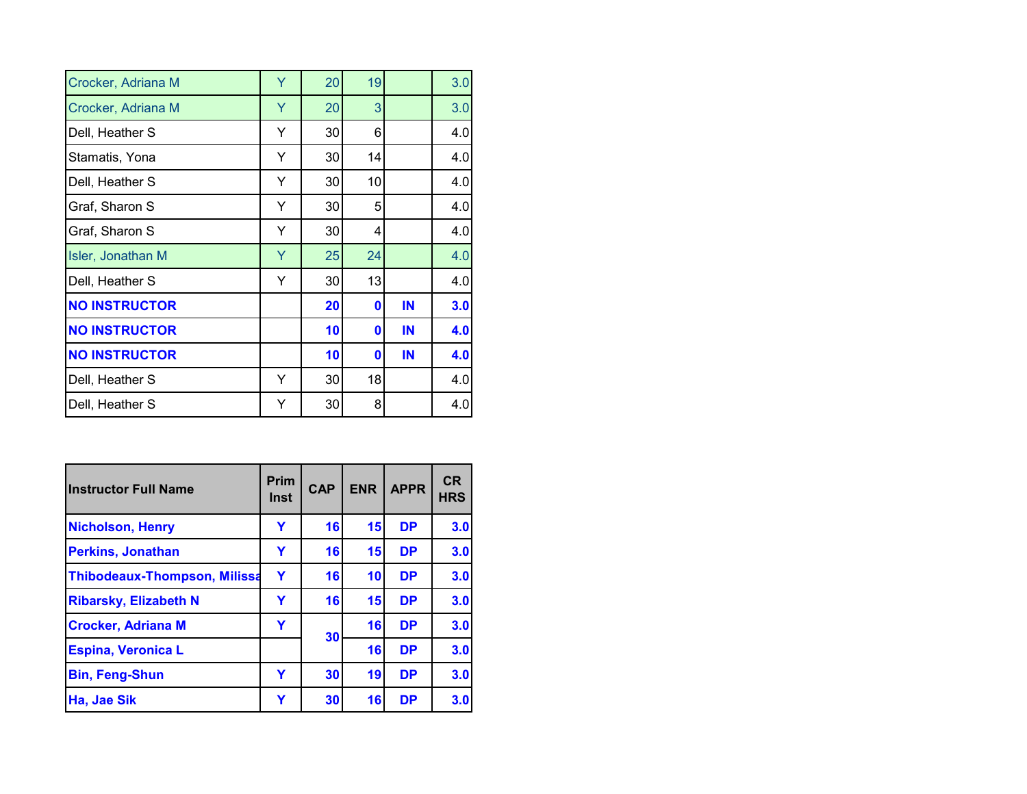| | | | | | |
|---|---|---|---|---|---|
| Crocker, Adriana M | Y | 20 | 19 | | 3.0 |
| Crocker, Adriana M | Y | 20 | 3 | | 3.0 |
| Dell, Heather S | Y | 30 | 6 | | 4.0 |
| Stamatis, Yona | Y | 30 | 14 | | 4.0 |
| Dell, Heather S | Y | 30 | 10 | | 4.0 |
| Graf, Sharon S | Y | 30 | 5 | | 4.0 |
| Graf, Sharon S | Y | 30 | 4 | | 4.0 |
| Isler, Jonathan M | Y | 25 | 24 | | 4.0 |
| Dell, Heather S | Y | 30 | 13 | | 4.0 |
| **NO INSTRUCTOR** | | **20** | **0** | **IN** | **3.0** |
| **NO INSTRUCTOR** | | **10** | **0** | **IN** | **4.0** |
| **NO INSTRUCTOR** | | **10** | **0** | **IN** | **4.0** |
| Dell, Heather S | Y | 30 | 18 | | 4.0 |
| Dell, Heather S | Y | 30 | 8 | | 4.0 |

| Instructor Full Name | Prim Inst | CAP | ENR | APPR | CR HRS |
|---|---|---|---|---|---|
| **Nicholson, Henry** | **Y** | **16** | **15** | **DP** | **3.0** |
| **Perkins, Jonathan** | **Y** | **16** | **15** | **DP** | **3.0** |
| **Thibodeaux-Thompson, Milissa** | **Y** | **16** | **10** | **DP** | **3.0** |
| **Ribarsky, Elizabeth N** | **Y** | **16** | **15** | **DP** | **3.0** |
| **Crocker, Adriana M** | **Y** | **30** | **16** | **DP** | **3.0** |
| **Espina, Veronica L** | | | **16** | **DP** | **3.0** |
| **Bin, Feng-Shun** | **Y** | **30** | **19** | **DP** | **3.0** |
| **Ha, Jae Sik** | **Y** | **30** | **16** | **DP** | **3.0** |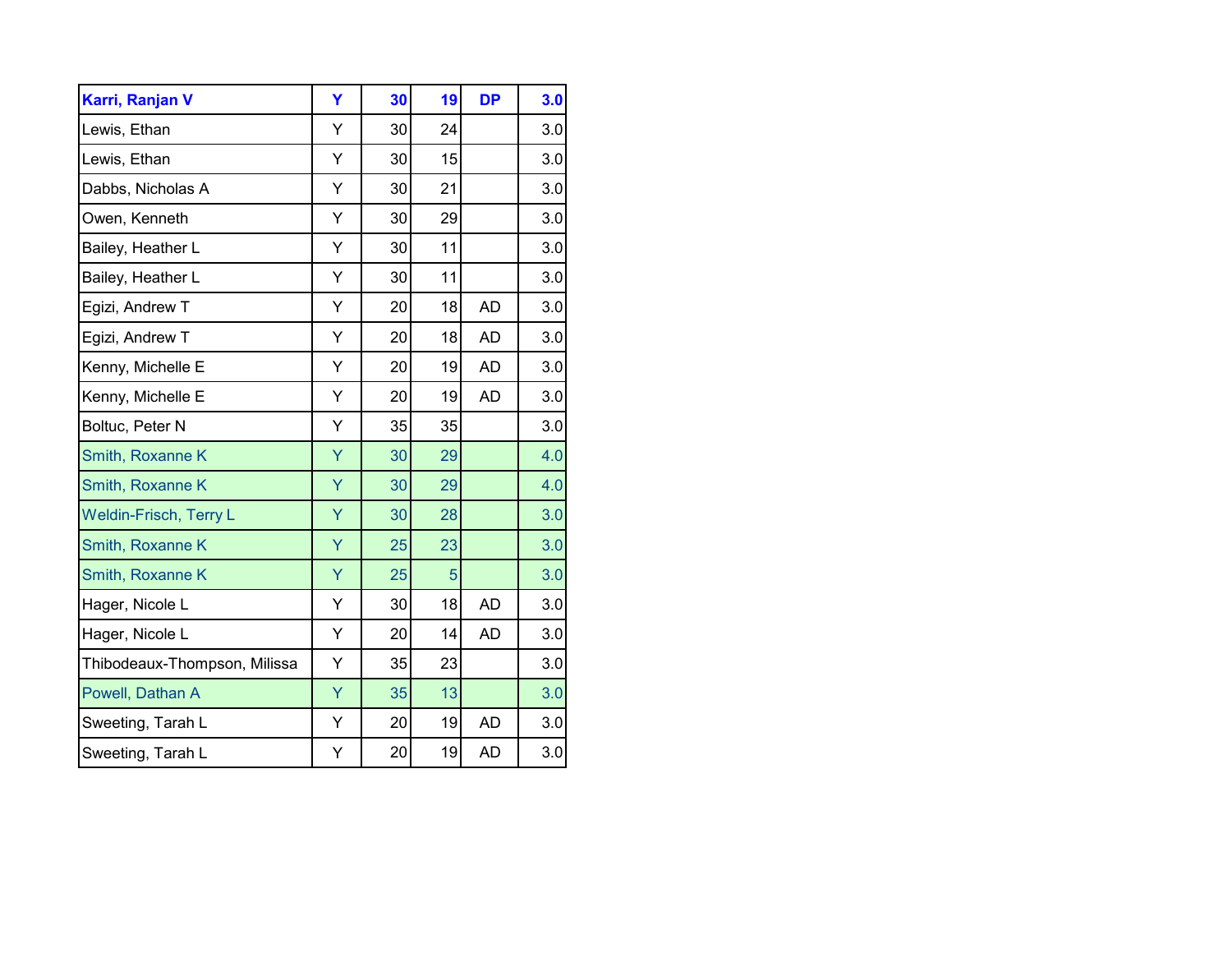| **Karri, Ranjan V** | **Y** | **30** | **19** | **DP** | **3.0** |
|---|---|---|---|---|---|
| Lewis, Ethan | Y | 30 | 24 | | 3.0 |
| Lewis, Ethan | Y | 30 | 15 | | 3.0 |
| Dabbs, Nicholas A | Y | 30 | 21 | | 3.0 |
| Owen, Kenneth | Y | 30 | 29 | | 3.0 |
| Bailey, Heather L | Y | 30 | 11 | | 3.0 |
| Bailey, Heather L | Y | 30 | 11 | | 3.0 |
| Egizi, Andrew T | Y | 20 | 18 | AD | 3.0 |
| Egizi, Andrew T | Y | 20 | 18 | AD | 3.0 |
| Kenny, Michelle E | Y | 20 | 19 | AD | 3.0 |
| Kenny, Michelle E | Y | 20 | 19 | AD | 3.0 |
| Boltuc, Peter N | Y | 35 | 35 | | 3.0 |
| Smith, Roxanne K | Y | 30 | 29 | | 4.0 |
| Smith, Roxanne K | Y | 30 | 29 | | 4.0 |
| Weldin-Frisch, Terry L | Y | 30 | 28 | | 3.0 |
| Smith, Roxanne K | Y | 25 | 23 | | 3.0 |
| Smith, Roxanne K | Y | 25 | 5 | | 3.0 |
| Hager, Nicole L | Y | 30 | 18 | AD | 3.0 |
| Hager, Nicole L | Y | 20 | 14 | AD | 3.0 |
| Thibodeaux-Thompson, Milissa | Y | 35 | 23 | | 3.0 |
| Powell, Dathan A | Y | 35 | 13 | | 3.0 |
| Sweeting, Tarah L | Y | 20 | 19 | AD | 3.0 |
| Sweeting, Tarah L | Y | 20 | 19 | AD | 3.0 |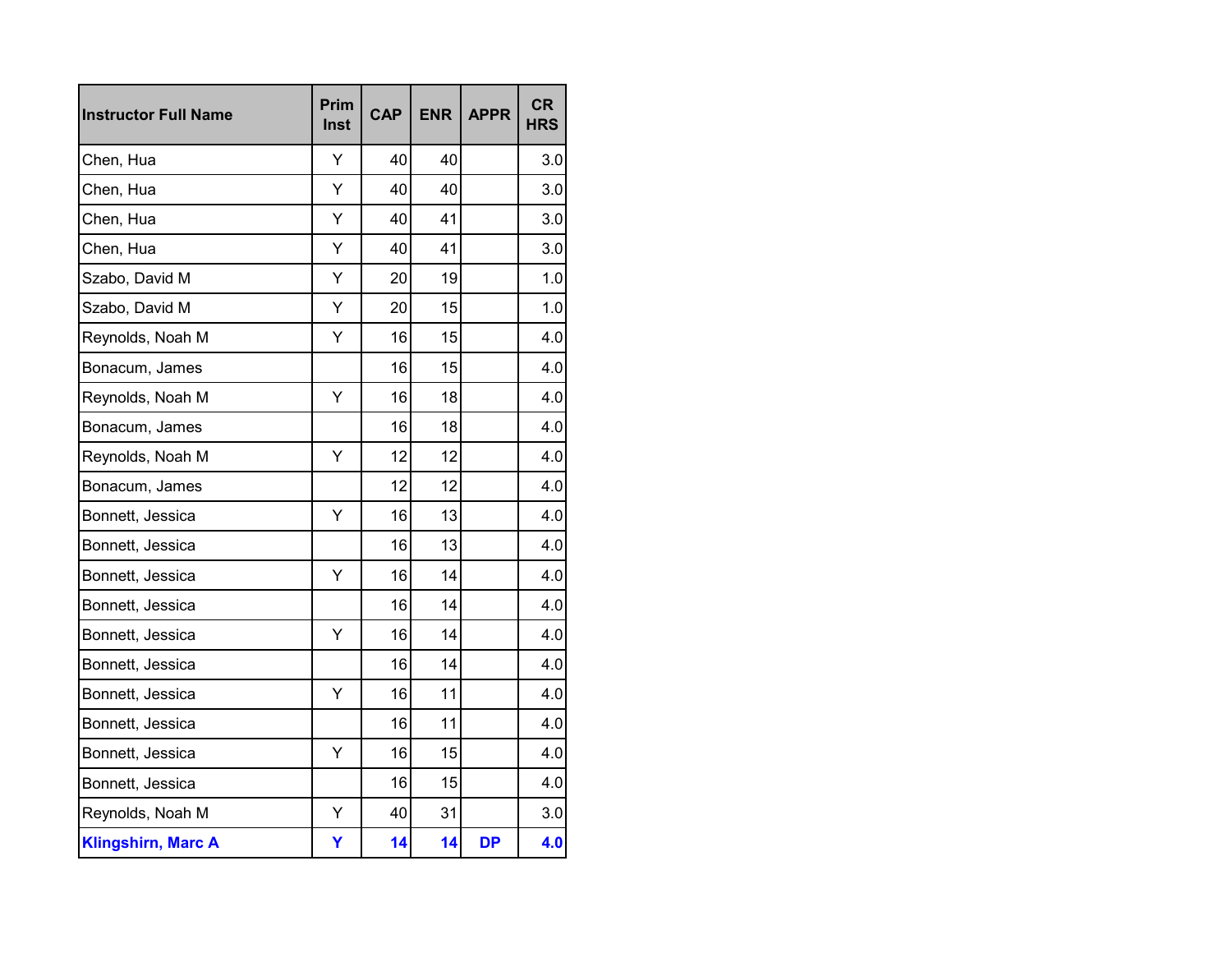| Instructor Full Name | Prim Inst | CAP | ENR | APPR | CR HRS |
|---|---|---|---|---|---|
| Chen, Hua | Y | 40 | 40 | | 3.0 |
| Chen, Hua | Y | 40 | 40 | | 3.0 |
| Chen, Hua | Y | 40 | 41 | | 3.0 |
| Chen, Hua | Y | 40 | 41 | | 3.0 |
| Szabo, David M | Y | 20 | 19 | | 1.0 |
| Szabo, David M | Y | 20 | 15 | | 1.0 |
| Reynolds, Noah M | Y | 16 | 15 | | 4.0 |
| Bonacum, James | | 16 | 15 | | 4.0 |
| Reynolds, Noah M | Y | 16 | 18 | | 4.0 |
| Bonacum, James | | 16 | 18 | | 4.0 |
| Reynolds, Noah M | Y | 12 | 12 | | 4.0 |
| Bonacum, James | | 12 | 12 | | 4.0 |
| Bonnett, Jessica | Y | 16 | 13 | | 4.0 |
| Bonnett, Jessica | | 16 | 13 | | 4.0 |
| Bonnett, Jessica | Y | 16 | 14 | | 4.0 |
| Bonnett, Jessica | | 16 | 14 | | 4.0 |
| Bonnett, Jessica | Y | 16 | 14 | | 4.0 |
| Bonnett, Jessica | | 16 | 14 | | 4.0 |
| Bonnett, Jessica | Y | 16 | 11 | | 4.0 |
| Bonnett, Jessica | | 16 | 11 | | 4.0 |
| Bonnett, Jessica | Y | 16 | 15 | | 4.0 |
| Bonnett, Jessica | | 16 | 15 | | 4.0 |
| Reynolds, Noah M | Y | 40 | 31 | | 3.0 |
| **Klingshirn, Marc A** | **Y** | **14** | **14** | **DP** | **4.0** |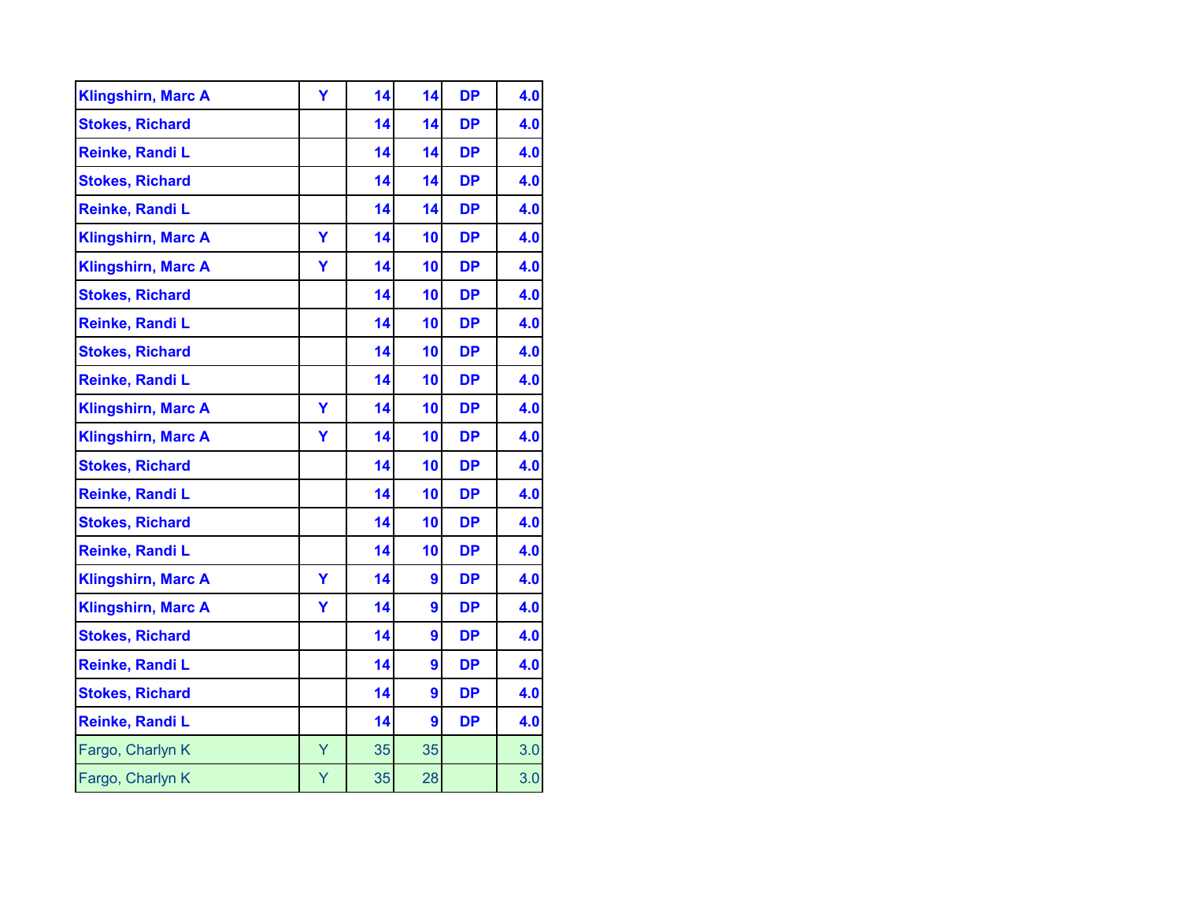| | | | | | |
|---|---|---|---|---|---|
| **Klingshirn, Marc A** | **Y** | **14** | **14** | **DP** | **4.0** |
| **Stokes, Richard** | | **14** | **14** | **DP** | **4.0** |
| **Reinke, Randi L** | | **14** | **14** | **DP** | **4.0** |
| **Stokes, Richard** | | **14** | **14** | **DP** | **4.0** |
| **Reinke, Randi L** | | **14** | **14** | **DP** | **4.0** |
| **Klingshirn, Marc A** | **Y** | **14** | **10** | **DP** | **4.0** |
| **Klingshirn, Marc A** | **Y** | **14** | **10** | **DP** | **4.0** |
| **Stokes, Richard** | | **14** | **10** | **DP** | **4.0** |
| **Reinke, Randi L** | | **14** | **10** | **DP** | **4.0** |
| **Stokes, Richard** | | **14** | **10** | **DP** | **4.0** |
| **Reinke, Randi L** | | **14** | **10** | **DP** | **4.0** |
| **Klingshirn, Marc A** | **Y** | **14** | **10** | **DP** | **4.0** |
| **Klingshirn, Marc A** | **Y** | **14** | **10** | **DP** | **4.0** |
| **Stokes, Richard** | | **14** | **10** | **DP** | **4.0** |
| **Reinke, Randi L** | | **14** | **10** | **DP** | **4.0** |
| **Stokes, Richard** | | **14** | **10** | **DP** | **4.0** |
| **Reinke, Randi L** | | **14** | **10** | **DP** | **4.0** |
| **Klingshirn, Marc A** | **Y** | **14** | **9** | **DP** | **4.0** |
| **Klingshirn, Marc A** | **Y** | **14** | **9** | **DP** | **4.0** |
| **Stokes, Richard** | | **14** | **9** | **DP** | **4.0** |
| **Reinke, Randi L** | | **14** | **9** | **DP** | **4.0** |
| **Stokes, Richard** | | **14** | **9** | **DP** | **4.0** |
| **Reinke, Randi L** | | **14** | **9** | **DP** | **4.0** |
| Fargo, Charlyn K | Y | 35 | 35 | | 3.0 |
| Fargo, Charlyn K | Y | 35 | 28 | | 3.0 |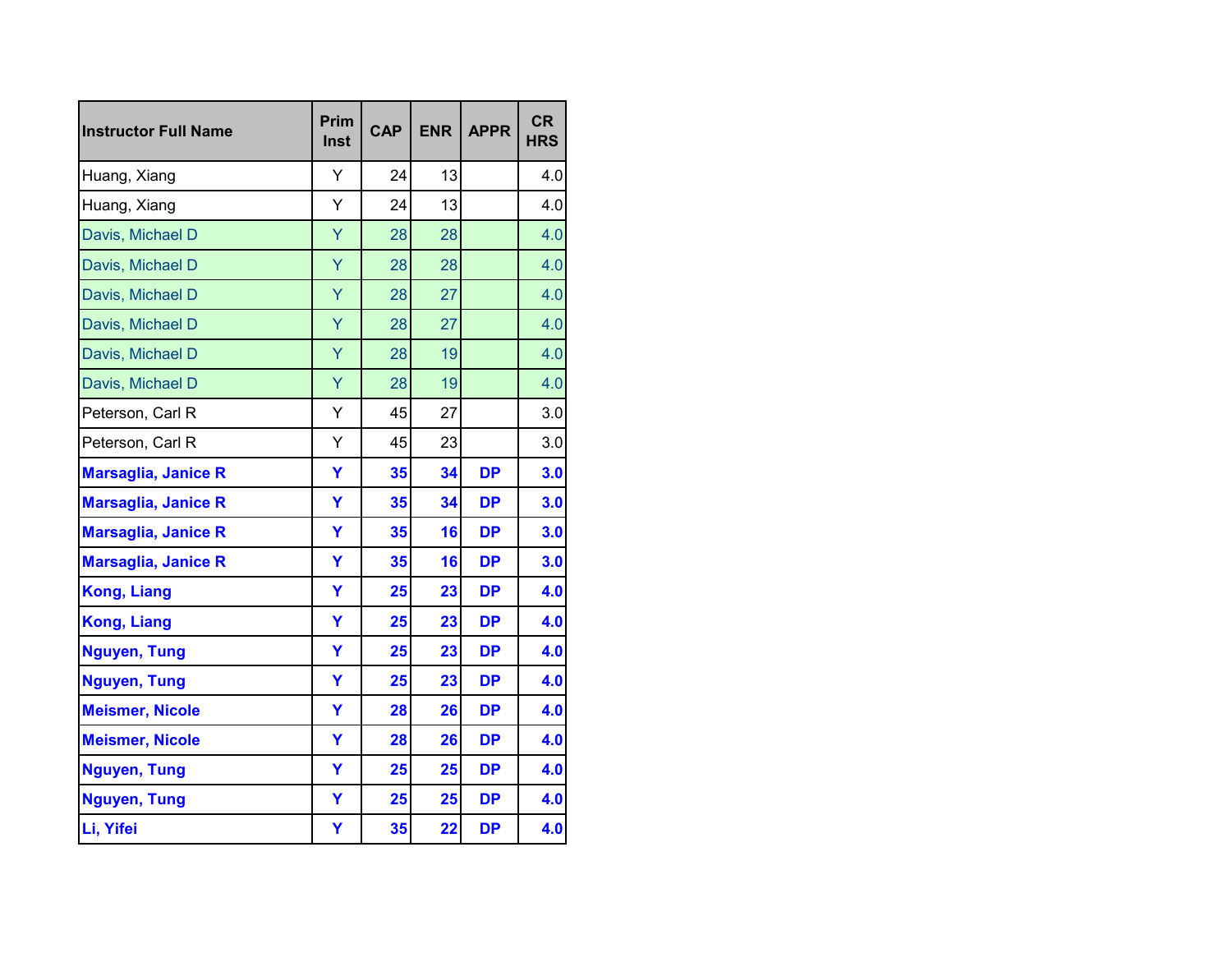| Instructor Full Name | Prim Inst | CAP | ENR | APPR | CR HRS |
|---|---|---|---|---|---|
| Huang, Xiang | Y | 24 | 13 | | 4.0 |
| Huang, Xiang | Y | 24 | 13 | | 4.0 |
| Davis, Michael D | Y | 28 | 28 | | 4.0 |
| Davis, Michael D | Y | 28 | 28 | | 4.0 |
| Davis, Michael D | Y | 28 | 27 | | 4.0 |
| Davis, Michael D | Y | 28 | 27 | | 4.0 |
| Davis, Michael D | Y | 28 | 19 | | 4.0 |
| Davis, Michael D | Y | 28 | 19 | | 4.0 |
| Peterson, Carl R | Y | 45 | 27 | | 3.0 |
| Peterson, Carl R | Y | 45 | 23 | | 3.0 |
| **Marsaglia, Janice R** | **Y** | **35** | **34** | **DP** | **3.0** |
| **Marsaglia, Janice R** | **Y** | **35** | **34** | **DP** | **3.0** |
| **Marsaglia, Janice R** | **Y** | **35** | **16** | **DP** | **3.0** |
| **Marsaglia, Janice R** | **Y** | **35** | **16** | **DP** | **3.0** |
| **Kong, Liang** | **Y** | **25** | **23** | **DP** | **4.0** |
| **Kong, Liang** | **Y** | **25** | **23** | **DP** | **4.0** |
| **Nguyen, Tung** | **Y** | **25** | **23** | **DP** | **4.0** |
| **Nguyen, Tung** | **Y** | **25** | **23** | **DP** | **4.0** |
| **Meismer, Nicole** | **Y** | **28** | **26** | **DP** | **4.0** |
| **Meismer, Nicole** | **Y** | **28** | **26** | **DP** | **4.0** |
| **Nguyen, Tung** | **Y** | **25** | **25** | **DP** | **4.0** |
| **Nguyen, Tung** | **Y** | **25** | **25** | **DP** | **4.0** |
| **Li, Yifei** | **Y** | **35** | **22** | **DP** | **4.0** |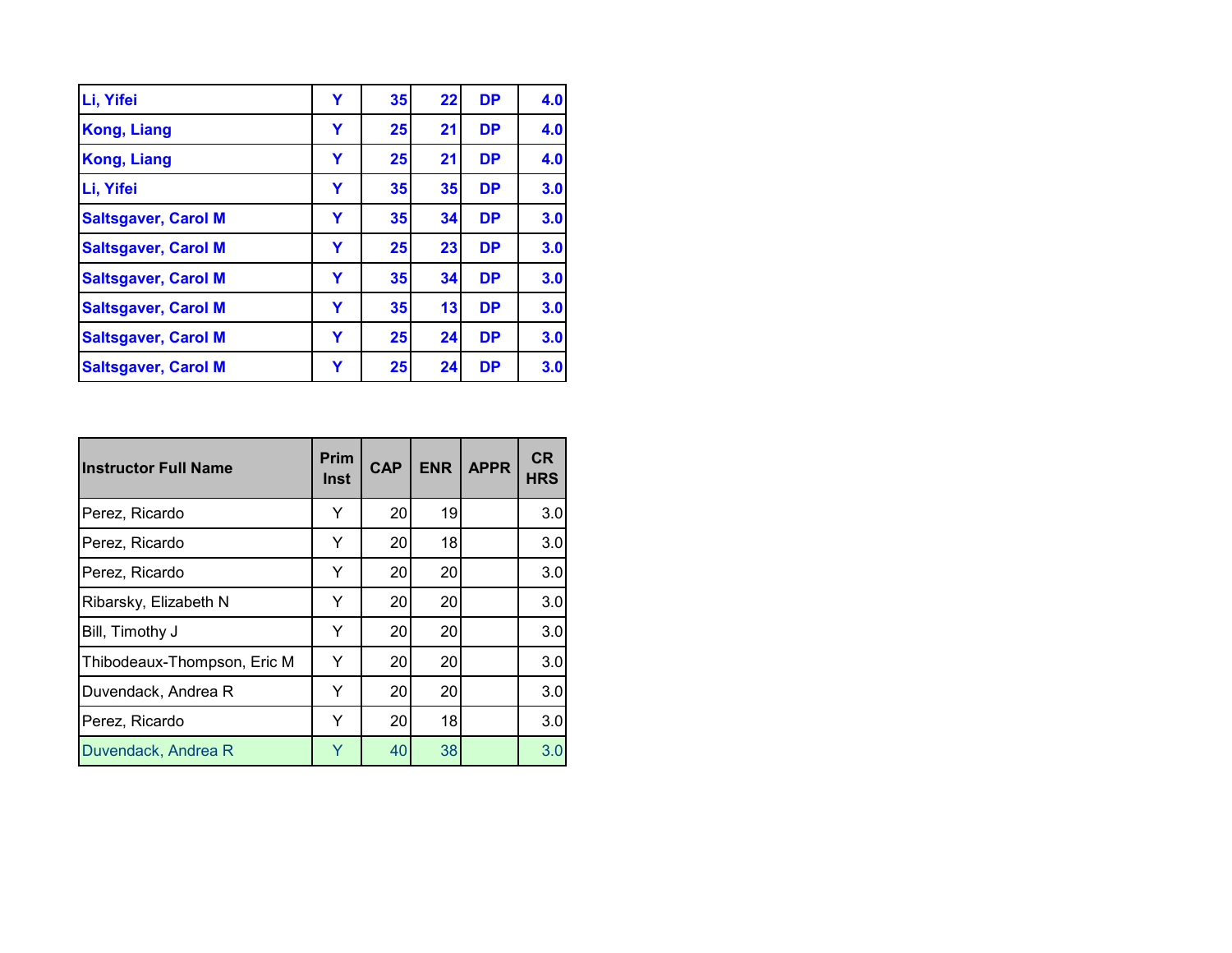| | | | | | |
|---|---|---|---|---|---|
| **Li, Yifei** | **Y** | **35** | **22** | **DP** | **4.0** |
| **Kong, Liang** | **Y** | **25** | **21** | **DP** | **4.0** |
| **Kong, Liang** | **Y** | **25** | **21** | **DP** | **4.0** |
| **Li, Yifei** | **Y** | **35** | **35** | **DP** | **3.0** |
| **Saltsgaver, Carol M** | **Y** | **35** | **34** | **DP** | **3.0** |
| **Saltsgaver, Carol M** | **Y** | **25** | **23** | **DP** | **3.0** |
| **Saltsgaver, Carol M** | **Y** | **35** | **34** | **DP** | **3.0** |
| **Saltsgaver, Carol M** | **Y** | **35** | **13** | **DP** | **3.0** |
| **Saltsgaver, Carol M** | **Y** | **25** | **24** | **DP** | **3.0** |
| **Saltsgaver, Carol M** | **Y** | **25** | **24** | **DP** | **3.0** |

| Instructor Full Name | Prim Inst | CAP | ENR | APPR | CR HRS |
|---|---|---|---|---|---|
| Perez, Ricardo | Y | 20 | 19 | | 3.0 |
| Perez, Ricardo | Y | 20 | 18 | | 3.0 |
| Perez, Ricardo | Y | 20 | 20 | | 3.0 |
| Ribarsky, Elizabeth N | Y | 20 | 20 | | 3.0 |
| Bill, Timothy J | Y | 20 | 20 | | 3.0 |
| Thibodeaux-Thompson, Eric M | Y | 20 | 20 | | 3.0 |
| Duvendack, Andrea R | Y | 20 | 20 | | 3.0 |
| Perez, Ricardo | Y | 20 | 18 | | 3.0 |
| Duvendack, Andrea R | Y | 40 | 38 | | 3.0 |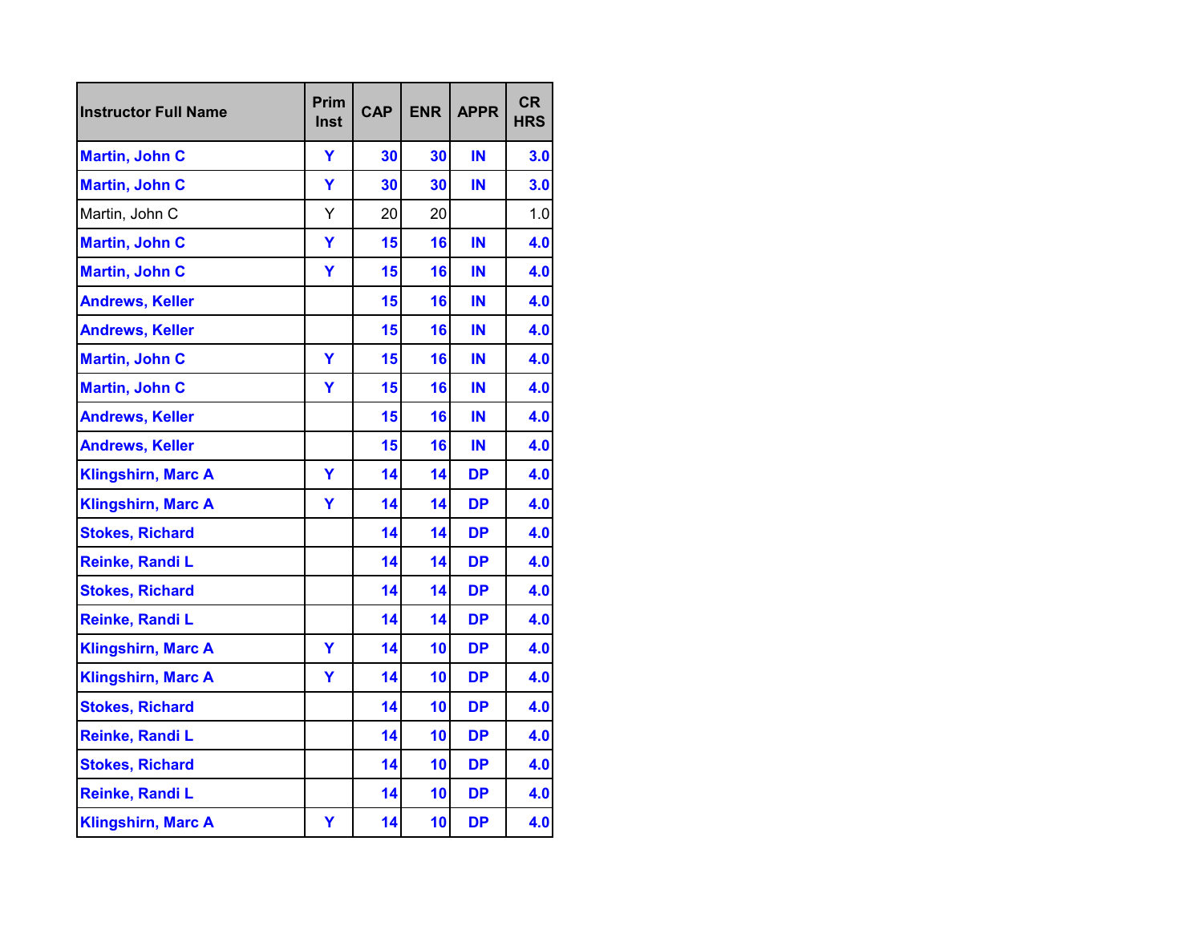| Instructor Full Name | Prim Inst | CAP | ENR | APPR | CR HRS |
|---|---|---|---|---|---|
| Martin, John C | Y | 30 | 30 | IN | 3.0 |
| Martin, John C | Y | 30 | 30 | IN | 3.0 |
| Martin, John C | Y | 20 | 20 | | 1.0 |
| Martin, John C | Y | 15 | 16 | IN | 4.0 |
| Martin, John C | Y | 15 | 16 | IN | 4.0 |
| Andrews, Keller | | 15 | 16 | IN | 4.0 |
| Andrews, Keller | | 15 | 16 | IN | 4.0 |
| Martin, John C | Y | 15 | 16 | IN | 4.0 |
| Martin, John C | Y | 15 | 16 | IN | 4.0 |
| Andrews, Keller | | 15 | 16 | IN | 4.0 |
| Andrews, Keller | | 15 | 16 | IN | 4.0 |
| Klingshirn, Marc A | Y | 14 | 14 | DP | 4.0 |
| Klingshirn, Marc A | Y | 14 | 14 | DP | 4.0 |
| Stokes, Richard | | 14 | 14 | DP | 4.0 |
| Reinke, Randi L | | 14 | 14 | DP | 4.0 |
| Stokes, Richard | | 14 | 14 | DP | 4.0 |
| Reinke, Randi L | | 14 | 14 | DP | 4.0 |
| Klingshirn, Marc A | Y | 14 | 10 | DP | 4.0 |
| Klingshirn, Marc A | Y | 14 | 10 | DP | 4.0 |
| Stokes, Richard | | 14 | 10 | DP | 4.0 |
| Reinke, Randi L | | 14 | 10 | DP | 4.0 |
| Stokes, Richard | | 14 | 10 | DP | 4.0 |
| Reinke, Randi L | | 14 | 10 | DP | 4.0 |
| Klingshirn, Marc A | Y | 14 | 10 | DP | 4.0 |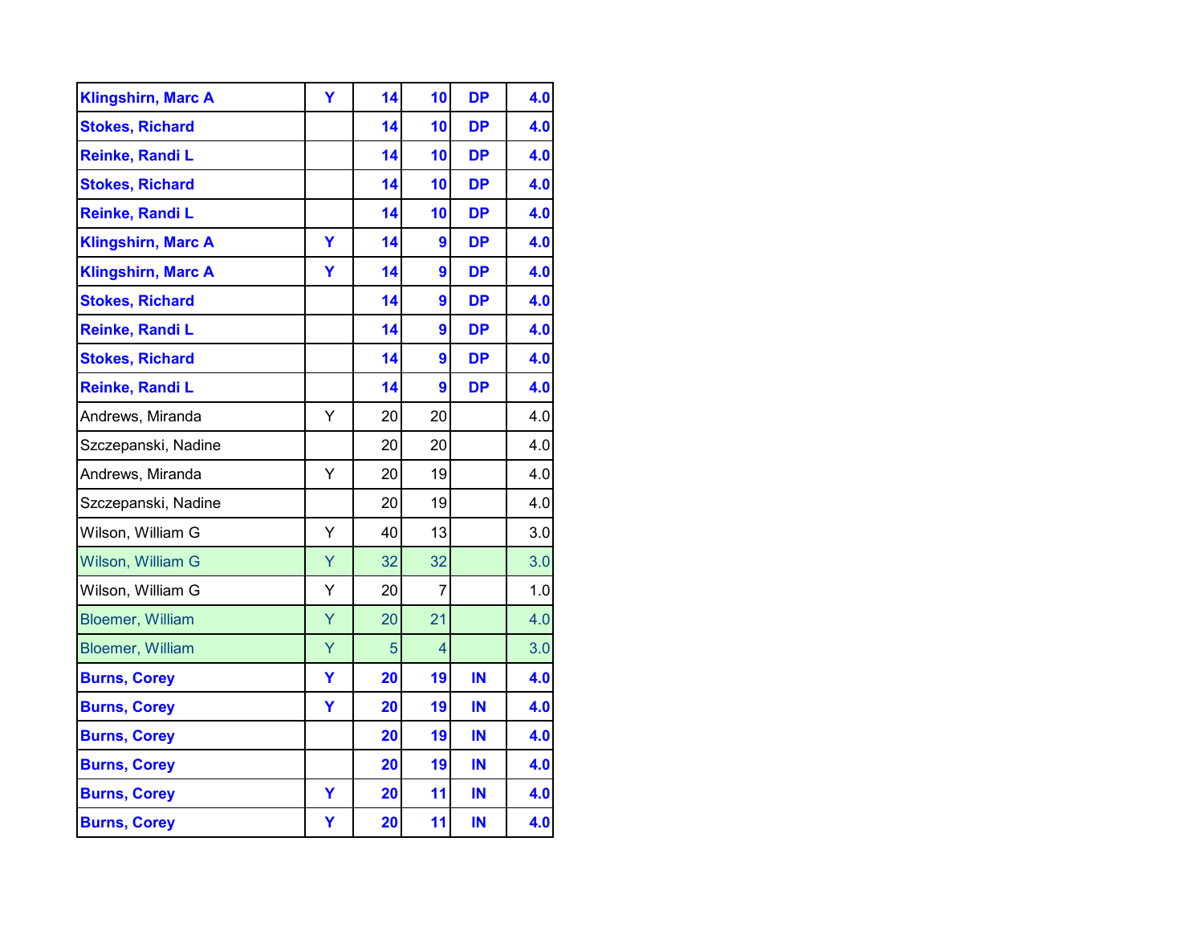| | | | | | |
|---|---|---|---|---|---|
| **Klingshirn, Marc A** | **Y** | **14** | **10** | **DP** | **4.0** |
| **Stokes, Richard** | | **14** | **10** | **DP** | **4.0** |
| **Reinke, Randi L** | | **14** | **10** | **DP** | **4.0** |
| **Stokes, Richard** | | **14** | **10** | **DP** | **4.0** |
| **Reinke, Randi L** | | **14** | **10** | **DP** | **4.0** |
| **Klingshirn, Marc A** | **Y** | **14** | **9** | **DP** | **4.0** |
| **Klingshirn, Marc A** | **Y** | **14** | **9** | **DP** | **4.0** |
| **Stokes, Richard** | | **14** | **9** | **DP** | **4.0** |
| **Reinke, Randi L** | | **14** | **9** | **DP** | **4.0** |
| **Stokes, Richard** | | **14** | **9** | **DP** | **4.0** |
| **Reinke, Randi L** | | **14** | **9** | **DP** | **4.0** |
| Andrews, Miranda | Y | 20 | 20 | | 4.0 |
| Szczepanski, Nadine | | 20 | 20 | | 4.0 |
| Andrews, Miranda | Y | 20 | 19 | | 4.0 |
| Szczepanski, Nadine | | 20 | 19 | | 4.0 |
| Wilson, William G | Y | 40 | 13 | | 3.0 |
| Wilson, William G | Y | 32 | 32 | | 3.0 |
| Wilson, William G | Y | 20 | 7 | | 1.0 |
| Bloemer, William | Y | 20 | 21 | | 4.0 |
| Bloemer, William | Y | 5 | 4 | | 3.0 |
| **Burns, Corey** | **Y** | **20** | **19** | **IN** | **4.0** |
| **Burns, Corey** | **Y** | **20** | **19** | **IN** | **4.0** |
| **Burns, Corey** | | **20** | **19** | **IN** | **4.0** |
| **Burns, Corey** | | **20** | **19** | **IN** | **4.0** |
| **Burns, Corey** | **Y** | **20** | **11** | **IN** | **4.0** |
| **Burns, Corey** | **Y** | **20** | **11** | **IN** | **4.0** |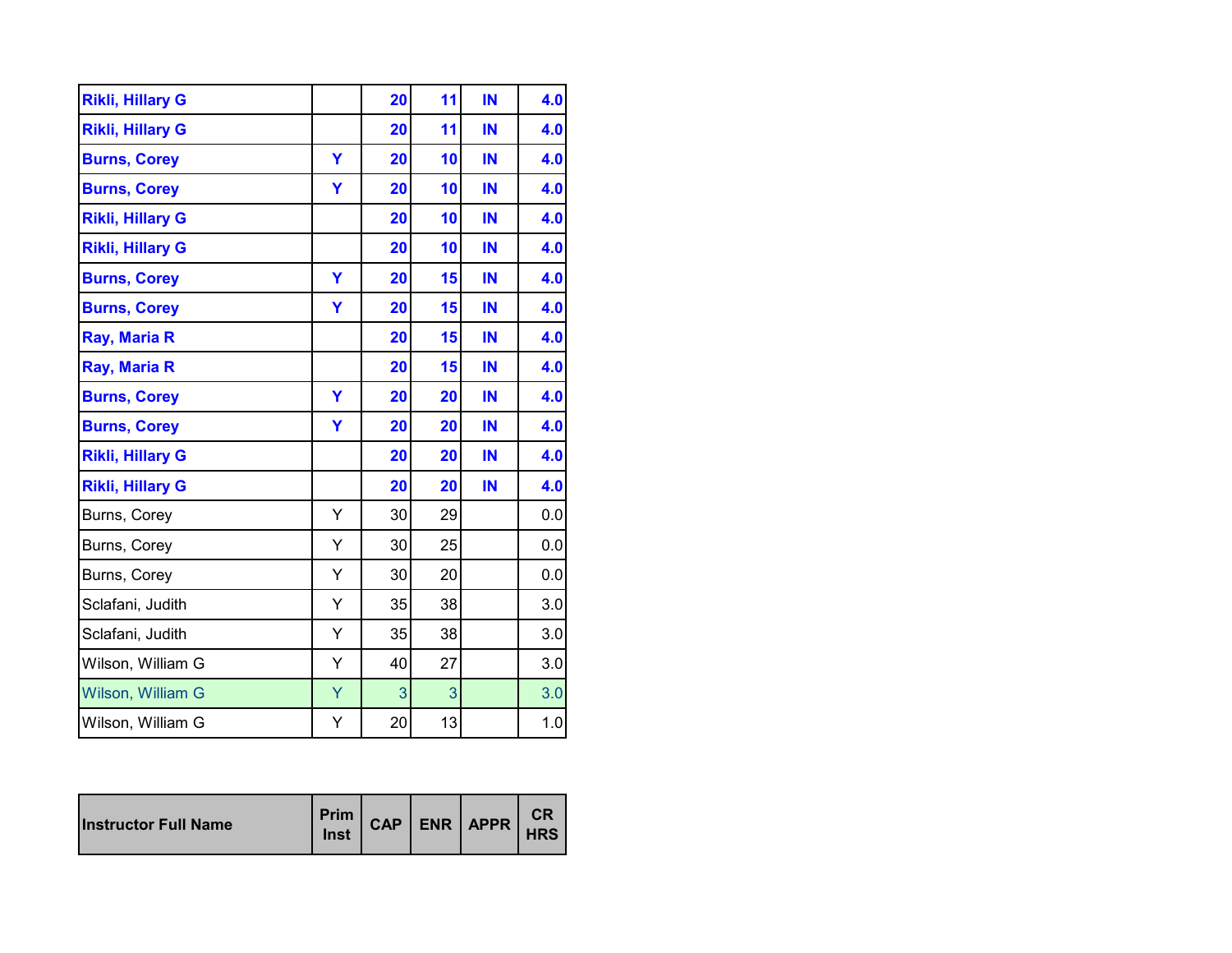| Instructor Full Name | Prim Inst | CAP | ENR | APPR | CR HRS |
|---|---|---|---|---|---|
| **Rikli, Hillary G** | | **20** | **11** | **IN** | **4.0** |
| **Rikli, Hillary G** | | **20** | **11** | **IN** | **4.0** |
| **Burns, Corey** | **Y** | **20** | **10** | **IN** | **4.0** |
| **Burns, Corey** | **Y** | **20** | **10** | **IN** | **4.0** |
| **Rikli, Hillary G** | | **20** | **10** | **IN** | **4.0** |
| **Rikli, Hillary G** | | **20** | **10** | **IN** | **4.0** |
| **Burns, Corey** | **Y** | **20** | **15** | **IN** | **4.0** |
| **Burns, Corey** | **Y** | **20** | **15** | **IN** | **4.0** |
| **Ray, Maria R** | | **20** | **15** | **IN** | **4.0** |
| **Ray, Maria R** | | **20** | **15** | **IN** | **4.0** |
| **Burns, Corey** | **Y** | **20** | **20** | **IN** | **4.0** |
| **Burns, Corey** | **Y** | **20** | **20** | **IN** | **4.0** |
| **Rikli, Hillary G** | | **20** | **20** | **IN** | **4.0** |
| **Rikli, Hillary G** | | **20** | **20** | **IN** | **4.0** |
| Burns, Corey | Y | 30 | 29 | | 0.0 |
| Burns, Corey | Y | 30 | 25 | | 0.0 |
| Burns, Corey | Y | 30 | 20 | | 0.0 |
| Sclafani, Judith | Y | 35 | 38 | | 3.0 |
| Sclafani, Judith | Y | 35 | 38 | | 3.0 |
| Wilson, William G | Y | 40 | 27 | | 3.0 |
| Wilson, William G | Y | 3 | 3 | | 3.0 |
| Wilson, William G | Y | 20 | 13 | | 1.0 |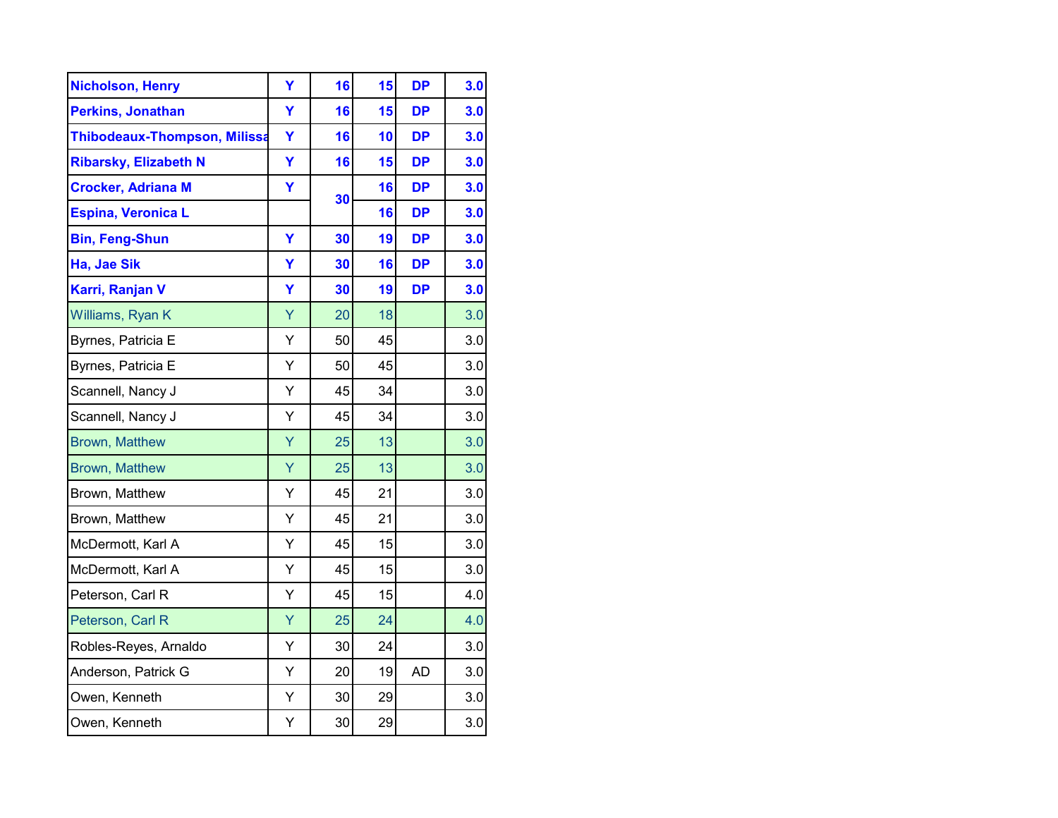| | | | | | |
|---|---|---|---|---|---|
| **Nicholson, Henry** | **Y** | **16** | **15** | **DP** | **3.0** |
| **Perkins, Jonathan** | **Y** | **16** | **15** | **DP** | **3.0** |
| **Thibodeaux-Thompson, Milissa** | **Y** | **16** | **10** | **DP** | **3.0** |
| **Ribarsky, Elizabeth N** | **Y** | **16** | **15** | **DP** | **3.0** |
| **Crocker, Adriana M** | **Y** | **30** | **16** | **DP** | **3.0** |
| **Espina, Veronica L** | | | **16** | **DP** | **3.0** |
| **Bin, Feng-Shun** | **Y** | **30** | **19** | **DP** | **3.0** |
| **Ha, Jae Sik** | **Y** | **30** | **16** | **DP** | **3.0** |
| **Karri, Ranjan V** | **Y** | **30** | **19** | **DP** | **3.0** |
| Williams, Ryan K | Y | 20 | 18 | | 3.0 |
| Byrnes, Patricia E | Y | 50 | 45 | | 3.0 |
| Byrnes, Patricia E | Y | 50 | 45 | | 3.0 |
| Scannell, Nancy J | Y | 45 | 34 | | 3.0 |
| Scannell, Nancy J | Y | 45 | 34 | | 3.0 |
| Brown, Matthew | Y | 25 | 13 | | 3.0 |
| Brown, Matthew | Y | 25 | 13 | | 3.0 |
| Brown, Matthew | Y | 45 | 21 | | 3.0 |
| Brown, Matthew | Y | 45 | 21 | | 3.0 |
| McDermott, Karl A | Y | 45 | 15 | | 3.0 |
| McDermott, Karl A | Y | 45 | 15 | | 3.0 |
| Peterson, Carl R | Y | 45 | 15 | | 4.0 |
| Peterson, Carl R | Y | 25 | 24 | | 4.0 |
| Robles-Reyes, Arnaldo | Y | 30 | 24 | | 3.0 |
| Anderson, Patrick G | Y | 20 | 19 | AD | 3.0 |
| Owen, Kenneth | Y | 30 | 29 | | 3.0 |
| Owen, Kenneth | Y | 30 | 29 | | 3.0 |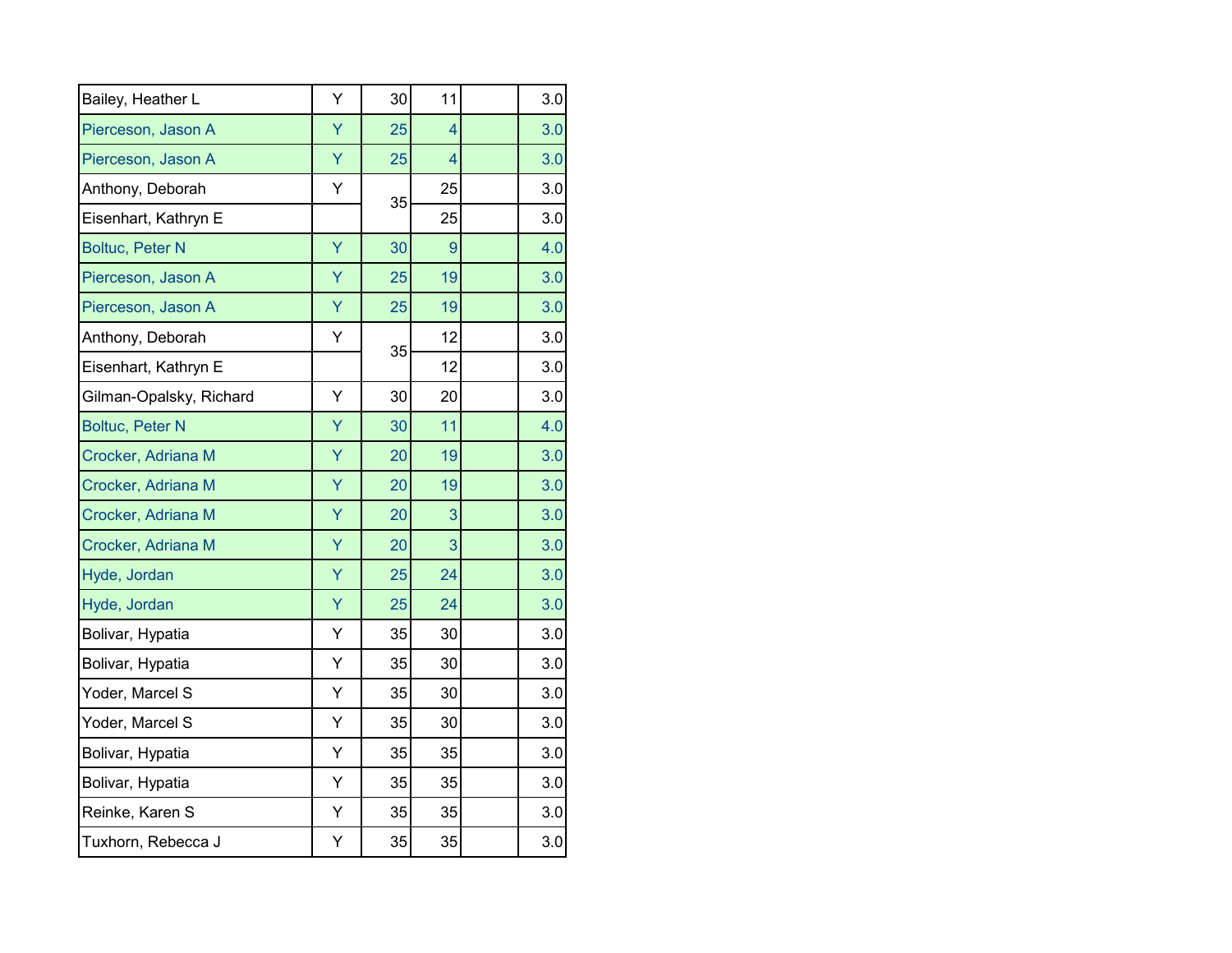| | | | | | |
|---|---|---|---|---|---|
| Bailey, Heather L | Y | 30 | 11 | | 3.0 |
| Pierceson, Jason A | Y | 25 | 4 | | 3.0 |
| Pierceson, Jason A | Y | 25 | 4 | | 3.0 |
| Anthony, Deborah | Y | 35 | 25 | | 3.0 |
| Eisenhart, Kathryn E | | | 25 | | 3.0 |
| Boltuc, Peter N | Y | 30 | 9 | | 4.0 |
| Pierceson, Jason A | Y | 25 | 19 | | 3.0 |
| Pierceson, Jason A | Y | 25 | 19 | | 3.0 |
| Anthony, Deborah | Y | 35 | 12 | | 3.0 |
| Eisenhart, Kathryn E | | | 12 | | 3.0 |
| Gilman-Opalsky, Richard | Y | 30 | 20 | | 3.0 |
| Boltuc, Peter N | Y | 30 | 11 | | 4.0 |
| Crocker, Adriana M | Y | 20 | 19 | | 3.0 |
| Crocker, Adriana M | Y | 20 | 19 | | 3.0 |
| Crocker, Adriana M | Y | 20 | 3 | | 3.0 |
| Crocker, Adriana M | Y | 20 | 3 | | 3.0 |
| Hyde, Jordan | Y | 25 | 24 | | 3.0 |
| Hyde, Jordan | Y | 25 | 24 | | 3.0 |
| Bolivar, Hypatia | Y | 35 | 30 | | 3.0 |
| Bolivar, Hypatia | Y | 35 | 30 | | 3.0 |
| Yoder, Marcel S | Y | 35 | 30 | | 3.0 |
| Yoder, Marcel S | Y | 35 | 30 | | 3.0 |
| Bolivar, Hypatia | Y | 35 | 35 | | 3.0 |
| Bolivar, Hypatia | Y | 35 | 35 | | 3.0 |
| Reinke, Karen S | Y | 35 | 35 | | 3.0 |
| Tuxhorn, Rebecca J | Y | 35 | 35 | | 3.0 |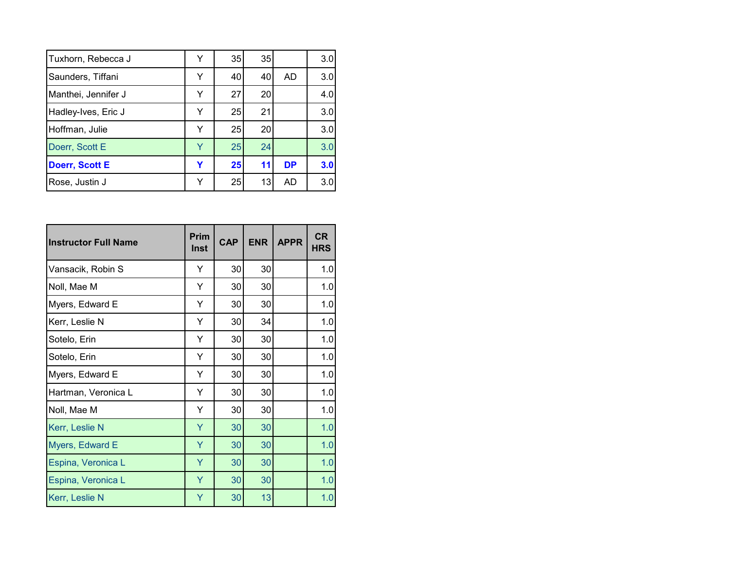| | | | | | |
|---|---|---|---|---|---|
| Tuxhorn, Rebecca J | Y | 35 | 35 | | 3.0 |
| Saunders, Tiffani | Y | 40 | 40 | AD | 3.0 |
| Manthei, Jennifer J | Y | 27 | 20 | | 4.0 |
| Hadley-Ives, Eric J | Y | 25 | 21 | | 3.0 |
| Hoffman, Julie | Y | 25 | 20 | | 3.0 |
| Doerr, Scott E | Y | 25 | 24 | | 3.0 |
| **Doerr, Scott E** | **Y** | **25** | **11** | **DP** | **3.0** |
| Rose, Justin J | Y | 25 | 13 | AD | 3.0 |

| Instructor Full Name | Prim Inst | CAP | ENR | APPR | CR HRS |
|---|---|---|---|---|---|
| Vansacik, Robin S | Y | 30 | 30 | | 1.0 |
| Noll, Mae M | Y | 30 | 30 | | 1.0 |
| Myers, Edward E | Y | 30 | 30 | | 1.0 |
| Kerr, Leslie N | Y | 30 | 34 | | 1.0 |
| Sotelo, Erin | Y | 30 | 30 | | 1.0 |
| Sotelo, Erin | Y | 30 | 30 | | 1.0 |
| Myers, Edward E | Y | 30 | 30 | | 1.0 |
| Hartman, Veronica L | Y | 30 | 30 | | 1.0 |
| Noll, Mae M | Y | 30 | 30 | | 1.0 |
| Kerr, Leslie N | Y | 30 | 30 | | 1.0 |
| Myers, Edward E | Y | 30 | 30 | | 1.0 |
| Espina, Veronica L | Y | 30 | 30 | | 1.0 |
| Espina, Veronica L | Y | 30 | 30 | | 1.0 |
| Kerr, Leslie N | Y | 30 | 13 | | 1.0 |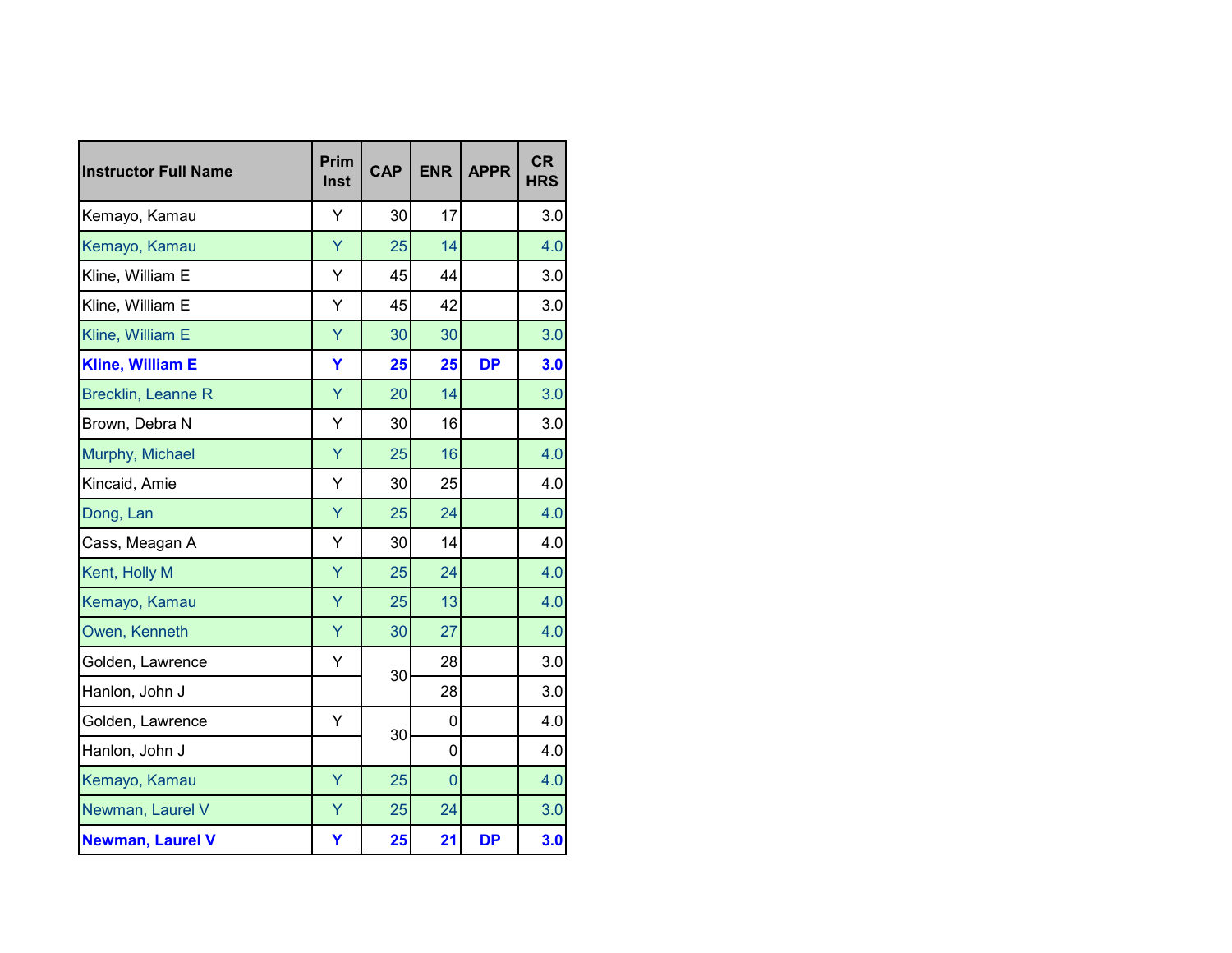| Instructor Full Name | Prim Inst | CAP | ENR | APPR | CR HRS |
|---|---|---|---|---|---|
| Kemayo, Kamau | Y | 30 | 17 | | 3.0 |
| Kemayo, Kamau | Y | 25 | 14 | | 4.0 |
| Kline, William E | Y | 45 | 44 | | 3.0 |
| Kline, William E | Y | 45 | 42 | | 3.0 |
| Kline, William E | Y | 30 | 30 | | 3.0 |
| **Kline, William E** | **Y** | **25** | **25** | **DP** | **3.0** |
| Brecklin, Leanne R | Y | 20 | 14 | | 3.0 |
| Brown, Debra N | Y | 30 | 16 | | 3.0 |
| Murphy, Michael | Y | 25 | 16 | | 4.0 |
| Kincaid, Amie | Y | 30 | 25 | | 4.0 |
| Dong, Lan | Y | 25 | 24 | | 4.0 |
| Cass, Meagan A | Y | 30 | 14 | | 4.0 |
| Kent, Holly M | Y | 25 | 24 | | 4.0 |
| Kemayo, Kamau | Y | 25 | 13 | | 4.0 |
| Owen, Kenneth | Y | 30 | 27 | | 4.0 |
| Golden, Lawrence | Y | 30 | 28 | | 3.0 |
| Hanlon, John J | | | 28 | | 3.0 |
| Golden, Lawrence | Y | 30 | 0 | | 4.0 |
| Hanlon, John J | | | 0 | | 4.0 |
| Kemayo, Kamau | Y | 25 | 0 | | 4.0 |
| Newman, Laurel V | Y | 25 | 24 | | 3.0 |
| **Newman, Laurel V** | **Y** | **25** | **21** | **DP** | **3.0** |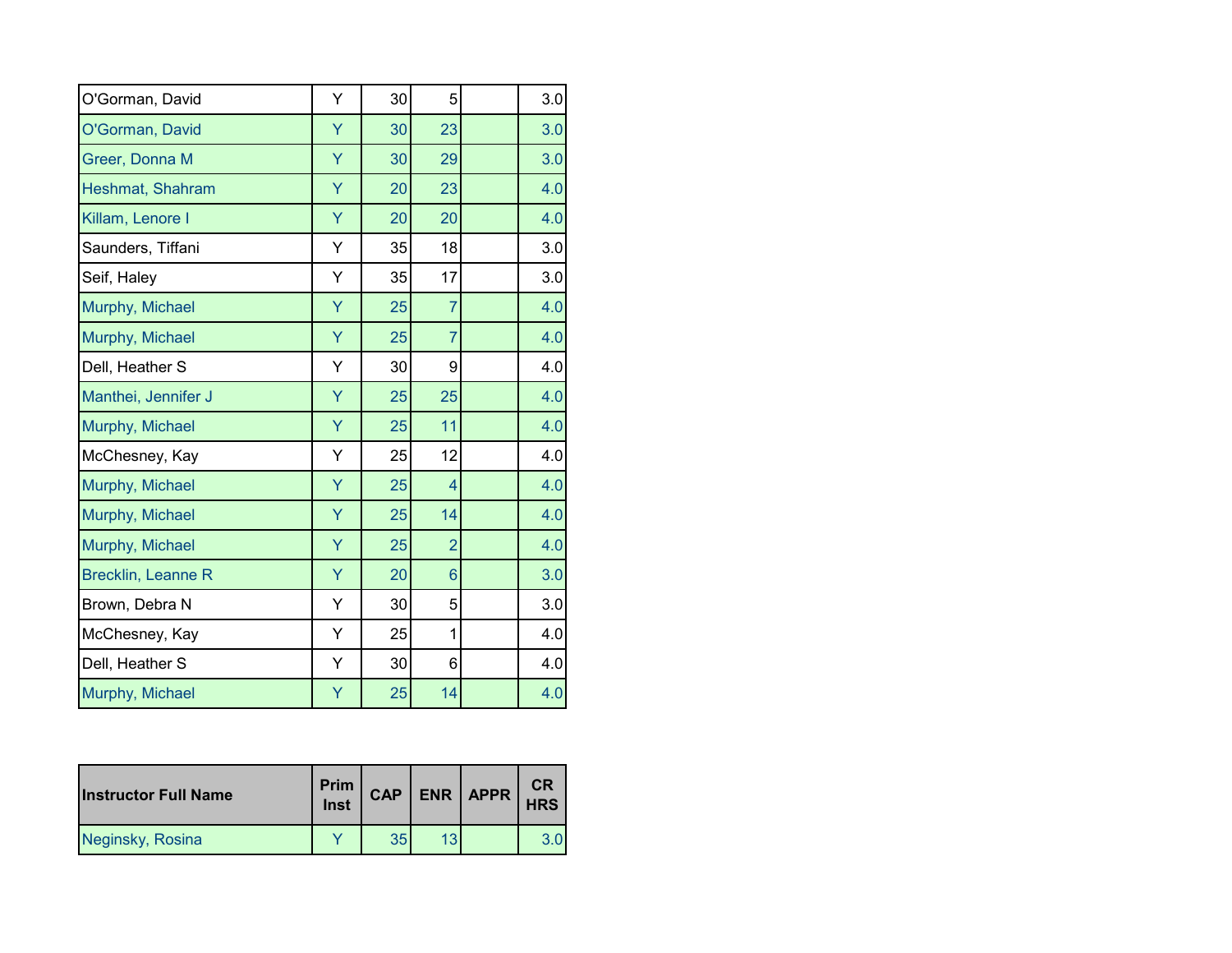| Instructor Full Name | Prim Inst | CAP | ENR | APPR | CR HRS |
|---|---|---|---|---|---|
| O'Gorman, David | Y | 30 | 5 | | 3.0 |
| O'Gorman, David | Y | 30 | 23 | | 3.0 |
| Greer, Donna M | Y | 30 | 29 | | 3.0 |
| Heshmat, Shahram | Y | 20 | 23 | | 4.0 |
| Killam, Lenore I | Y | 20 | 20 | | 4.0 |
| Saunders, Tiffani | Y | 35 | 18 | | 3.0 |
| Seif, Haley | Y | 35 | 17 | | 3.0 |
| Murphy, Michael | Y | 25 | 7 | | 4.0 |
| Murphy, Michael | Y | 25 | 7 | | 4.0 |
| Dell, Heather S | Y | 30 | 9 | | 4.0 |
| Manthei, Jennifer J | Y | 25 | 25 | | 4.0 |
| Murphy, Michael | Y | 25 | 11 | | 4.0 |
| McChesney, Kay | Y | 25 | 12 | | 4.0 |
| Murphy, Michael | Y | 25 | 4 | | 4.0 |
| Murphy, Michael | Y | 25 | 14 | | 4.0 |
| Murphy, Michael | Y | 25 | 2 | | 4.0 |
| Brecklin, Leanne R | Y | 20 | 6 | | 3.0 |
| Brown, Debra N | Y | 30 | 5 | | 3.0 |
| McChesney, Kay | Y | 25 | 1 | | 4.0 |
| Dell, Heather S | Y | 30 | 6 | | 4.0 |
| Murphy, Michael | Y | 25 | 14 | | 4.0 |

| Instructor Full Name | Prim Inst | CAP | ENR | APPR | CR HRS |
|---|---|---|---|---|---|
| Neginsky, Rosina | Y | 35 | 13 | | 3.0 |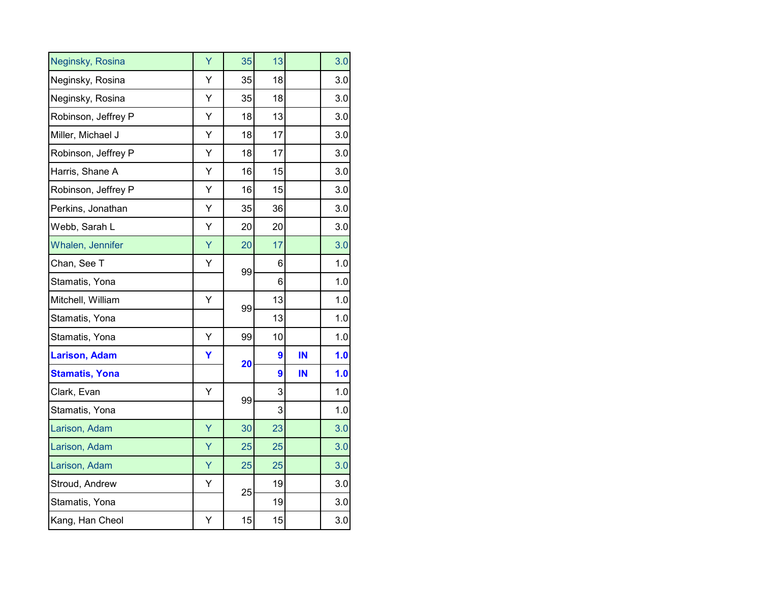| | | | | | |
|---|---|---|---|---|---|
| Neginsky, Rosina | Y | 35 | 13 | | 3.0 |
| Neginsky, Rosina | Y | 35 | 18 | | 3.0 |
| Neginsky, Rosina | Y | 35 | 18 | | 3.0 |
| Robinson, Jeffrey P | Y | 18 | 13 | | 3.0 |
| Miller, Michael J | Y | 18 | 17 | | 3.0 |
| Robinson, Jeffrey P | Y | 18 | 17 | | 3.0 |
| Harris, Shane A | Y | 16 | 15 | | 3.0 |
| Robinson, Jeffrey P | Y | 16 | 15 | | 3.0 |
| Perkins, Jonathan | Y | 35 | 36 | | 3.0 |
| Webb, Sarah L | Y | 20 | 20 | | 3.0 |
| Whalen, Jennifer | Y | 20 | 17 | | 3.0 |
| Chan, See T | Y | 99 | 6 | | 1.0 |
| Stamatis, Yona | | | 6 | | 1.0 |
| Mitchell, William | Y | 99 | 13 | | 1.0 |
| Stamatis, Yona | | | 13 | | 1.0 |
| Stamatis, Yona | Y | 99 | 10 | | 1.0 |
| **Larison, Adam** | **Y** | **20** | **9** | **IN** | **1.0** |
| **Stamatis, Yona** | | | **9** | **IN** | **1.0** |
| Clark, Evan | Y | 99 | 3 | | 1.0 |
| Stamatis, Yona | | | 3 | | 1.0 |
| Larison, Adam | Y | 30 | 23 | | 3.0 |
| Larison, Adam | Y | 25 | 25 | | 3.0 |
| Larison, Adam | Y | 25 | 25 | | 3.0 |
| Stroud, Andrew | Y | 25 | 19 | | 3.0 |
| Stamatis, Yona | | | 19 | | 3.0 |
| Kang, Han Cheol | Y | 15 | 15 | | 3.0 |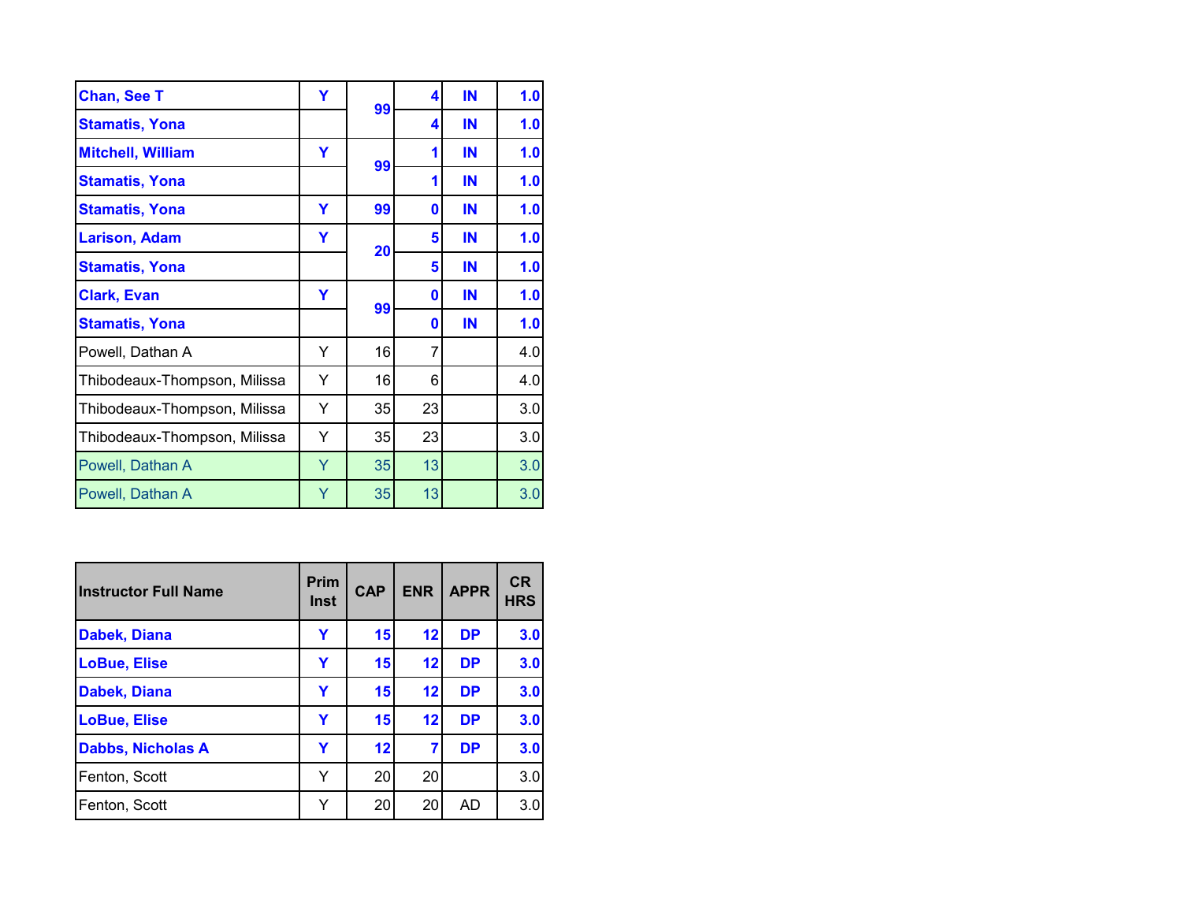| | | | | | |
|---|---|---|---|---|---|
| **Chan, See T** | **Y** | **99** | **4** | **IN** | **1.0** |
| **Stamatis, Yona** | | | **4** | **IN** | **1.0** |
| **Mitchell, William** | **Y** | **99** | **1** | **IN** | **1.0** |
| **Stamatis, Yona** | | | **1** | **IN** | **1.0** |
| **Stamatis, Yona** | **Y** | **99** | **0** | **IN** | **1.0** |
| **Larison, Adam** | **Y** | **20** | **5** | **IN** | **1.0** |
| **Stamatis, Yona** | | | **5** | **IN** | **1.0** |
| **Clark, Evan** | **Y** | **99** | **0** | **IN** | **1.0** |
| **Stamatis, Yona** | | | **0** | **IN** | **1.0** |
| Powell, Dathan A | Y | 16 | 7 | | 4.0 |
| Thibodeaux-Thompson, Milissa | Y | 16 | 6 | | 4.0 |
| Thibodeaux-Thompson, Milissa | Y | 35 | 23 | | 3.0 |
| Thibodeaux-Thompson, Milissa | Y | 35 | 23 | | 3.0 |
| Powell, Dathan A | Y | 35 | 13 | | 3.0 |
| Powell, Dathan A | Y | 35 | 13 | | 3.0 |

| Instructor Full Name | Prim Inst | CAP | ENR | APPR | CR HRS |
|---|---|---|---|---|---|
| **Dabek, Diana** | **Y** | **15** | **12** | **DP** | **3.0** |
| **LoBue, Elise** | **Y** | **15** | **12** | **DP** | **3.0** |
| **Dabek, Diana** | **Y** | **15** | **12** | **DP** | **3.0** |
| **LoBue, Elise** | **Y** | **15** | **12** | **DP** | **3.0** |
| **Dabbs, Nicholas A** | **Y** | **12** | **7** | **DP** | **3.0** |
| Fenton, Scott | Y | 20 | 20 | | 3.0 |
| Fenton, Scott | Y | 20 | 20 | AD | 3.0 |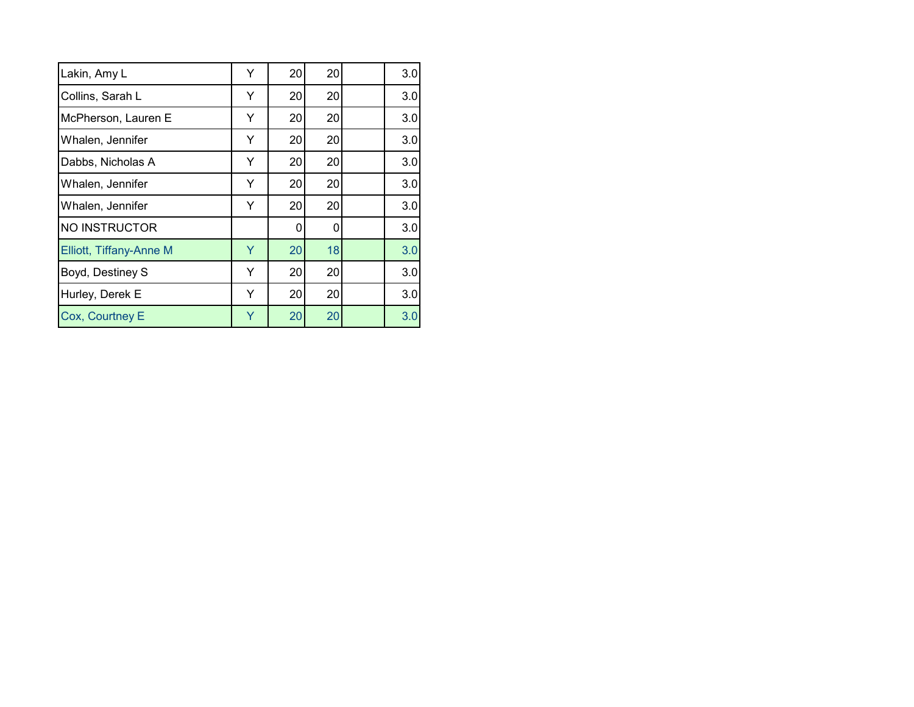| | | | | | |
|---|---|---|---|---|---|
| Lakin, Amy L | Y | 20 | 20 | | 3.0 |
| Collins, Sarah L | Y | 20 | 20 | | 3.0 |
| McPherson, Lauren E | Y | 20 | 20 | | 3.0 |
| Whalen, Jennifer | Y | 20 | 20 | | 3.0 |
| Dabbs, Nicholas A | Y | 20 | 20 | | 3.0 |
| Whalen, Jennifer | Y | 20 | 20 | | 3.0 |
| Whalen, Jennifer | Y | 20 | 20 | | 3.0 |
| NO INSTRUCTOR | | 0 | 0 | | 3.0 |
| Elliott, Tiffany-Anne M | Y | 20 | 18 | | 3.0 |
| Boyd, Destiney S | Y | 20 | 20 | | 3.0 |
| Hurley, Derek E | Y | 20 | 20 | | 3.0 |
| Cox, Courtney E | Y | 20 | 20 | | 3.0 |